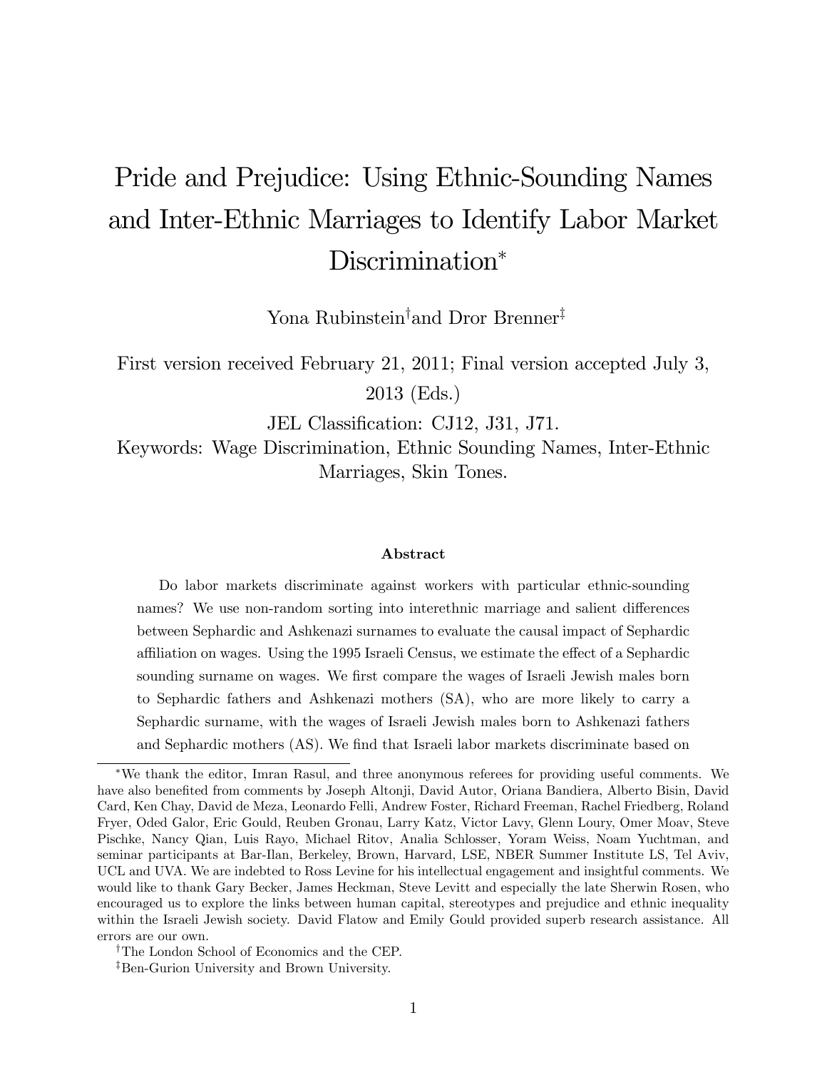# Pride and Prejudice: Using Ethnic-Sounding Names and Inter-Ethnic Marriages to Identify Labor Market Discrimination[*]

Yona Rubinstein[†] and Dror Brenner[‡]

First version received February 21, 2011; Final version accepted July 3, 2013 (Eds.)

JEL Classification: CJ12, J31, J71.

Keywords: Wage Discrimination, Ethnic Sounding Names, Inter-Ethnic Marriages, Skin Tones.

**Abstract**

Do labor markets discriminate against workers with particular ethnic-sounding names? We use non-random sorting into interethnic marriage and salient differences between Sephardic and Ashkenazi surnames to evaluate the causal impact of Sephardic affiliation on wages. Using the 1995 Israeli Census, we estimate the effect of a Sephardic sounding surname on wages. We first compare the wages of Israeli Jewish males born to Sephardic fathers and Ashkenazi mothers (SA), who are more likely to carry a Sephardic surname, with the wages of Israeli Jewish males born to Ashkenazi fathers and Sephardic mothers (AS). We find that Israeli labor markets discriminate based on

---

[*] We thank the editor, Imran Rasul, and three anonymous referees for providing useful comments. We have also benefited from comments by Joseph Altonji, David Autor, Oriana Bandiera, Alberto Bisin, David Card, Ken Chay, David de Meza, Leonardo Felli, Andrew Foster, Richard Freeman, Rachel Friedberg, Roland Fryer, Oded Galor, Eric Gould, Reuben Gronau, Larry Katz, Victor Lavy, Glenn Loury, Omer Moav, Steve Pischke, Nancy Qian, Luis Rayo, Michael Ritov, Analia Schlosser, Yoram Weiss, Noam Yuchtman, and seminar participants at Bar-Ilan, Berkeley, Brown, Harvard, LSE, NBER Summer Institute LS, Tel Aviv, UCL and UVA. We are indebted to Ross Levine for his intellectual engagement and insightful comments. We would like to thank Gary Becker, James Heckman, Steve Levitt and especially the late Sherwin Rosen, who encouraged us to explore the links between human capital, stereotypes and prejudice and ethnic inequality within the Israeli Jewish society. David Flatow and Emily Gould provided superb research assistance. All errors are our own.

[†] The London School of Economics and the CEP.

[‡] Ben-Gurion University and Brown University.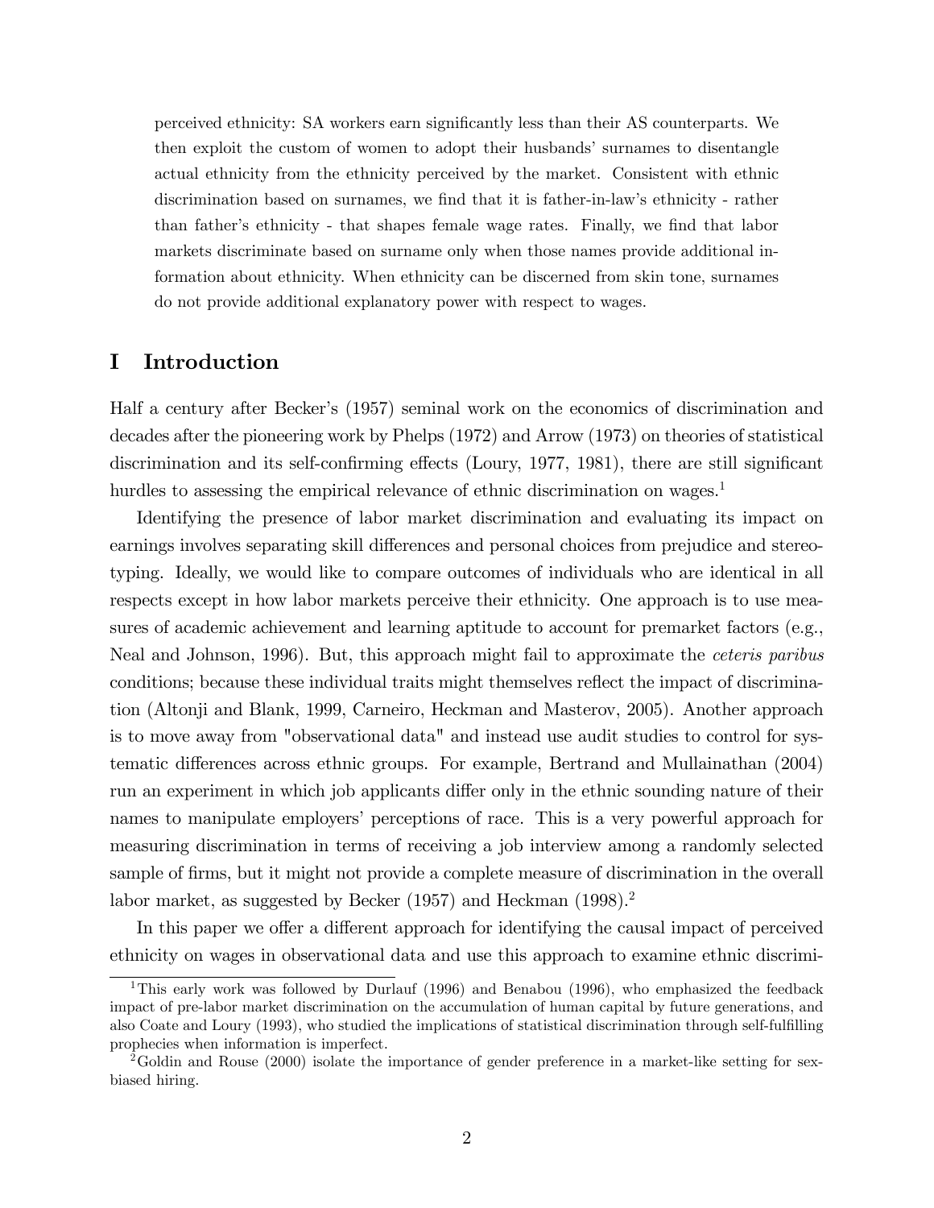perceived ethnicity: SA workers earn significantly less than their AS counterparts. We then exploit the custom of women to adopt their husbands' surnames to disentangle actual ethnicity from the ethnicity perceived by the market. Consistent with ethnic discrimination based on surnames, we find that it is father-in-law's ethnicity - rather than father's ethnicity - that shapes female wage rates. Finally, we find that labor markets discriminate based on surname only when those names provide additional information about ethnicity. When ethnicity can be discerned from skin tone, surnames do not provide additional explanatory power with respect to wages.

# I Introduction

Half a century after Becker's (1957) seminal work on the economics of discrimination and decades after the pioneering work by Phelps (1972) and Arrow (1973) on theories of statistical discrimination and its self-confirming effects (Loury, 1977, 1981), there are still significant hurdles to assessing the empirical relevance of ethnic discrimination on wages.[1]

Identifying the presence of labor market discrimination and evaluating its impact on earnings involves separating skill differences and personal choices from prejudice and stereotyping. Ideally, we would like to compare outcomes of individuals who are identical in all respects except in how labor markets perceive their ethnicity. One approach is to use measures of academic achievement and learning aptitude to account for premarket factors (e.g., Neal and Johnson, 1996). But, this approach might fail to approximate the *ceteris paribus* conditions; because these individual traits might themselves reflect the impact of discrimination (Altonji and Blank, 1999, Carneiro, Heckman and Masterov, 2005). Another approach is to move away from "observational data" and instead use audit studies to control for systematic differences across ethnic groups. For example, Bertrand and Mullainathan (2004) run an experiment in which job applicants differ only in the ethnic sounding nature of their names to manipulate employers' perceptions of race. This is a very powerful approach for measuring discrimination in terms of receiving a job interview among a randomly selected sample of firms, but it might not provide a complete measure of discrimination in the overall labor market, as suggested by Becker (1957) and Heckman (1998).[2]

In this paper we offer a different approach for identifying the causal impact of perceived ethnicity on wages in observational data and use this approach to examine ethnic discrimi-

[1] This early work was followed by Durlauf (1996) and Benabou (1996), who emphasized the feedback impact of pre-labor market discrimination on the accumulation of human capital by future generations, and also Coate and Loury (1993), who studied the implications of statistical discrimination through self-fulfilling prophecies when information is imperfect.

[2] Goldin and Rouse (2000) isolate the importance of gender preference in a market-like setting for sex-biased hiring.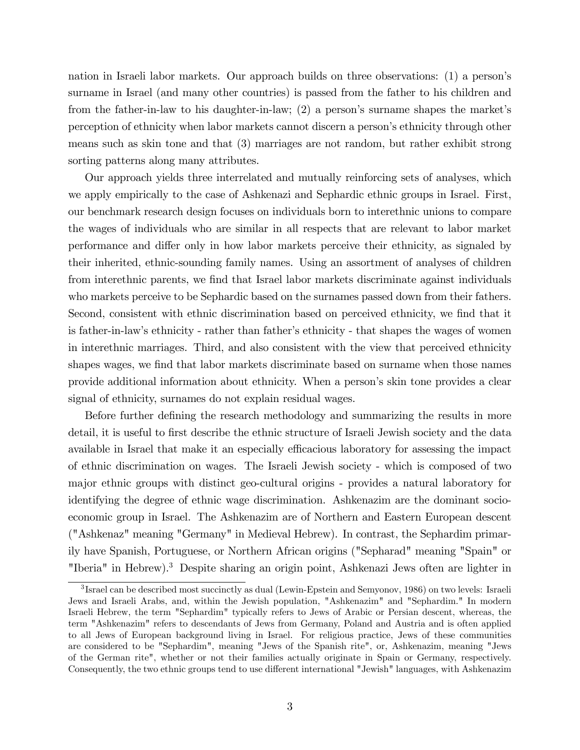nation in Israeli labor markets. Our approach builds on three observations: (1) a person's surname in Israel (and many other countries) is passed from the father to his children and from the father-in-law to his daughter-in-law; (2) a person's surname shapes the market's perception of ethnicity when labor markets cannot discern a person's ethnicity through other means such as skin tone and that (3) marriages are not random, but rather exhibit strong sorting patterns along many attributes.

Our approach yields three interrelated and mutually reinforcing sets of analyses, which we apply empirically to the case of Ashkenazi and Sephardic ethnic groups in Israel. First, our benchmark research design focuses on individuals born to interethnic unions to compare the wages of individuals who are similar in all respects that are relevant to labor market performance and differ only in how labor markets perceive their ethnicity, as signaled by their inherited, ethnic-sounding family names. Using an assortment of analyses of children from interethnic parents, we find that Israel labor markets discriminate against individuals who markets perceive to be Sephardic based on the surnames passed down from their fathers. Second, consistent with ethnic discrimination based on perceived ethnicity, we find that it is father-in-law's ethnicity - rather than father's ethnicity - that shapes the wages of women in interethnic marriages. Third, and also consistent with the view that perceived ethnicity shapes wages, we find that labor markets discriminate based on surname when those names provide additional information about ethnicity. When a person's skin tone provides a clear signal of ethnicity, surnames do not explain residual wages.

Before further defining the research methodology and summarizing the results in more detail, it is useful to first describe the ethnic structure of Israeli Jewish society and the data available in Israel that make it an especially efficacious laboratory for assessing the impact of ethnic discrimination on wages. The Israeli Jewish society - which is composed of two major ethnic groups with distinct geo-cultural origins - provides a natural laboratory for identifying the degree of ethnic wage discrimination. Ashkenazim are the dominant socio-economic group in Israel. The Ashkenazim are of Northern and Eastern European descent ("Ashkenaz" meaning "Germany" in Medieval Hebrew). In contrast, the Sephardim primarily have Spanish, Portuguese, or Northern African origins ("Sepharad" meaning "Spain" or "Iberia" in Hebrew).[3] Despite sharing an origin point, Ashkenazi Jews often are lighter in

[3] Israel can be described most succinctly as dual (Lewin-Epstein and Semyonov, 1986) on two levels: Israeli Jews and Israeli Arabs, and, within the Jewish population, "Ashkenazim" and "Sephardim." In modern Israeli Hebrew, the term "Sephardim" typically refers to Jews of Arabic or Persian descent, whereas, the term "Ashkenazim" refers to descendants of Jews from Germany, Poland and Austria and is often applied to all Jews of European background living in Israel. For religious practice, Jews of these communities are considered to be "Sephardim", meaning "Jews of the Spanish rite", or, Ashkenazim, meaning "Jews of the German rite", whether or not their families actually originate in Spain or Germany, respectively. Consequently, the two ethnic groups tend to use different international "Jewish" languages, with Ashkenazim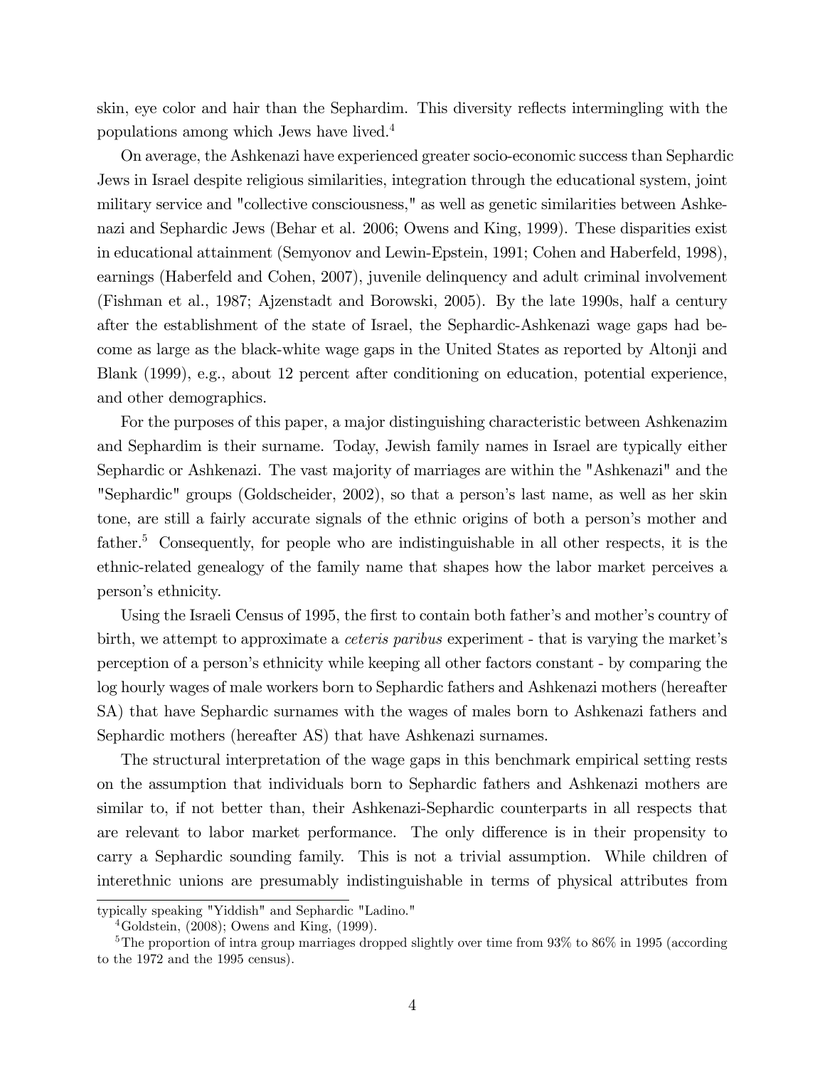skin, eye color and hair than the Sephardim. This diversity reflects intermingling with the populations among which Jews have lived.[4]

On average, the Ashkenazi have experienced greater socio-economic success than Sephardic Jews in Israel despite religious similarities, integration through the educational system, joint military service and "collective consciousness," as well as genetic similarities between Ashkenazi and Sephardic Jews (Behar et al. 2006; Owens and King, 1999). These disparities exist in educational attainment (Semyonov and Lewin-Epstein, 1991; Cohen and Haberfeld, 1998), earnings (Haberfeld and Cohen, 2007), juvenile delinquency and adult criminal involvement (Fishman et al., 1987; Ajzenstadt and Borowski, 2005). By the late 1990s, half a century after the establishment of the state of Israel, the Sephardic-Ashkenazi wage gaps had become as large as the black-white wage gaps in the United States as reported by Altonji and Blank (1999), e.g., about 12 percent after conditioning on education, potential experience, and other demographics.

For the purposes of this paper, a major distinguishing characteristic between Ashkenazim and Sephardim is their surname. Today, Jewish family names in Israel are typically either Sephardic or Ashkenazi. The vast majority of marriages are within the "Ashkenazi" and the "Sephardic" groups (Goldscheider, 2002), so that a person's last name, as well as her skin tone, are still a fairly accurate signals of the ethnic origins of both a person's mother and father.[5] Consequently, for people who are indistinguishable in all other respects, it is the ethnic-related genealogy of the family name that shapes how the labor market perceives a person's ethnicity.

Using the Israeli Census of 1995, the first to contain both father's and mother's country of birth, we attempt to approximate a *ceteris paribus* experiment - that is varying the market's perception of a person's ethnicity while keeping all other factors constant - by comparing the log hourly wages of male workers born to Sephardic fathers and Ashkenazi mothers (hereafter SA) that have Sephardic surnames with the wages of males born to Ashkenazi fathers and Sephardic mothers (hereafter AS) that have Ashkenazi surnames.

The structural interpretation of the wage gaps in this benchmark empirical setting rests on the assumption that individuals born to Sephardic fathers and Ashkenazi mothers are similar to, if not better than, their Ashkenazi-Sephardic counterparts in all respects that are relevant to labor market performance. The only difference is in their propensity to carry a Sephardic sounding family. This is not a trivial assumption. While children of interethnic unions are presumably indistinguishable in terms of physical attributes from

---

typically speaking "Yiddish" and Sephardic "Ladino."

[4] Goldstein, (2008); Owens and King, (1999).

[5] The proportion of intra group marriages dropped slightly over time from 93% to 86% in 1995 (according to the 1972 and the 1995 census).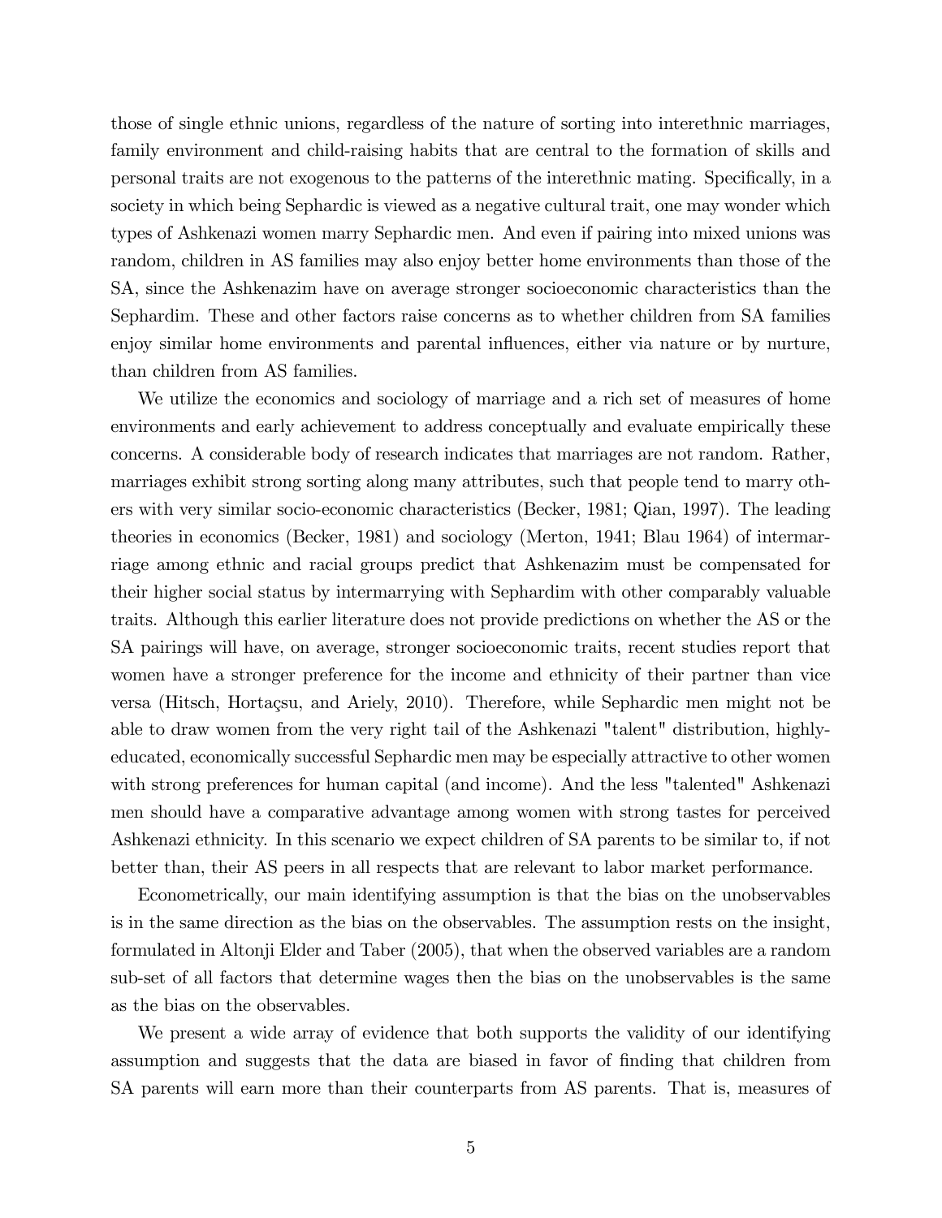those of single ethnic unions, regardless of the nature of sorting into interethnic marriages, family environment and child-raising habits that are central to the formation of skills and personal traits are not exogenous to the patterns of the interethnic mating. Specifically, in a society in which being Sephardic is viewed as a negative cultural trait, one may wonder which types of Ashkenazi women marry Sephardic men. And even if pairing into mixed unions was random, children in AS families may also enjoy better home environments than those of the SA, since the Ashkenazim have on average stronger socioeconomic characteristics than the Sephardim. These and other factors raise concerns as to whether children from SA families enjoy similar home environments and parental influences, either via nature or by nurture, than children from AS families.

We utilize the economics and sociology of marriage and a rich set of measures of home environments and early achievement to address conceptually and evaluate empirically these concerns. A considerable body of research indicates that marriages are not random. Rather, marriages exhibit strong sorting along many attributes, such that people tend to marry others with very similar socio-economic characteristics (Becker, 1981; Qian, 1997). The leading theories in economics (Becker, 1981) and sociology (Merton, 1941; Blau 1964) of intermarriage among ethnic and racial groups predict that Ashkenazim must be compensated for their higher social status by intermarrying with Sephardim with other comparably valuable traits. Although this earlier literature does not provide predictions on whether the AS or the SA pairings will have, on average, stronger socioeconomic traits, recent studies report that women have a stronger preference for the income and ethnicity of their partner than vice versa (Hitsch, Hortaçsu, and Ariely, 2010). Therefore, while Sephardic men might not be able to draw women from the very right tail of the Ashkenazi "talent" distribution, highly-educated, economically successful Sephardic men may be especially attractive to other women with strong preferences for human capital (and income). And the less "talented" Ashkenazi men should have a comparative advantage among women with strong tastes for perceived Ashkenazi ethnicity. In this scenario we expect children of SA parents to be similar to, if not better than, their AS peers in all respects that are relevant to labor market performance.

Econometrically, our main identifying assumption is that the bias on the unobservables is in the same direction as the bias on the observables. The assumption rests on the insight, formulated in Altonji Elder and Taber (2005), that when the observed variables are a random sub-set of all factors that determine wages then the bias on the unobservables is the same as the bias on the observables.

We present a wide array of evidence that both supports the validity of our identifying assumption and suggests that the data are biased in favor of finding that children from SA parents will earn more than their counterparts from AS parents. That is, measures of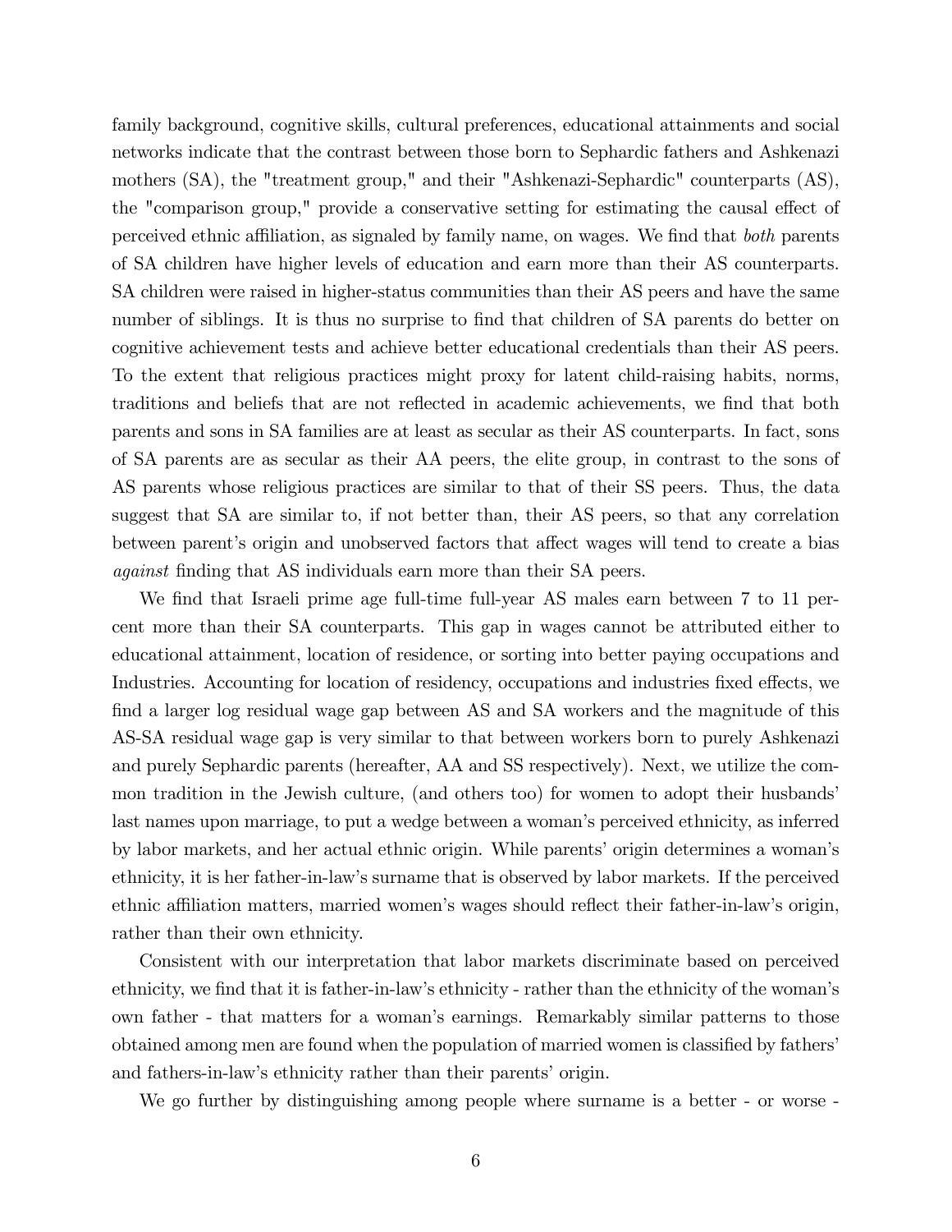family background, cognitive skills, cultural preferences, educational attainments and social networks indicate that the contrast between those born to Sephardic fathers and Ashkenazi mothers (SA), the "treatment group," and their "Ashkenazi-Sephardic" counterparts (AS), the "comparison group," provide a conservative setting for estimating the causal effect of perceived ethnic affiliation, as signaled by family name, on wages. We find that *both* parents of SA children have higher levels of education and earn more than their AS counterparts. SA children were raised in higher-status communities than their AS peers and have the same number of siblings. It is thus no surprise to find that children of SA parents do better on cognitive achievement tests and achieve better educational credentials than their AS peers. To the extent that religious practices might proxy for latent child-raising habits, norms, traditions and beliefs that are not reflected in academic achievements, we find that both parents and sons in SA families are at least as secular as their AS counterparts. In fact, sons of SA parents are as secular as their AA peers, the elite group, in contrast to the sons of AS parents whose religious practices are similar to that of their SS peers. Thus, the data suggest that SA are similar to, if not better than, their AS peers, so that any correlation between parent's origin and unobserved factors that affect wages will tend to create a bias *against* finding that AS individuals earn more than their SA peers.

We find that Israeli prime age full-time full-year AS males earn between 7 to 11 percent more than their SA counterparts. This gap in wages cannot be attributed either to educational attainment, location of residence, or sorting into better paying occupations and Industries. Accounting for location of residency, occupations and industries fixed effects, we find a larger log residual wage gap between AS and SA workers and the magnitude of this AS-SA residual wage gap is very similar to that between workers born to purely Ashkenazi and purely Sephardic parents (hereafter, AA and SS respectively). Next, we utilize the common tradition in the Jewish culture, (and others too) for women to adopt their husbands' last names upon marriage, to put a wedge between a woman's perceived ethnicity, as inferred by labor markets, and her actual ethnic origin. While parents' origin determines a woman's ethnicity, it is her father-in-law's surname that is observed by labor markets. If the perceived ethnic affiliation matters, married women's wages should reflect their father-in-law's origin, rather than their own ethnicity.

Consistent with our interpretation that labor markets discriminate based on perceived ethnicity, we find that it is father-in-law's ethnicity - rather than the ethnicity of the woman's own father - that matters for a woman's earnings. Remarkably similar patterns to those obtained among men are found when the population of married women is classified by fathers' and fathers-in-law's ethnicity rather than their parents' origin.

We go further by distinguishing among people where surname is a better - or worse -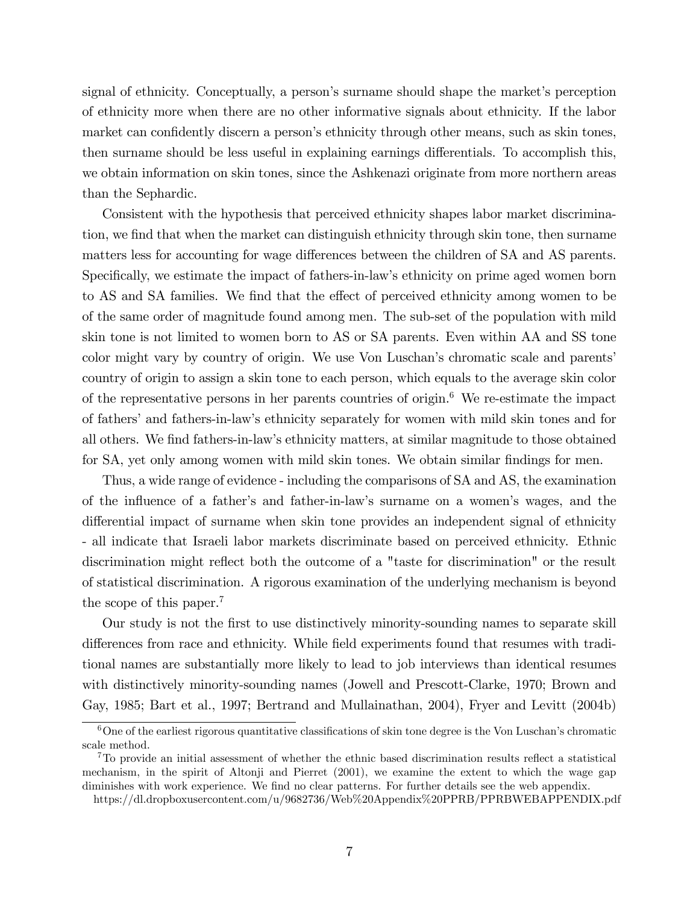signal of ethnicity. Conceptually, a person's surname should shape the market's perception of ethnicity more when there are no other informative signals about ethnicity. If the labor market can confidently discern a person's ethnicity through other means, such as skin tones, then surname should be less useful in explaining earnings differentials. To accomplish this, we obtain information on skin tones, since the Ashkenazi originate from more northern areas than the Sephardic.

Consistent with the hypothesis that perceived ethnicity shapes labor market discrimination, we find that when the market can distinguish ethnicity through skin tone, then surname matters less for accounting for wage differences between the children of SA and AS parents. Specifically, we estimate the impact of fathers-in-law's ethnicity on prime aged women born to AS and SA families. We find that the effect of perceived ethnicity among women to be of the same order of magnitude found among men. The sub-set of the population with mild skin tone is not limited to women born to AS or SA parents. Even within AA and SS tone color might vary by country of origin. We use Von Luschan's chromatic scale and parents' country of origin to assign a skin tone to each person, which equals to the average skin color of the representative persons in her parents countries of origin.[6] We re-estimate the impact of fathers' and fathers-in-law's ethnicity separately for women with mild skin tones and for all others. We find fathers-in-law's ethnicity matters, at similar magnitude to those obtained for SA, yet only among women with mild skin tones. We obtain similar findings for men.

Thus, a wide range of evidence - including the comparisons of SA and AS, the examination of the influence of a father's and father-in-law's surname on a women's wages, and the differential impact of surname when skin tone provides an independent signal of ethnicity - all indicate that Israeli labor markets discriminate based on perceived ethnicity. Ethnic discrimination might reflect both the outcome of a "taste for discrimination" or the result of statistical discrimination. A rigorous examination of the underlying mechanism is beyond the scope of this paper.[7]

Our study is not the first to use distinctively minority-sounding names to separate skill differences from race and ethnicity. While field experiments found that resumes with traditional names are substantially more likely to lead to job interviews than identical resumes with distinctively minority-sounding names (Jowell and Prescott-Clarke, 1970; Brown and Gay, 1985; Bart et al., 1997; Bertrand and Mullainathan, 2004), Fryer and Levitt (2004b)

[6] One of the earliest rigorous quantitative classifications of skin tone degree is the Von Luschan's chromatic scale method.

[7] To provide an initial assessment of whether the ethnic based discrimination results reflect a statistical mechanism, in the spirit of Altonji and Pierret (2001), we examine the extent to which the wage gap diminishes with work experience. We find no clear patterns. For further details see the web appendix. https://dl.dropboxusercontent.com/u/9682736/Web%20Appendix%20PPRB/PPRBWEBAPPENDIX.pdf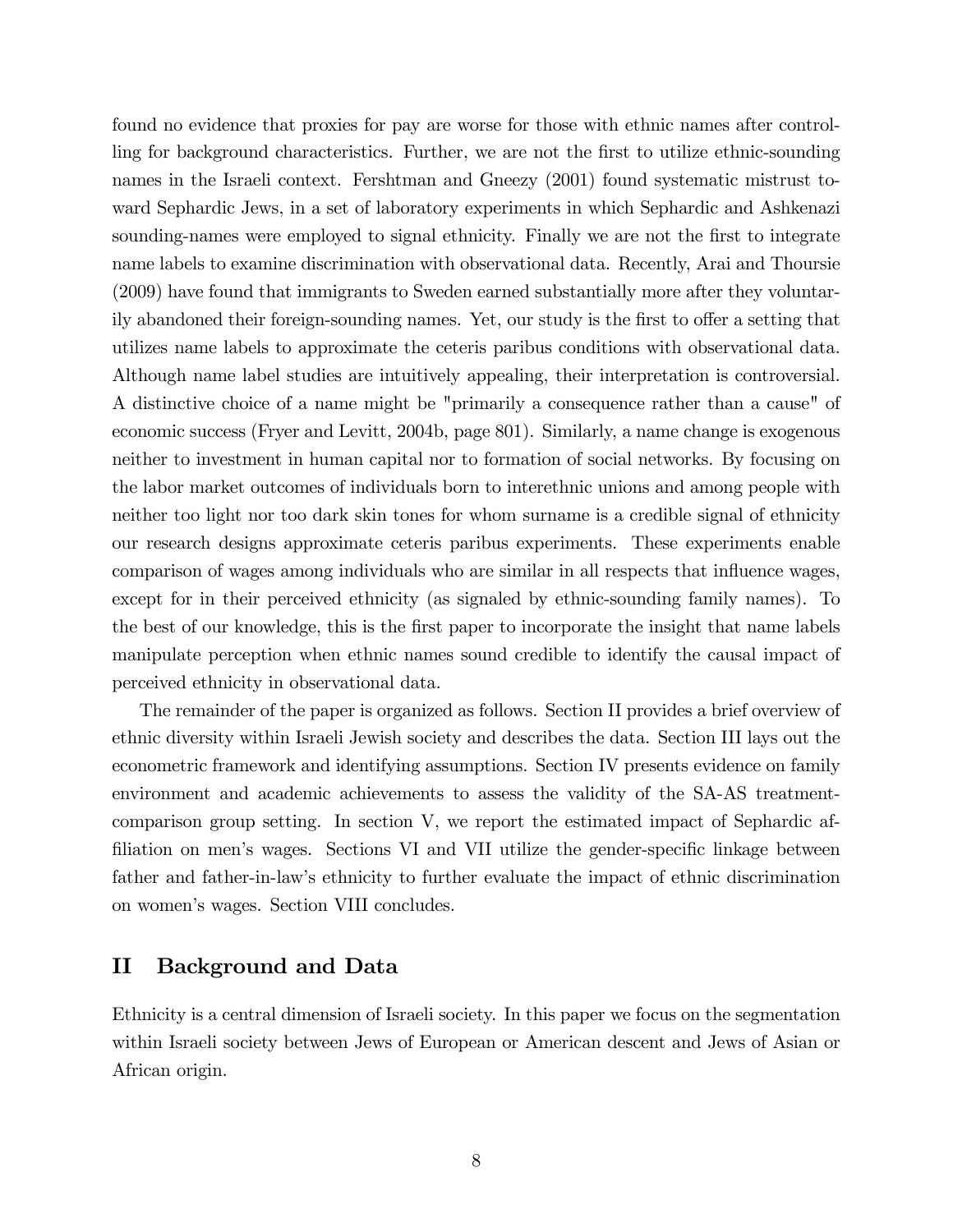found no evidence that proxies for pay are worse for those with ethnic names after controlling for background characteristics. Further, we are not the first to utilize ethnic-sounding names in the Israeli context. Fershtman and Gneezy (2001) found systematic mistrust toward Sephardic Jews, in a set of laboratory experiments in which Sephardic and Ashkenazi sounding-names were employed to signal ethnicity. Finally we are not the first to integrate name labels to examine discrimination with observational data. Recently, Arai and Thoursie (2009) have found that immigrants to Sweden earned substantially more after they voluntarily abandoned their foreign-sounding names. Yet, our study is the first to offer a setting that utilizes name labels to approximate the ceteris paribus conditions with observational data. Although name label studies are intuitively appealing, their interpretation is controversial. A distinctive choice of a name might be "primarily a consequence rather than a cause" of economic success (Fryer and Levitt, 2004b, page 801). Similarly, a name change is exogenous neither to investment in human capital nor to formation of social networks. By focusing on the labor market outcomes of individuals born to interethnic unions and among people with neither too light nor too dark skin tones for whom surname is a credible signal of ethnicity our research designs approximate ceteris paribus experiments. These experiments enable comparison of wages among individuals who are similar in all respects that influence wages, except for in their perceived ethnicity (as signaled by ethnic-sounding family names). To the best of our knowledge, this is the first paper to incorporate the insight that name labels manipulate perception when ethnic names sound credible to identify the causal impact of perceived ethnicity in observational data.

The remainder of the paper is organized as follows. Section II provides a brief overview of ethnic diversity within Israeli Jewish society and describes the data. Section III lays out the econometric framework and identifying assumptions. Section IV presents evidence on family environment and academic achievements to assess the validity of the SA-AS treatment-comparison group setting. In section V, we report the estimated impact of Sephardic affiliation on men's wages. Sections VI and VII utilize the gender-specific linkage between father and father-in-law's ethnicity to further evaluate the impact of ethnic discrimination on women's wages. Section VIII concludes.

## II Background and Data

Ethnicity is a central dimension of Israeli society. In this paper we focus on the segmentation within Israeli society between Jews of European or American descent and Jews of Asian or African origin.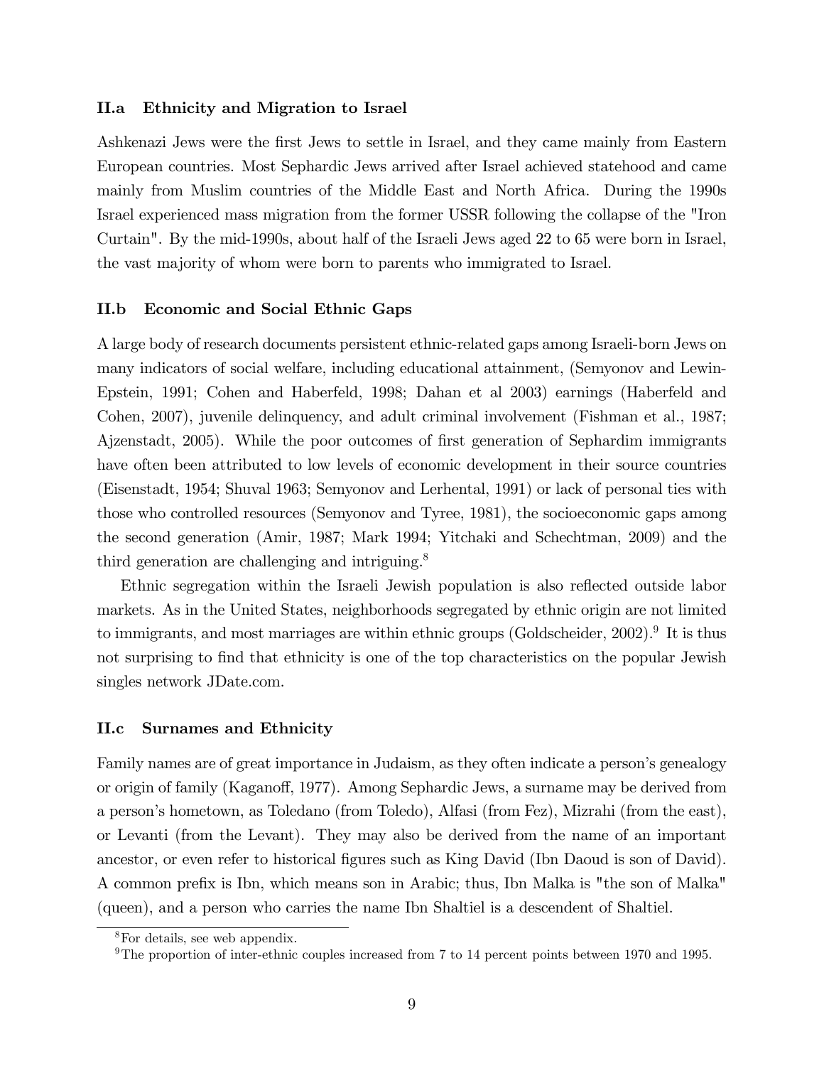### II.a Ethnicity and Migration to Israel

Ashkenazi Jews were the first Jews to settle in Israel, and they came mainly from Eastern European countries. Most Sephardic Jews arrived after Israel achieved statehood and came mainly from Muslim countries of the Middle East and North Africa. During the 1990s Israel experienced mass migration from the former USSR following the collapse of the "Iron Curtain". By the mid-1990s, about half of the Israeli Jews aged 22 to 65 were born in Israel, the vast majority of whom were born to parents who immigrated to Israel.

### II.b Economic and Social Ethnic Gaps

A large body of research documents persistent ethnic-related gaps among Israeli-born Jews on many indicators of social welfare, including educational attainment, (Semyonov and Lewin-Epstein, 1991; Cohen and Haberfeld, 1998; Dahan et al 2003) earnings (Haberfeld and Cohen, 2007), juvenile delinquency, and adult criminal involvement (Fishman et al., 1987; Ajzenstadt, 2005). While the poor outcomes of first generation of Sephardim immigrants have often been attributed to low levels of economic development in their source countries (Eisenstadt, 1954; Shuval 1963; Semyonov and Lerhental, 1991) or lack of personal ties with those who controlled resources (Semyonov and Tyree, 1981), the socioeconomic gaps among the second generation (Amir, 1987; Mark 1994; Yitchaki and Schechtman, 2009) and the third generation are challenging and intriguing.[8]

Ethnic segregation within the Israeli Jewish population is also reflected outside labor markets. As in the United States, neighborhoods segregated by ethnic origin are not limited to immigrants, and most marriages are within ethnic groups (Goldscheider, 2002).[9] It is thus not surprising to find that ethnicity is one of the top characteristics on the popular Jewish singles network JDate.com.

### II.c Surnames and Ethnicity

Family names are of great importance in Judaism, as they often indicate a person's genealogy or origin of family (Kaganoff, 1977). Among Sephardic Jews, a surname may be derived from a person's hometown, as Toledano (from Toledo), Alfasi (from Fez), Mizrahi (from the east), or Levanti (from the Levant). They may also be derived from the name of an important ancestor, or even refer to historical figures such as King David (Ibn Daoud is son of David). A common prefix is Ibn, which means son in Arabic; thus, Ibn Malka is "the son of Malka" (queen), and a person who carries the name Ibn Shaltiel is a descendent of Shaltiel.

[8] For details, see web appendix.

[9] The proportion of inter-ethnic couples increased from 7 to 14 percent points between 1970 and 1995.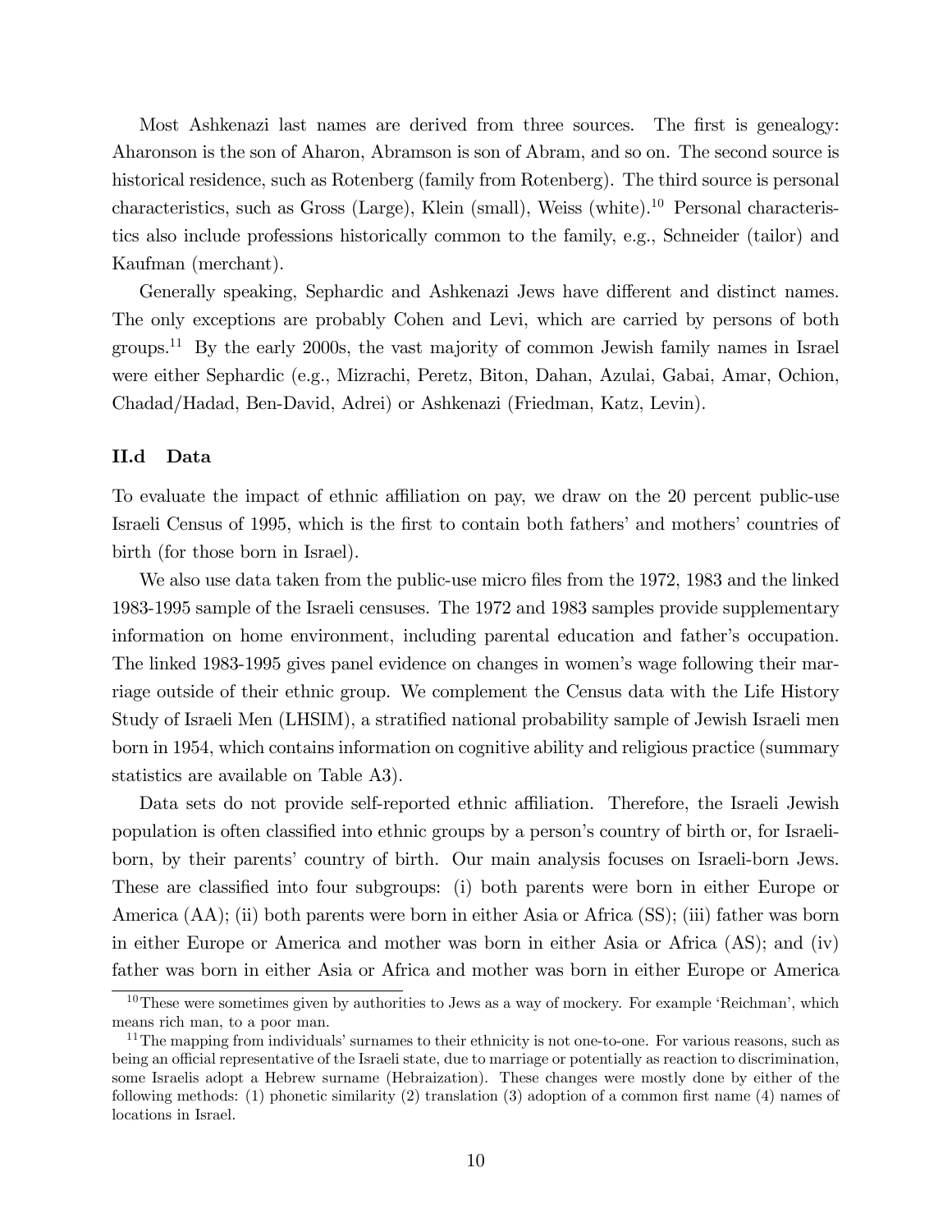Most Ashkenazi last names are derived from three sources. The first is genealogy: Aharonson is the son of Aharon, Abramson is son of Abram, and so on. The second source is historical residence, such as Rotenberg (family from Rotenberg). The third source is personal characteristics, such as Gross (Large), Klein (small), Weiss (white).[10] Personal characteristics also include professions historically common to the family, e.g., Schneider (tailor) and Kaufman (merchant).

Generally speaking, Sephardic and Ashkenazi Jews have different and distinct names. The only exceptions are probably Cohen and Levi, which are carried by persons of both groups.[11] By the early 2000s, the vast majority of common Jewish family names in Israel were either Sephardic (e.g., Mizrachi, Peretz, Biton, Dahan, Azulai, Gabai, Amar, Ochion, Chadad/Hadad, Ben-David, Adrei) or Ashkenazi (Friedman, Katz, Levin).

### II.d Data

To evaluate the impact of ethnic affiliation on pay, we draw on the 20 percent public-use Israeli Census of 1995, which is the first to contain both fathers' and mothers' countries of birth (for those born in Israel).

We also use data taken from the public-use micro files from the 1972, 1983 and the linked 1983-1995 sample of the Israeli censuses. The 1972 and 1983 samples provide supplementary information on home environment, including parental education and father's occupation. The linked 1983-1995 gives panel evidence on changes in women's wage following their marriage outside of their ethnic group. We complement the Census data with the Life History Study of Israeli Men (LHSIM), a stratified national probability sample of Jewish Israeli men born in 1954, which contains information on cognitive ability and religious practice (summary statistics are available on Table A3).

Data sets do not provide self-reported ethnic affiliation. Therefore, the Israeli Jewish population is often classified into ethnic groups by a person's country of birth or, for Israeli-born, by their parents' country of birth. Our main analysis focuses on Israeli-born Jews. These are classified into four subgroups: (i) both parents were born in either Europe or America (AA); (ii) both parents were born in either Asia or Africa (SS); (iii) father was born in either Europe or America and mother was born in either Asia or Africa (AS); and (iv) father was born in either Asia or Africa and mother was born in either Europe or America

[10] These were sometimes given by authorities to Jews as a way of mockery. For example 'Reichman', which means rich man, to a poor man.

[11] The mapping from individuals' surnames to their ethnicity is not one-to-one. For various reasons, such as being an official representative of the Israeli state, due to marriage or potentially as reaction to discrimination, some Israelis adopt a Hebrew surname (Hebraization). These changes were mostly done by either of the following methods: (1) phonetic similarity (2) translation (3) adoption of a common first name (4) names of locations in Israel.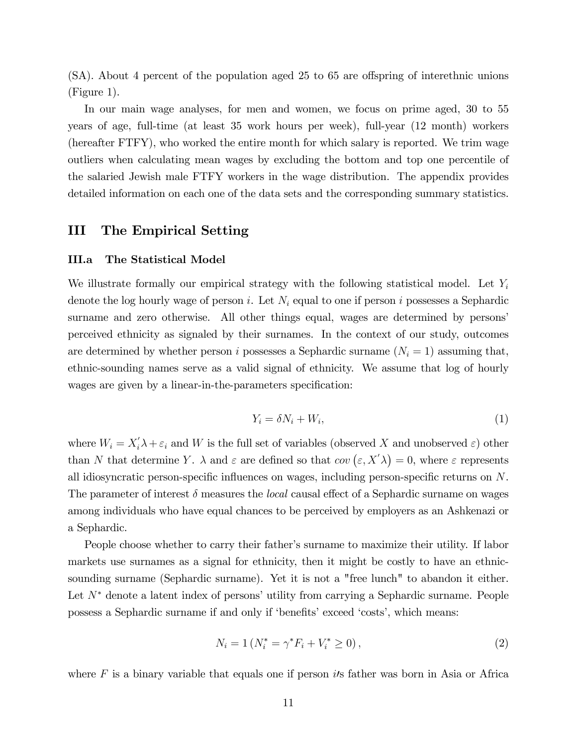(SA). About 4 percent of the population aged 25 to 65 are offspring of interethnic unions (Figure 1).

In our main wage analyses, for men and women, we focus on prime aged, 30 to 55 years of age, full-time (at least 35 work hours per week), full-year (12 month) workers (hereafter FTFY), who worked the entire month for which salary is reported. We trim wage outliers when calculating mean wages by excluding the bottom and top one percentile of the salaried Jewish male FTFY workers in the wage distribution. The appendix provides detailed information on each one of the data sets and the corresponding summary statistics.

## III The Empirical Setting

### III.a The Statistical Model

We illustrate formally our empirical strategy with the following statistical model. Let $Y_i$ denote the log hourly wage of person $i$. Let $N_i$ equal to one if person $i$ possesses a Sephardic surname and zero otherwise. All other things equal, wages are determined by persons' perceived ethnicity as signaled by their surnames. In the context of our study, outcomes are determined by whether person $i$ possesses a Sephardic surname ($N_i = 1$) assuming that, ethnic-sounding names serve as a valid signal of ethnicity. We assume that log of hourly wages are given by a linear-in-the-parameters specification:

$$Y_i = \delta N_i + W_i, \tag{1}$$

where $W_i = X_i'\lambda + \varepsilon_i$ and $W$ is the full set of variables (observed $X$ and unobserved $\varepsilon$) other than $N$ that determine $Y$. $\lambda$ and $\varepsilon$ are defined so that $cov\left(\varepsilon, X'\lambda\right) = 0$, where $\varepsilon$ represents all idiosyncratic person-specific influences on wages, including person-specific returns on $N$. The parameter of interest $\delta$ measures the *local* causal effect of a Sephardic surname on wages among individuals who have equal chances to be perceived by employers as an Ashkenazi or a Sephardic.

People choose whether to carry their father's surname to maximize their utility. If labor markets use surnames as a signal for ethnicity, then it might be costly to have an ethnic-sounding surname (Sephardic surname). Yet it is not a "free lunch" to abandon it either. Let $N^*$ denote a latent index of persons' utility from carrying a Sephardic surname. People possess a Sephardic surname if and only if 'benefits' exceed 'costs', which means:

$$N_i = 1\left(N_i^* = \gamma^* F_i + V_i^* \geq 0\right), \tag{2}$$

where $F$ is a binary variable that equals one if person $i$'s father was born in Asia or Africa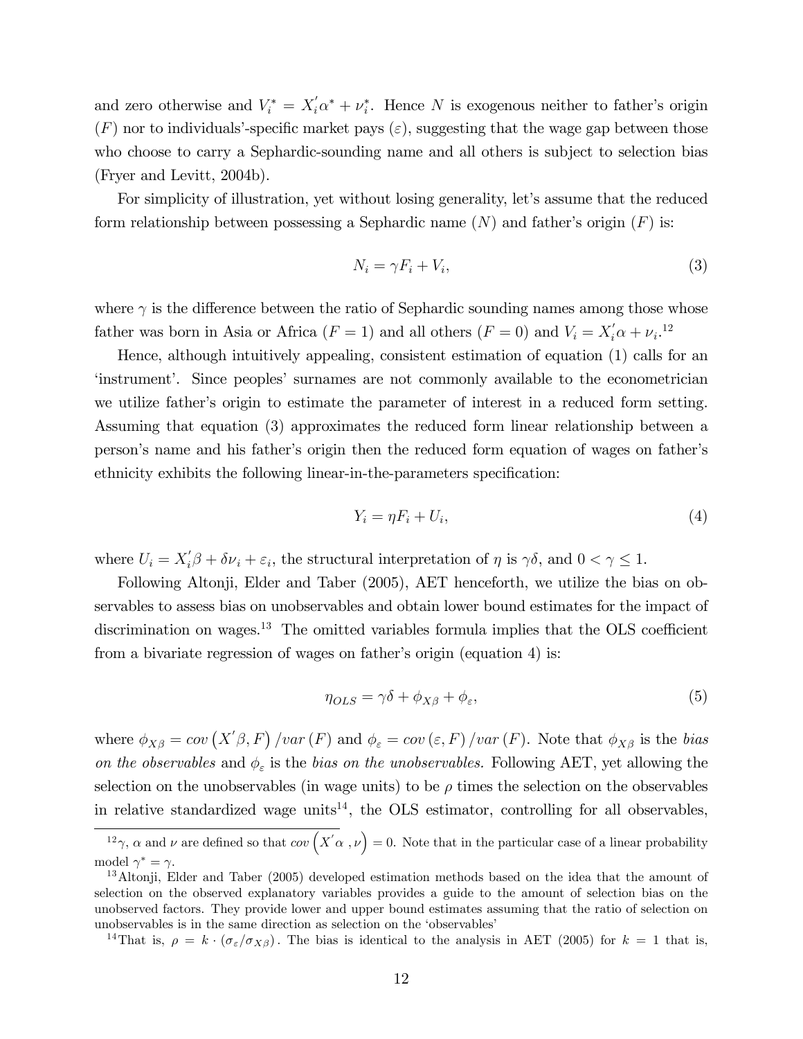and zero otherwise and $V_i^* = X_i^{'}\alpha^* + \nu_i^*$. Hence $N$ is exogenous neither to father's origin ($F$) nor to individuals'-specific market pays ($\varepsilon$), suggesting that the wage gap between those who choose to carry a Sephardic-sounding name and all others is subject to selection bias (Fryer and Levitt, 2004b).

For simplicity of illustration, yet without losing generality, let's assume that the reduced form relationship between possessing a Sephardic name ($N$) and father's origin ($F$) is:

$$N_i = \gamma F_i + V_i, \tag{3}$$

where $\gamma$ is the difference between the ratio of Sephardic sounding names among those whose father was born in Asia or Africa ($F = 1$) and all others ($F = 0$) and $V_i = X_i^{'}\alpha + \nu_i$.[12]

Hence, although intuitively appealing, consistent estimation of equation (1) calls for an 'instrument'. Since peoples' surnames are not commonly available to the econometrician we utilize father's origin to estimate the parameter of interest in a reduced form setting. Assuming that equation (3) approximates the reduced form linear relationship between a person's name and his father's origin then the reduced form equation of wages on father's ethnicity exhibits the following linear-in-the-parameters specification:

$$Y_i = \eta F_i + U_i, \tag{4}$$

where $U_i = X_i^{'}\beta + \delta\nu_i + \varepsilon_i$, the structural interpretation of $\eta$ is $\gamma\delta$, and $0 < \gamma \leq 1$.

Following Altonji, Elder and Taber (2005), AET henceforth, we utilize the bias on observables to assess bias on unobservables and obtain lower bound estimates for the impact of discrimination on wages.[13] The omitted variables formula implies that the OLS coefficient from a bivariate regression of wages on father's origin (equation 4) is:

$$\eta_{OLS} = \gamma\delta + \phi_{X\beta} + \phi_{\varepsilon}, \tag{5}$$

where $\phi_{X\beta} = cov\left(X^{'}\beta, F\right)/var\left(F\right)$ and $\phi_{\varepsilon} = cov\left(\varepsilon, F\right)/var\left(F\right)$. Note that $\phi_{X\beta}$ is the *bias on the observables* and $\phi_{\varepsilon}$ is the *bias on the unobservables.* Following AET, yet allowing the selection on the unobservables (in wage units) to be $\rho$ times the selection on the observables in relative standardized wage units[14], the OLS estimator, controlling for all observables,

---

[12] $\gamma$, $\alpha$ and $\nu$ are defined so that $cov\left(X^{'}\alpha\ , \nu\right) = 0$. Note that in the particular case of a linear probability model $\gamma^* = \gamma$.

[13] Altonji, Elder and Taber (2005) developed estimation methods based on the idea that the amount of selection on the observed explanatory variables provides a guide to the amount of selection bias on the unobserved factors. They provide lower and upper bound estimates assuming that the ratio of selection on unobservables is in the same direction as selection on the 'observables'

[14] That is, $\rho = k \cdot (\sigma_{\varepsilon}/\sigma_{X\beta})$. The bias is identical to the analysis in AET (2005) for $k = 1$ that is,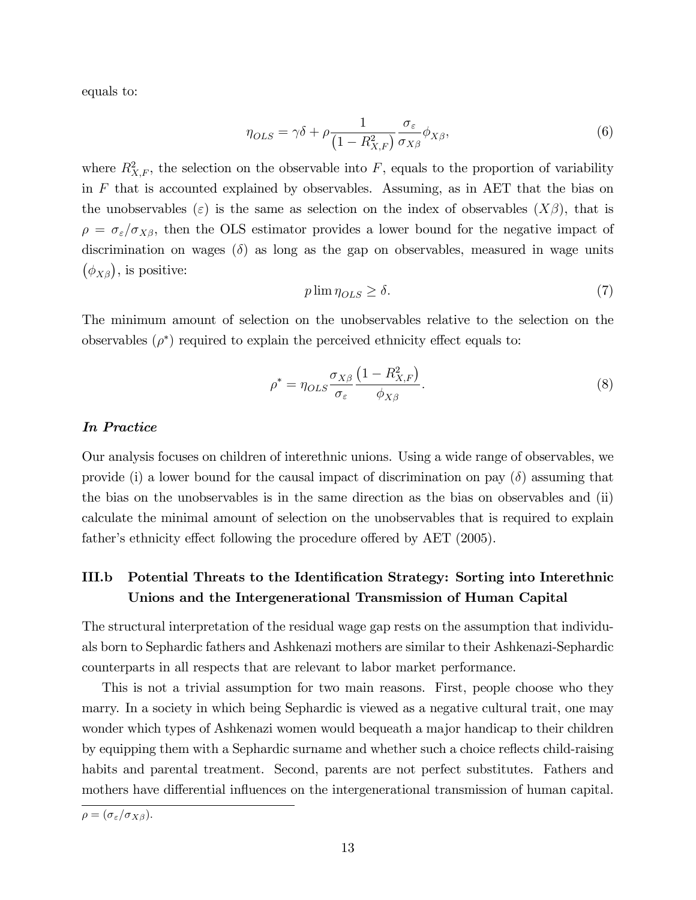equals to:

$$\eta_{OLS} = \gamma\delta + \rho \frac{1}{\left(1 - R^2_{X,F}\right)} \frac{\sigma_\varepsilon}{\sigma_{X\beta}} \phi_{X\beta}, \tag{6}$$

where $R^2_{X,F}$, the selection on the observable into $F$, equals to the proportion of variability in $F$ that is accounted explained by observables. Assuming, as in AET that the bias on the unobservables ($\varepsilon$) is the same as selection on the index of observables ($X\beta$), that is $\rho = \sigma_\varepsilon / \sigma_{X\beta}$, then the OLS estimator provides a lower bound for the negative impact of discrimination on wages ($\delta$) as long as the gap on observables, measured in wage units $\left(\phi_{X\beta}\right)$, is positive:

$$p \lim \eta_{OLS} \geq \delta. \tag{7}$$

The minimum amount of selection on the unobservables relative to the selection on the observables ($\rho^*$) required to explain the perceived ethnicity effect equals to:

$$\rho^* = \eta_{OLS} \frac{\sigma_{X\beta}}{\sigma_\varepsilon} \frac{\left(1 - R^2_{X,F}\right)}{\phi_{X\beta}}. \tag{8}$$

***In Practice***

Our analysis focuses on children of interethnic unions. Using a wide range of observables, we provide (i) a lower bound for the causal impact of discrimination on pay ($\delta$) assuming that the bias on the unobservables is in the same direction as the bias on observables and (ii) calculate the minimal amount of selection on the unobservables that is required to explain father's ethnicity effect following the procedure offered by AET (2005).

### III.b Potential Threats to the Identification Strategy: Sorting into Interethnic Unions and the Intergenerational Transmission of Human Capital

The structural interpretation of the residual wage gap rests on the assumption that individuals born to Sephardic fathers and Ashkenazi mothers are similar to their Ashkenazi-Sephardic counterparts in all respects that are relevant to labor market performance.

This is not a trivial assumption for two main reasons. First, people choose who they marry. In a society in which being Sephardic is viewed as a negative cultural trait, one may wonder which types of Ashkenazi women would bequeath a major handicap to their children by equipping them with a Sephardic surname and whether such a choice reflects child-raising habits and parental treatment. Second, parents are not perfect substitutes. Fathers and mothers have differential influences on the intergenerational transmission of human capital.

$\rho = (\sigma_\varepsilon / \sigma_{X\beta})$.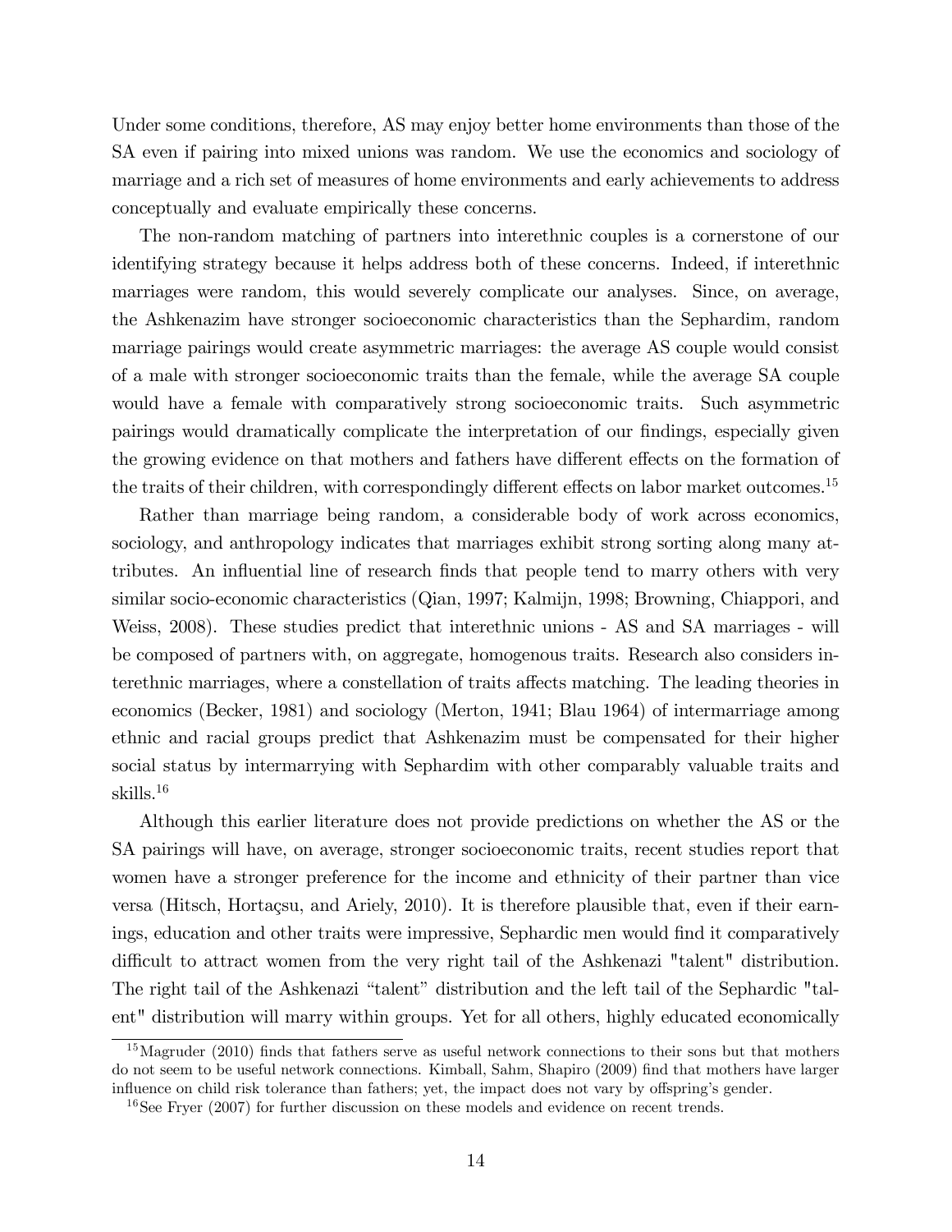Under some conditions, therefore, AS may enjoy better home environments than those of the SA even if pairing into mixed unions was random. We use the economics and sociology of marriage and a rich set of measures of home environments and early achievements to address conceptually and evaluate empirically these concerns.

The non-random matching of partners into interethnic couples is a cornerstone of our identifying strategy because it helps address both of these concerns. Indeed, if interethnic marriages were random, this would severely complicate our analyses. Since, on average, the Ashkenazim have stronger socioeconomic characteristics than the Sephardim, random marriage pairings would create asymmetric marriages: the average AS couple would consist of a male with stronger socioeconomic traits than the female, while the average SA couple would have a female with comparatively strong socioeconomic traits. Such asymmetric pairings would dramatically complicate the interpretation of our findings, especially given the growing evidence on that mothers and fathers have different effects on the formation of the traits of their children, with correspondingly different effects on labor market outcomes.[15]

Rather than marriage being random, a considerable body of work across economics, sociology, and anthropology indicates that marriages exhibit strong sorting along many attributes. An influential line of research finds that people tend to marry others with very similar socio-economic characteristics (Qian, 1997; Kalmijn, 1998; Browning, Chiappori, and Weiss, 2008). These studies predict that interethnic unions - AS and SA marriages - will be composed of partners with, on aggregate, homogenous traits. Research also considers interethnic marriages, where a constellation of traits affects matching. The leading theories in economics (Becker, 1981) and sociology (Merton, 1941; Blau 1964) of intermarriage among ethnic and racial groups predict that Ashkenazim must be compensated for their higher social status by intermarrying with Sephardim with other comparably valuable traits and skills.[16]

Although this earlier literature does not provide predictions on whether the AS or the SA pairings will have, on average, stronger socioeconomic traits, recent studies report that women have a stronger preference for the income and ethnicity of their partner than vice versa (Hitsch, Hortaçsu, and Ariely, 2010). It is therefore plausible that, even if their earnings, education and other traits were impressive, Sephardic men would find it comparatively difficult to attract women from the very right tail of the Ashkenazi "talent" distribution. The right tail of the Ashkenazi "talent" distribution and the left tail of the Sephardic "talent" distribution will marry within groups. Yet for all others, highly educated economically

[15] Magruder (2010) finds that fathers serve as useful network connections to their sons but that mothers do not seem to be useful network connections. Kimball, Sahm, Shapiro (2009) find that mothers have larger influence on child risk tolerance than fathers; yet, the impact does not vary by offspring's gender.

[16] See Fryer (2007) for further discussion on these models and evidence on recent trends.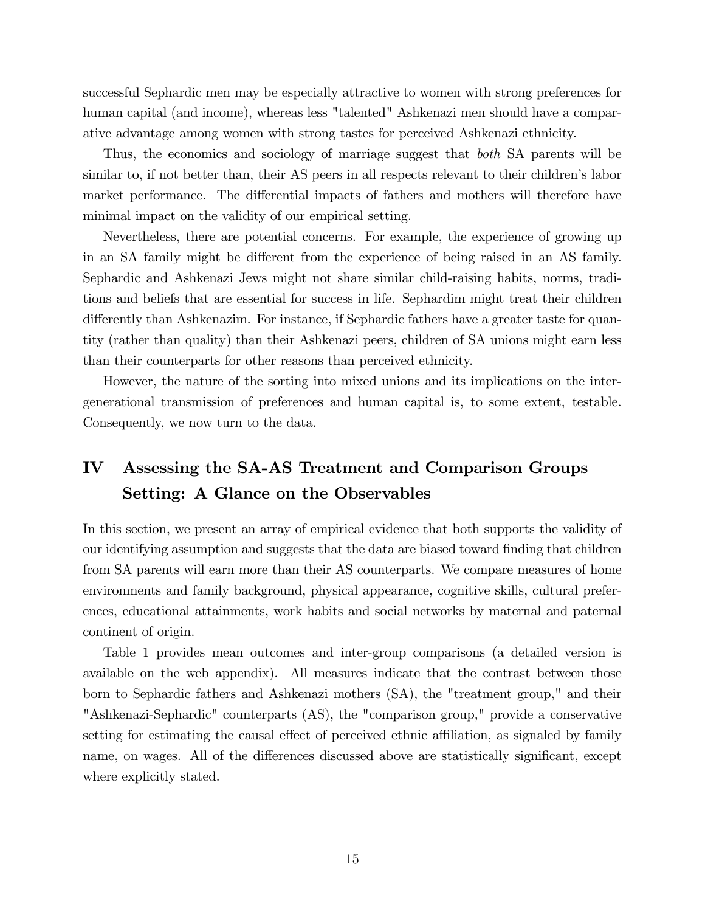successful Sephardic men may be especially attractive to women with strong preferences for human capital (and income), whereas less "talented" Ashkenazi men should have a comparative advantage among women with strong tastes for perceived Ashkenazi ethnicity.

Thus, the economics and sociology of marriage suggest that *both* SA parents will be similar to, if not better than, their AS peers in all respects relevant to their children's labor market performance. The differential impacts of fathers and mothers will therefore have minimal impact on the validity of our empirical setting.

Nevertheless, there are potential concerns. For example, the experience of growing up in an SA family might be different from the experience of being raised in an AS family. Sephardic and Ashkenazi Jews might not share similar child-raising habits, norms, traditions and beliefs that are essential for success in life. Sephardim might treat their children differently than Ashkenazim. For instance, if Sephardic fathers have a greater taste for quantity (rather than quality) than their Ashkenazi peers, children of SA unions might earn less than their counterparts for other reasons than perceived ethnicity.

However, the nature of the sorting into mixed unions and its implications on the intergenerational transmission of preferences and human capital is, to some extent, testable. Consequently, we now turn to the data.

# IV Assessing the SA-AS Treatment and Comparison Groups Setting: A Glance on the Observables

In this section, we present an array of empirical evidence that both supports the validity of our identifying assumption and suggests that the data are biased toward finding that children from SA parents will earn more than their AS counterparts. We compare measures of home environments and family background, physical appearance, cognitive skills, cultural preferences, educational attainments, work habits and social networks by maternal and paternal continent of origin.

Table 1 provides mean outcomes and inter-group comparisons (a detailed version is available on the web appendix). All measures indicate that the contrast between those born to Sephardic fathers and Ashkenazi mothers (SA), the "treatment group," and their "Ashkenazi-Sephardic" counterparts (AS), the "comparison group," provide a conservative setting for estimating the causal effect of perceived ethnic affiliation, as signaled by family name, on wages. All of the differences discussed above are statistically significant, except where explicitly stated.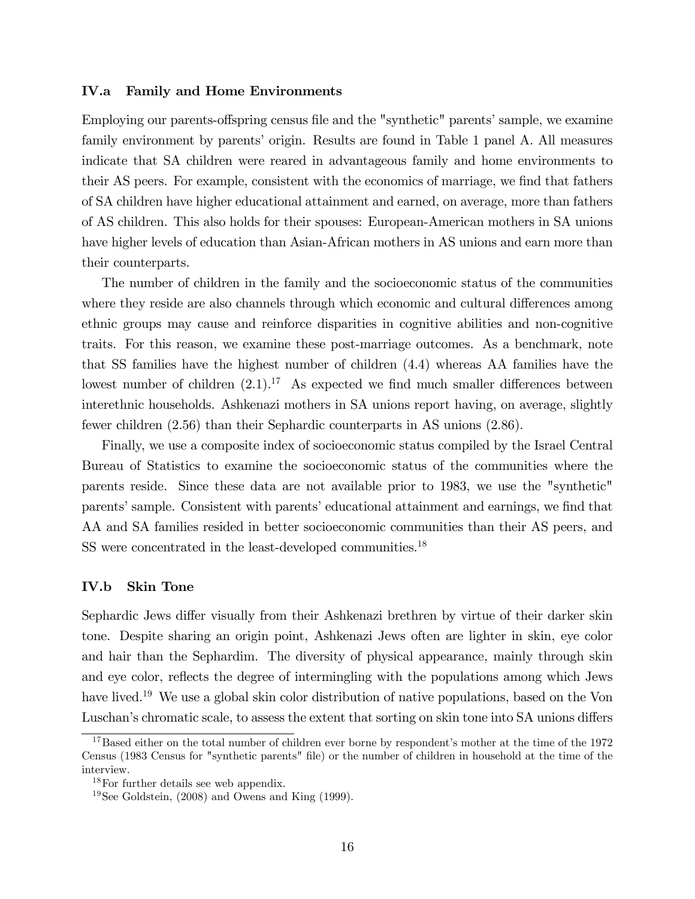### IV.a Family and Home Environments

Employing our parents-offspring census file and the "synthetic" parents' sample, we examine family environment by parents' origin. Results are found in Table 1 panel A. All measures indicate that SA children were reared in advantageous family and home environments to their AS peers. For example, consistent with the economics of marriage, we find that fathers of SA children have higher educational attainment and earned, on average, more than fathers of AS children. This also holds for their spouses: European-American mothers in SA unions have higher levels of education than Asian-African mothers in AS unions and earn more than their counterparts.

The number of children in the family and the socioeconomic status of the communities where they reside are also channels through which economic and cultural differences among ethnic groups may cause and reinforce disparities in cognitive abilities and non-cognitive traits. For this reason, we examine these post-marriage outcomes. As a benchmark, note that SS families have the highest number of children (4.4) whereas AA families have the lowest number of children (2.1).[17] As expected we find much smaller differences between interethnic households. Ashkenazi mothers in SA unions report having, on average, slightly fewer children (2.56) than their Sephardic counterparts in AS unions (2.86).

Finally, we use a composite index of socioeconomic status compiled by the Israel Central Bureau of Statistics to examine the socioeconomic status of the communities where the parents reside. Since these data are not available prior to 1983, we use the "synthetic" parents' sample. Consistent with parents' educational attainment and earnings, we find that AA and SA families resided in better socioeconomic communities than their AS peers, and SS were concentrated in the least-developed communities.[18]

### IV.b Skin Tone

Sephardic Jews differ visually from their Ashkenazi brethren by virtue of their darker skin tone. Despite sharing an origin point, Ashkenazi Jews often are lighter in skin, eye color and hair than the Sephardim. The diversity of physical appearance, mainly through skin and eye color, reflects the degree of intermingling with the populations among which Jews have lived.[19] We use a global skin color distribution of native populations, based on the Von Luschan's chromatic scale, to assess the extent that sorting on skin tone into SA unions differs

---

[17] Based either on the total number of children ever borne by respondent's mother at the time of the 1972 Census (1983 Census for "synthetic parents" file) or the number of children in household at the time of the interview.

[18] For further details see web appendix.

[19] See Goldstein, (2008) and Owens and King (1999).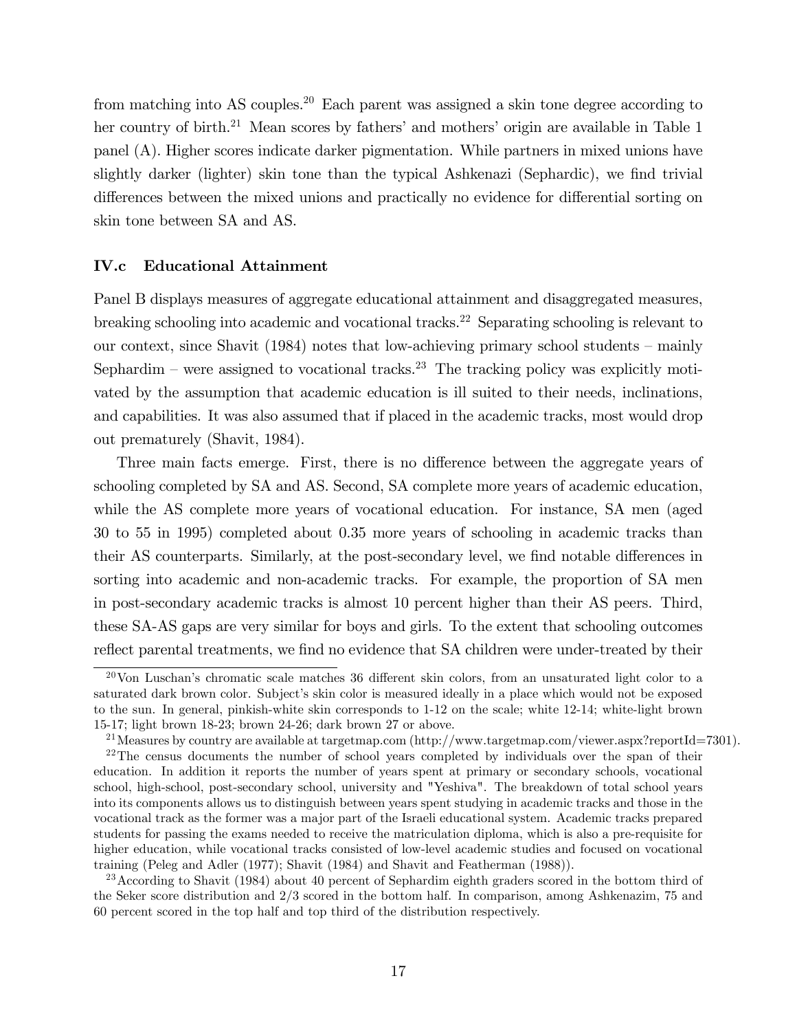from matching into AS couples.[20] Each parent was assigned a skin tone degree according to her country of birth.[21] Mean scores by fathers' and mothers' origin are available in Table 1 panel (A). Higher scores indicate darker pigmentation. While partners in mixed unions have slightly darker (lighter) skin tone than the typical Ashkenazi (Sephardic), we find trivial differences between the mixed unions and practically no evidence for differential sorting on skin tone between SA and AS.

### IV.c Educational Attainment

Panel B displays measures of aggregate educational attainment and disaggregated measures, breaking schooling into academic and vocational tracks.[22] Separating schooling is relevant to our context, since Shavit (1984) notes that low-achieving primary school students – mainly Sephardim – were assigned to vocational tracks.[23] The tracking policy was explicitly motivated by the assumption that academic education is ill suited to their needs, inclinations, and capabilities. It was also assumed that if placed in the academic tracks, most would drop out prematurely (Shavit, 1984).

Three main facts emerge. First, there is no difference between the aggregate years of schooling completed by SA and AS. Second, SA complete more years of academic education, while the AS complete more years of vocational education. For instance, SA men (aged 30 to 55 in 1995) completed about 0.35 more years of schooling in academic tracks than their AS counterparts. Similarly, at the post-secondary level, we find notable differences in sorting into academic and non-academic tracks. For example, the proportion of SA men in post-secondary academic tracks is almost 10 percent higher than their AS peers. Third, these SA-AS gaps are very similar for boys and girls. To the extent that schooling outcomes reflect parental treatments, we find no evidence that SA children were under-treated by their

---

[20] Von Luschan's chromatic scale matches 36 different skin colors, from an unsaturated light color to a saturated dark brown color. Subject's skin color is measured ideally in a place which would not be exposed to the sun. In general, pinkish-white skin corresponds to 1-12 on the scale; white 12-14; white-light brown 15-17; light brown 18-23; brown 24-26; dark brown 27 or above.

[21] Measures by country are available at targetmap.com (http://www.targetmap.com/viewer.aspx?reportId=7301).

[22] The census documents the number of school years completed by individuals over the span of their education. In addition it reports the number of years spent at primary or secondary schools, vocational school, high-school, post-secondary school, university and "Yeshiva". The breakdown of total school years into its components allows us to distinguish between years spent studying in academic tracks and those in the vocational track as the former was a major part of the Israeli educational system. Academic tracks prepared students for passing the exams needed to receive the matriculation diploma, which is also a pre-requisite for higher education, while vocational tracks consisted of low-level academic studies and focused on vocational training (Peleg and Adler (1977); Shavit (1984) and Shavit and Featherman (1988)).

[23] According to Shavit (1984) about 40 percent of Sephardim eighth graders scored in the bottom third of the Seker score distribution and 2/3 scored in the bottom half. In comparison, among Ashkenazim, 75 and 60 percent scored in the top half and top third of the distribution respectively.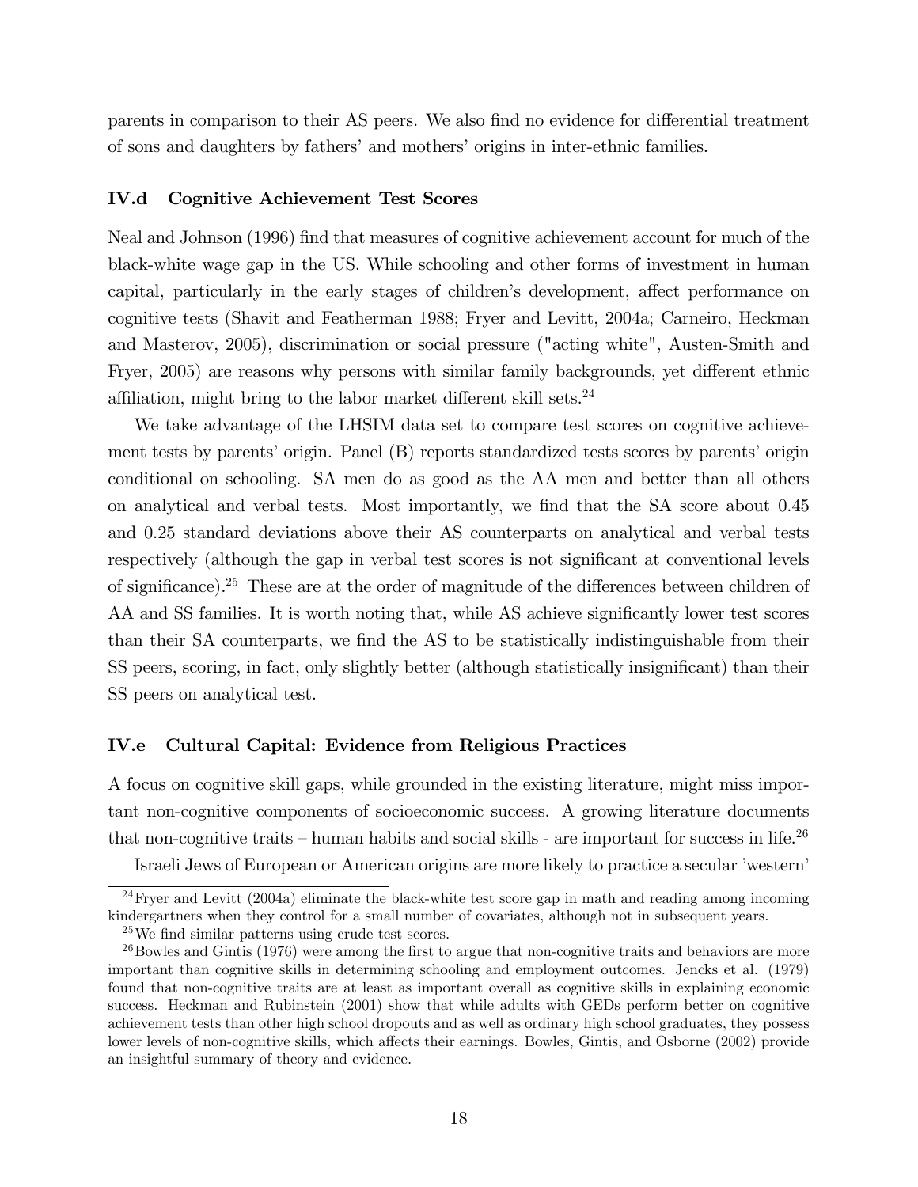parents in comparison to their AS peers. We also find no evidence for differential treatment of sons and daughters by fathers' and mothers' origins in inter-ethnic families.

### IV.d Cognitive Achievement Test Scores

Neal and Johnson (1996) find that measures of cognitive achievement account for much of the black-white wage gap in the US. While schooling and other forms of investment in human capital, particularly in the early stages of children's development, affect performance on cognitive tests (Shavit and Featherman 1988; Fryer and Levitt, 2004a; Carneiro, Heckman and Masterov, 2005), discrimination or social pressure ("acting white", Austen-Smith and Fryer, 2005) are reasons why persons with similar family backgrounds, yet different ethnic affiliation, might bring to the labor market different skill sets.[24]

We take advantage of the LHSIM data set to compare test scores on cognitive achievement tests by parents' origin. Panel (B) reports standardized tests scores by parents' origin conditional on schooling. SA men do as good as the AA men and better than all others on analytical and verbal tests. Most importantly, we find that the SA score about 0.45 and 0.25 standard deviations above their AS counterparts on analytical and verbal tests respectively (although the gap in verbal test scores is not significant at conventional levels of significance).[25] These are at the order of magnitude of the differences between children of AA and SS families. It is worth noting that, while AS achieve significantly lower test scores than their SA counterparts, we find the AS to be statistically indistinguishable from their SS peers, scoring, in fact, only slightly better (although statistically insignificant) than their SS peers on analytical test.

### IV.e Cultural Capital: Evidence from Religious Practices

A focus on cognitive skill gaps, while grounded in the existing literature, might miss important non-cognitive components of socioeconomic success. A growing literature documents that non-cognitive traits – human habits and social skills - are important for success in life.[26]

Israeli Jews of European or American origins are more likely to practice a secular 'western'

---

[24] Fryer and Levitt (2004a) eliminate the black-white test score gap in math and reading among incoming kindergartners when they control for a small number of covariates, although not in subsequent years.

[25] We find similar patterns using crude test scores.

[26] Bowles and Gintis (1976) were among the first to argue that non-cognitive traits and behaviors are more important than cognitive skills in determining schooling and employment outcomes. Jencks et al. (1979) found that non-cognitive traits are at least as important overall as cognitive skills in explaining economic success. Heckman and Rubinstein (2001) show that while adults with GEDs perform better on cognitive achievement tests than other high school dropouts and as well as ordinary high school graduates, they possess lower levels of non-cognitive skills, which affects their earnings. Bowles, Gintis, and Osborne (2002) provide an insightful summary of theory and evidence.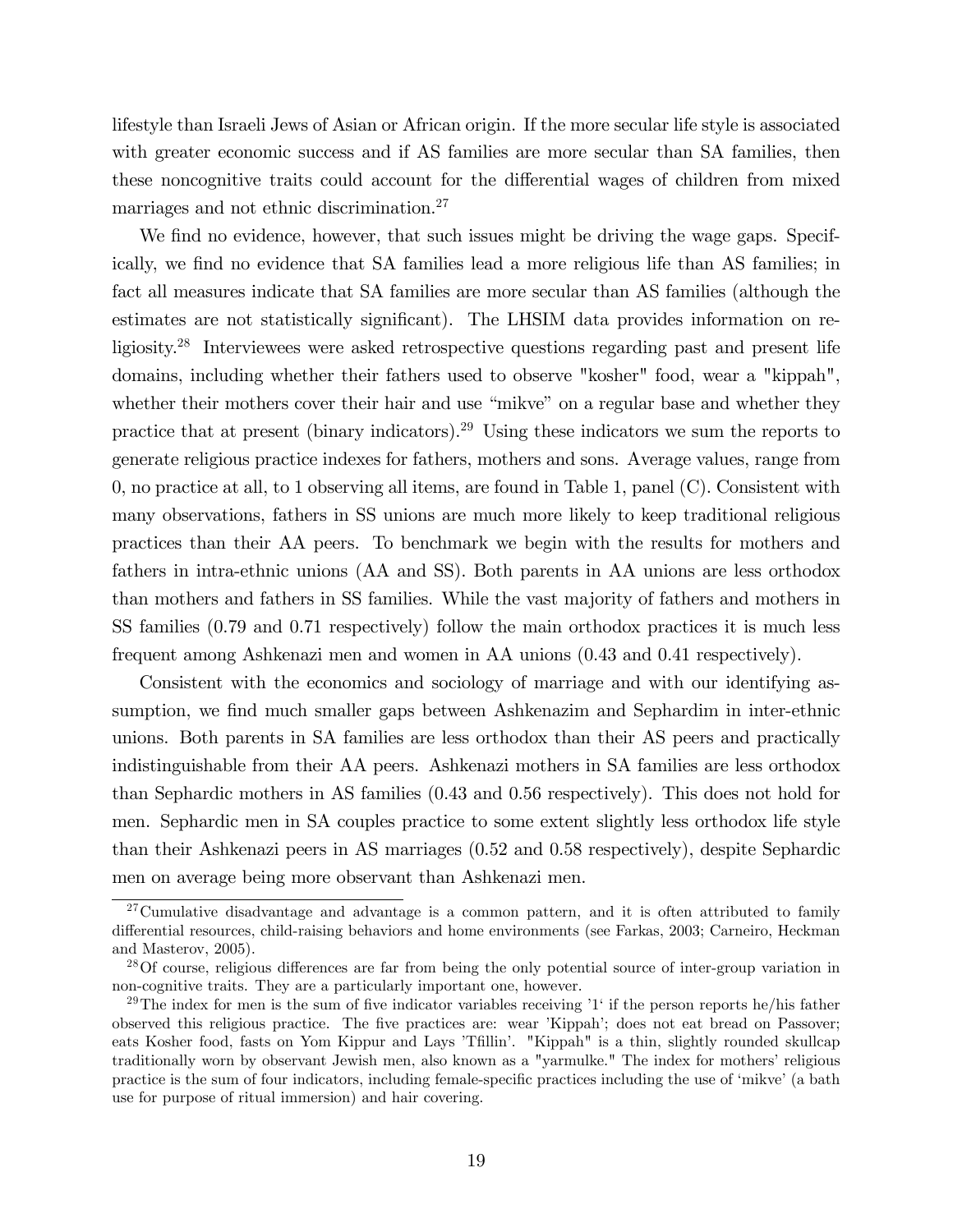lifestyle than Israeli Jews of Asian or African origin. If the more secular life style is associated with greater economic success and if AS families are more secular than SA families, then these noncognitive traits could account for the differential wages of children from mixed marriages and not ethnic discrimination.[27]

We find no evidence, however, that such issues might be driving the wage gaps. Specifically, we find no evidence that SA families lead a more religious life than AS families; in fact all measures indicate that SA families are more secular than AS families (although the estimates are not statistically significant). The LHSIM data provides information on religiosity.[28] Interviewees were asked retrospective questions regarding past and present life domains, including whether their fathers used to observe "kosher" food, wear a "kippah", whether their mothers cover their hair and use "mikve" on a regular base and whether they practice that at present (binary indicators).[29] Using these indicators we sum the reports to generate religious practice indexes for fathers, mothers and sons. Average values, range from 0, no practice at all, to 1 observing all items, are found in Table 1, panel (C). Consistent with many observations, fathers in SS unions are much more likely to keep traditional religious practices than their AA peers. To benchmark we begin with the results for mothers and fathers in intra-ethnic unions (AA and SS). Both parents in AA unions are less orthodox than mothers and fathers in SS families. While the vast majority of fathers and mothers in SS families (0.79 and 0.71 respectively) follow the main orthodox practices it is much less frequent among Ashkenazi men and women in AA unions (0.43 and 0.41 respectively).

Consistent with the economics and sociology of marriage and with our identifying assumption, we find much smaller gaps between Ashkenazim and Sephardim in inter-ethnic unions. Both parents in SA families are less orthodox than their AS peers and practically indistinguishable from their AA peers. Ashkenazi mothers in SA families are less orthodox than Sephardic mothers in AS families (0.43 and 0.56 respectively). This does not hold for men. Sephardic men in SA couples practice to some extent slightly less orthodox life style than their Ashkenazi peers in AS marriages (0.52 and 0.58 respectively), despite Sephardic men on average being more observant than Ashkenazi men.

---

[27] Cumulative disadvantage and advantage is a common pattern, and it is often attributed to family differential resources, child-raising behaviors and home environments (see Farkas, 2003; Carneiro, Heckman and Masterov, 2005).

[28] Of course, religious differences are far from being the only potential source of inter-group variation in non-cognitive traits. They are a particularly important one, however.

[29] The index for men is the sum of five indicator variables receiving '1' if the person reports he/his father observed this religious practice. The five practices are: wear 'Kippah'; does not eat bread on Passover; eats Kosher food, fasts on Yom Kippur and Lays 'Tfillin'. "Kippah" is a thin, slightly rounded skullcap traditionally worn by observant Jewish men, also known as a "yarmulke." The index for mothers' religious practice is the sum of four indicators, including female-specific practices including the use of 'mikve' (a bath use for purpose of ritual immersion) and hair covering.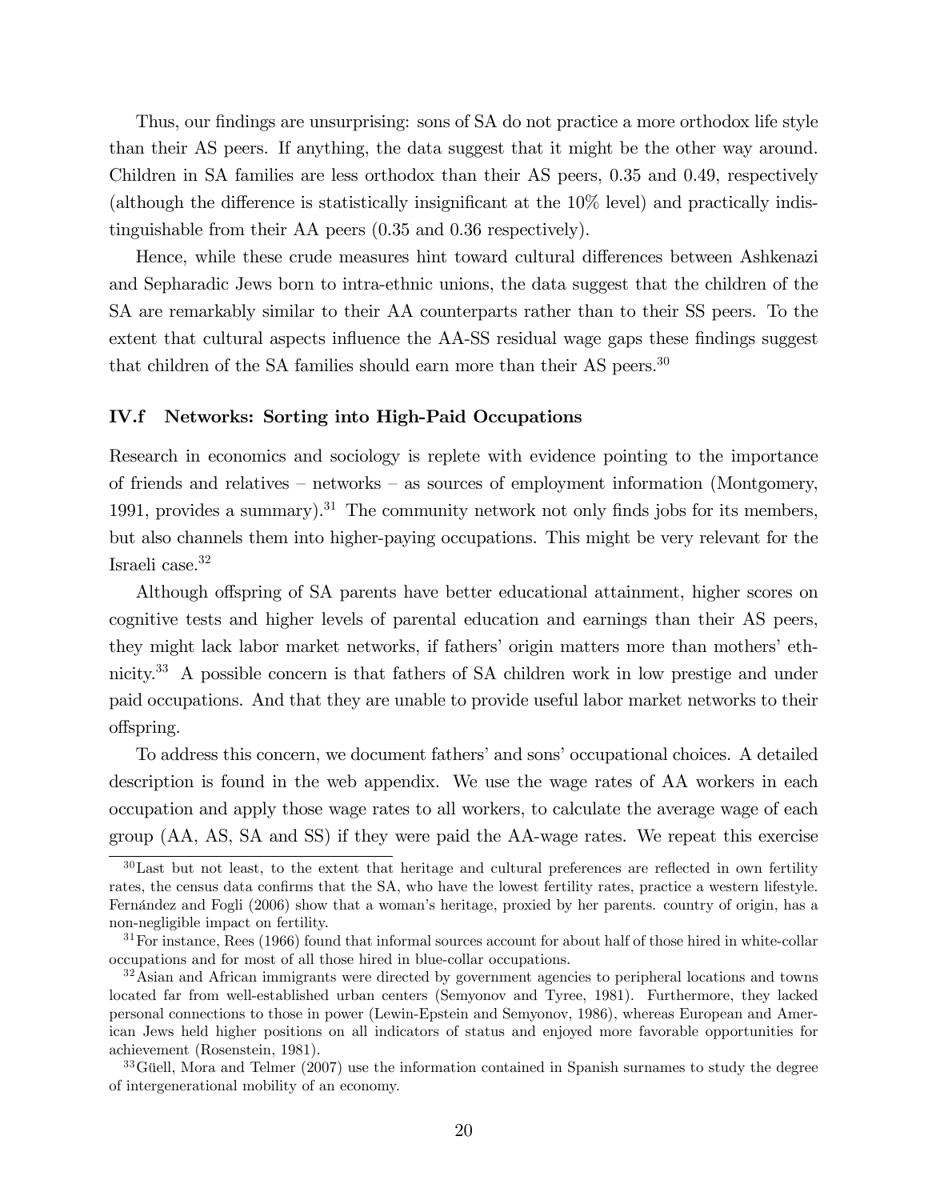Thus, our findings are unsurprising: sons of SA do not practice a more orthodox life style than their AS peers. If anything, the data suggest that it might be the other way around. Children in SA families are less orthodox than their AS peers, 0.35 and 0.49, respectively (although the difference is statistically insignificant at the 10% level) and practically indistinguishable from their AA peers (0.35 and 0.36 respectively).

Hence, while these crude measures hint toward cultural differences between Ashkenazi and Sepharadic Jews born to intra-ethnic unions, the data suggest that the children of the SA are remarkably similar to their AA counterparts rather than to their SS peers. To the extent that cultural aspects influence the AA-SS residual wage gaps these findings suggest that children of the SA families should earn more than their AS peers.[30]

### IV.f Networks: Sorting into High-Paid Occupations

Research in economics and sociology is replete with evidence pointing to the importance of friends and relatives – networks – as sources of employment information (Montgomery, 1991, provides a summary).[31] The community network not only finds jobs for its members, but also channels them into higher-paying occupations. This might be very relevant for the Israeli case.[32]

Although offspring of SA parents have better educational attainment, higher scores on cognitive tests and higher levels of parental education and earnings than their AS peers, they might lack labor market networks, if fathers' origin matters more than mothers' ethnicity.[33] A possible concern is that fathers of SA children work in low prestige and under paid occupations. And that they are unable to provide useful labor market networks to their offspring.

To address this concern, we document fathers' and sons' occupational choices. A detailed description is found in the web appendix. We use the wage rates of AA workers in each occupation and apply those wage rates to all workers, to calculate the average wage of each group (AA, AS, SA and SS) if they were paid the AA-wage rates. We repeat this exercise

[30] Last but not least, to the extent that heritage and cultural preferences are reflected in own fertility rates, the census data confirms that the SA, who have the lowest fertility rates, practice a western lifestyle. Fernández and Fogli (2006) show that a woman's heritage, proxied by her parents. country of origin, has a non-negligible impact on fertility.

[31] For instance, Rees (1966) found that informal sources account for about half of those hired in white-collar occupations and for most of all those hired in blue-collar occupations.

[32] Asian and African immigrants were directed by government agencies to peripheral locations and towns located far from well-established urban centers (Semyonov and Tyree, 1981). Furthermore, they lacked personal connections to those in power (Lewin-Epstein and Semyonov, 1986), whereas European and American Jews held higher positions on all indicators of status and enjoyed more favorable opportunities for achievement (Rosenstein, 1981).

[33] Güell, Mora and Telmer (2007) use the information contained in Spanish surnames to study the degree of intergenerational mobility of an economy.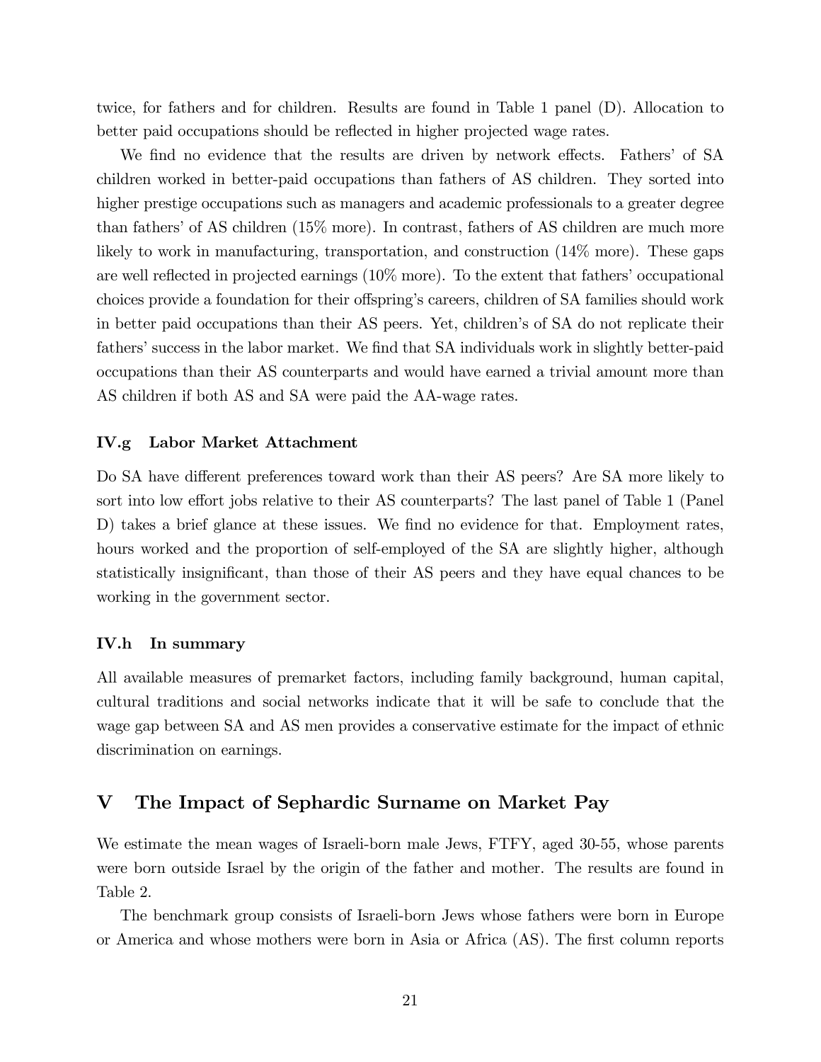twice, for fathers and for children. Results are found in Table 1 panel (D). Allocation to better paid occupations should be reflected in higher projected wage rates.

We find no evidence that the results are driven by network effects. Fathers' of SA children worked in better-paid occupations than fathers of AS children. They sorted into higher prestige occupations such as managers and academic professionals to a greater degree than fathers' of AS children (15% more). In contrast, fathers of AS children are much more likely to work in manufacturing, transportation, and construction (14% more). These gaps are well reflected in projected earnings (10% more). To the extent that fathers' occupational choices provide a foundation for their offspring's careers, children of SA families should work in better paid occupations than their AS peers. Yet, children's of SA do not replicate their fathers' success in the labor market. We find that SA individuals work in slightly better-paid occupations than their AS counterparts and would have earned a trivial amount more than AS children if both AS and SA were paid the AA-wage rates.

### IV.g Labor Market Attachment

Do SA have different preferences toward work than their AS peers? Are SA more likely to sort into low effort jobs relative to their AS counterparts? The last panel of Table 1 (Panel D) takes a brief glance at these issues. We find no evidence for that. Employment rates, hours worked and the proportion of self-employed of the SA are slightly higher, although statistically insignificant, than those of their AS peers and they have equal chances to be working in the government sector.

### IV.h In summary

All available measures of premarket factors, including family background, human capital, cultural traditions and social networks indicate that it will be safe to conclude that the wage gap between SA and AS men provides a conservative estimate for the impact of ethnic discrimination on earnings.

## V The Impact of Sephardic Surname on Market Pay

We estimate the mean wages of Israeli-born male Jews, FTFY, aged 30-55, whose parents were born outside Israel by the origin of the father and mother. The results are found in Table 2.

The benchmark group consists of Israeli-born Jews whose fathers were born in Europe or America and whose mothers were born in Asia or Africa (AS). The first column reports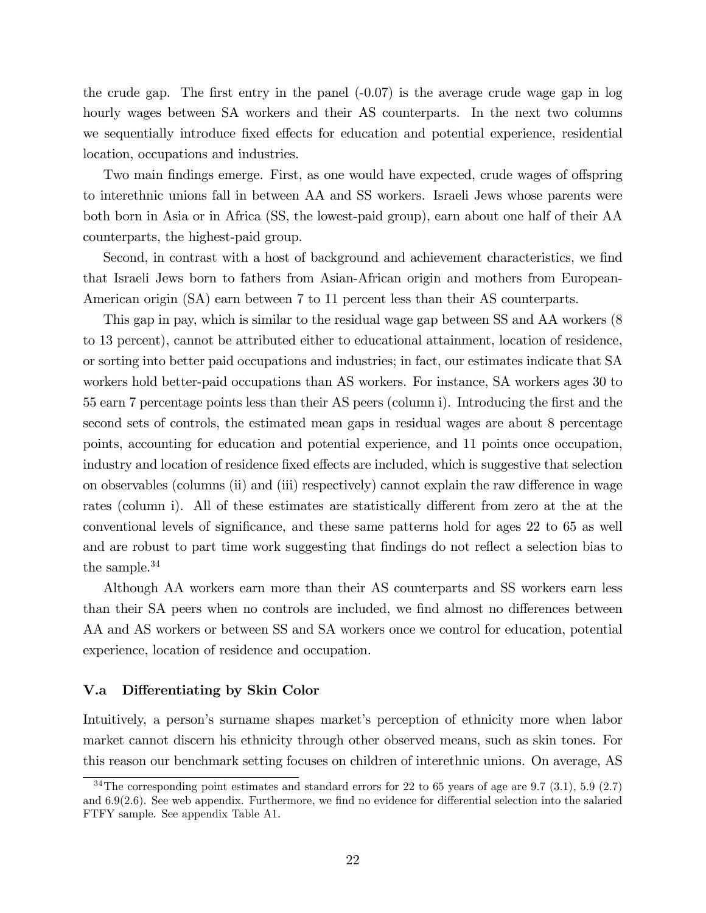the crude gap. The first entry in the panel (-0.07) is the average crude wage gap in log hourly wages between SA workers and their AS counterparts. In the next two columns we sequentially introduce fixed effects for education and potential experience, residential location, occupations and industries.

Two main findings emerge. First, as one would have expected, crude wages of offspring to interethnic unions fall in between AA and SS workers. Israeli Jews whose parents were both born in Asia or in Africa (SS, the lowest-paid group), earn about one half of their AA counterparts, the highest-paid group.

Second, in contrast with a host of background and achievement characteristics, we find that Israeli Jews born to fathers from Asian-African origin and mothers from European-American origin (SA) earn between 7 to 11 percent less than their AS counterparts.

This gap in pay, which is similar to the residual wage gap between SS and AA workers (8 to 13 percent), cannot be attributed either to educational attainment, location of residence, or sorting into better paid occupations and industries; in fact, our estimates indicate that SA workers hold better-paid occupations than AS workers. For instance, SA workers ages 30 to 55 earn 7 percentage points less than their AS peers (column i). Introducing the first and the second sets of controls, the estimated mean gaps in residual wages are about 8 percentage points, accounting for education and potential experience, and 11 points once occupation, industry and location of residence fixed effects are included, which is suggestive that selection on observables (columns (ii) and (iii) respectively) cannot explain the raw difference in wage rates (column i). All of these estimates are statistically different from zero at the at the conventional levels of significance, and these same patterns hold for ages 22 to 65 as well and are robust to part time work suggesting that findings do not reflect a selection bias to the sample.[34]

Although AA workers earn more than their AS counterparts and SS workers earn less than their SA peers when no controls are included, we find almost no differences between AA and AS workers or between SS and SA workers once we control for education, potential experience, location of residence and occupation.

### V.a Differentiating by Skin Color

Intuitively, a person's surname shapes market's perception of ethnicity more when labor market cannot discern his ethnicity through other observed means, such as skin tones. For this reason our benchmark setting focuses on children of interethnic unions. On average, AS

[34] The corresponding point estimates and standard errors for 22 to 65 years of age are 9.7 (3.1), 5.9 (2.7) and 6.9(2.6). See web appendix. Furthermore, we find no evidence for differential selection into the salaried FTFY sample. See appendix Table A1.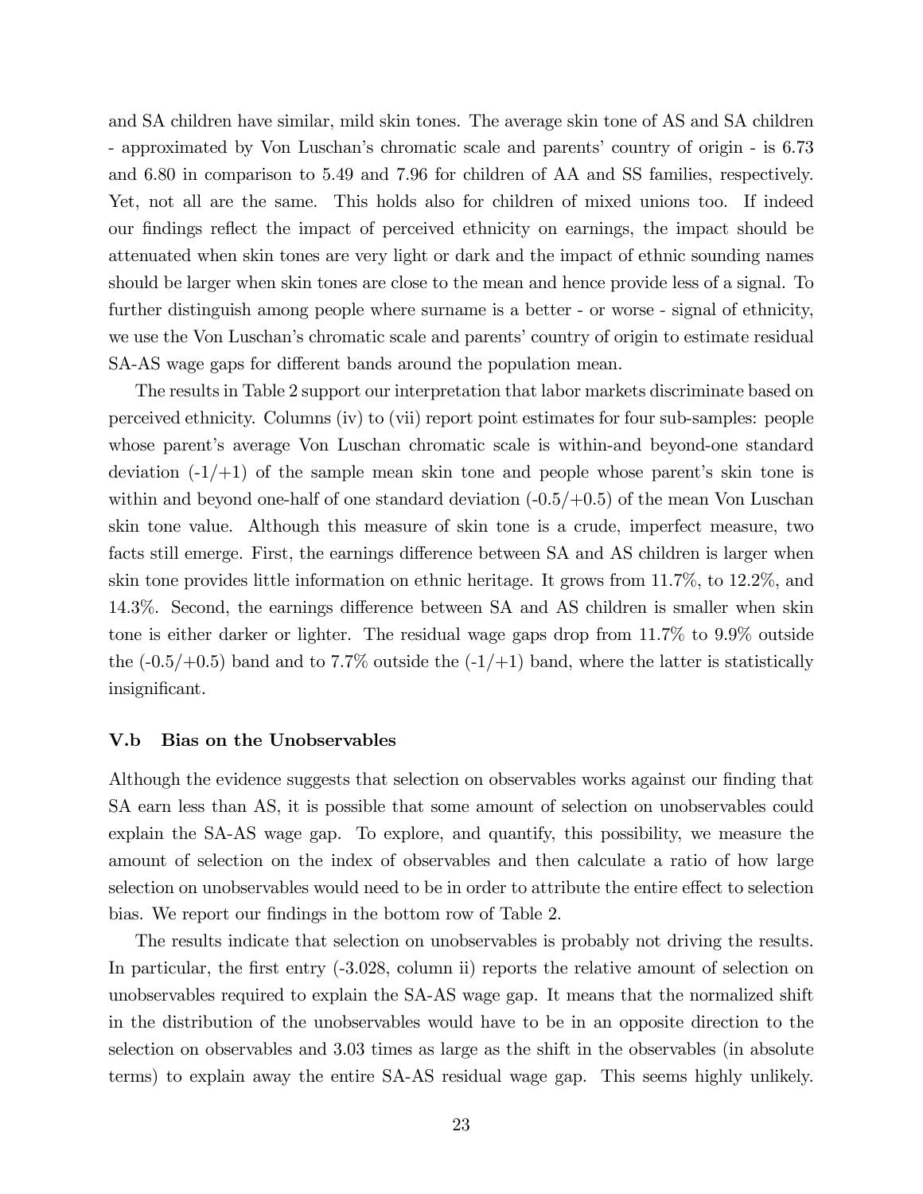and SA children have similar, mild skin tones. The average skin tone of AS and SA children - approximated by Von Luschan's chromatic scale and parents' country of origin - is 6.73 and 6.80 in comparison to 5.49 and 7.96 for children of AA and SS families, respectively. Yet, not all are the same. This holds also for children of mixed unions too. If indeed our findings reflect the impact of perceived ethnicity on earnings, the impact should be attenuated when skin tones are very light or dark and the impact of ethnic sounding names should be larger when skin tones are close to the mean and hence provide less of a signal. To further distinguish among people where surname is a better - or worse - signal of ethnicity, we use the Von Luschan's chromatic scale and parents' country of origin to estimate residual SA-AS wage gaps for different bands around the population mean.

The results in Table 2 support our interpretation that labor markets discriminate based on perceived ethnicity. Columns (iv) to (vii) report point estimates for four sub-samples: people whose parent's average Von Luschan chromatic scale is within-and beyond-one standard deviation (-1/+1) of the sample mean skin tone and people whose parent's skin tone is within and beyond one-half of one standard deviation (-0.5/+0.5) of the mean Von Luschan skin tone value. Although this measure of skin tone is a crude, imperfect measure, two facts still emerge. First, the earnings difference between SA and AS children is larger when skin tone provides little information on ethnic heritage. It grows from 11.7%, to 12.2%, and 14.3%. Second, the earnings difference between SA and AS children is smaller when skin tone is either darker or lighter. The residual wage gaps drop from 11.7% to 9.9% outside the (-0.5/+0.5) band and to 7.7% outside the (-1/+1) band, where the latter is statistically insignificant.

### V.b Bias on the Unobservables

Although the evidence suggests that selection on observables works against our finding that SA earn less than AS, it is possible that some amount of selection on unobservables could explain the SA-AS wage gap. To explore, and quantify, this possibility, we measure the amount of selection on the index of observables and then calculate a ratio of how large selection on unobservables would need to be in order to attribute the entire effect to selection bias. We report our findings in the bottom row of Table 2.

The results indicate that selection on unobservables is probably not driving the results. In particular, the first entry (-3.028, column ii) reports the relative amount of selection on unobservables required to explain the SA-AS wage gap. It means that the normalized shift in the distribution of the unobservables would have to be in an opposite direction to the selection on observables and 3.03 times as large as the shift in the observables (in absolute terms) to explain away the entire SA-AS residual wage gap. This seems highly unlikely.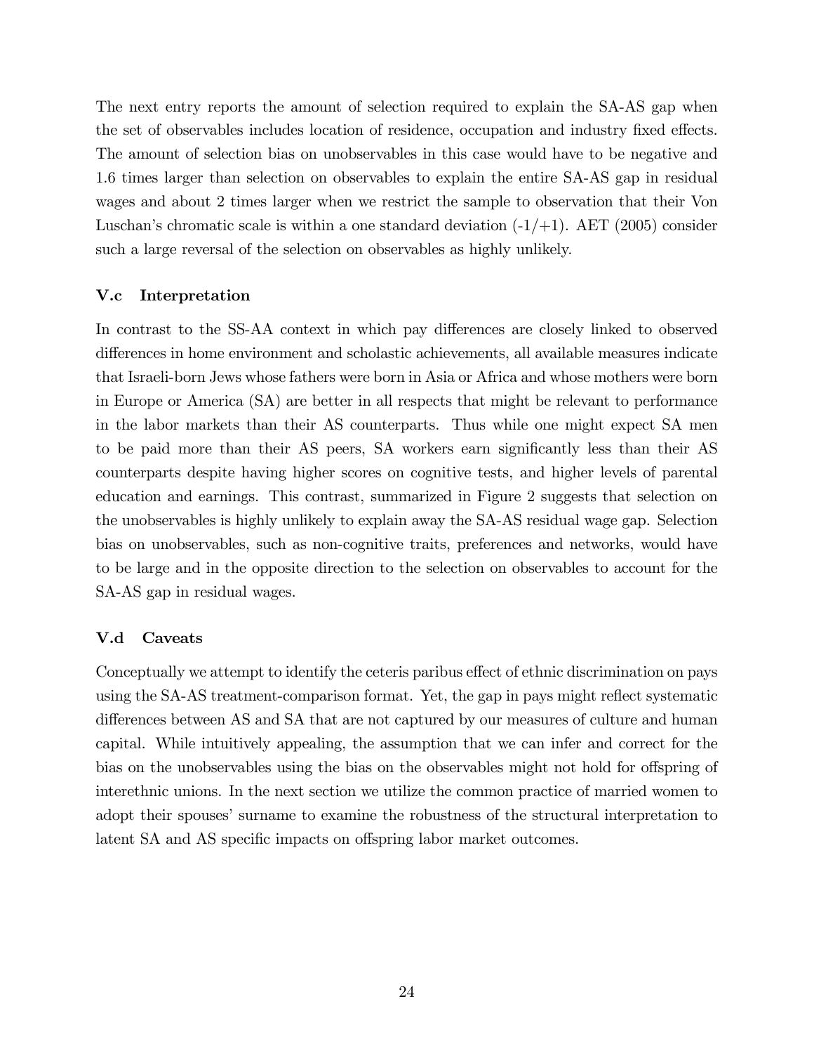The next entry reports the amount of selection required to explain the SA-AS gap when the set of observables includes location of residence, occupation and industry fixed effects. The amount of selection bias on unobservables in this case would have to be negative and 1.6 times larger than selection on observables to explain the entire SA-AS gap in residual wages and about 2 times larger when we restrict the sample to observation that their Von Luschan's chromatic scale is within a one standard deviation (-1/+1). AET (2005) consider such a large reversal of the selection on observables as highly unlikely.

### V.c Interpretation

In contrast to the SS-AA context in which pay differences are closely linked to observed differences in home environment and scholastic achievements, all available measures indicate that Israeli-born Jews whose fathers were born in Asia or Africa and whose mothers were born in Europe or America (SA) are better in all respects that might be relevant to performance in the labor markets than their AS counterparts. Thus while one might expect SA men to be paid more than their AS peers, SA workers earn significantly less than their AS counterparts despite having higher scores on cognitive tests, and higher levels of parental education and earnings. This contrast, summarized in Figure 2 suggests that selection on the unobservables is highly unlikely to explain away the SA-AS residual wage gap. Selection bias on unobservables, such as non-cognitive traits, preferences and networks, would have to be large and in the opposite direction to the selection on observables to account for the SA-AS gap in residual wages.

### V.d Caveats

Conceptually we attempt to identify the ceteris paribus effect of ethnic discrimination on pays using the SA-AS treatment-comparison format. Yet, the gap in pays might reflect systematic differences between AS and SA that are not captured by our measures of culture and human capital. While intuitively appealing, the assumption that we can infer and correct for the bias on the unobservables using the bias on the observables might not hold for offspring of interethnic unions. In the next section we utilize the common practice of married women to adopt their spouses' surname to examine the robustness of the structural interpretation to latent SA and AS specific impacts on offspring labor market outcomes.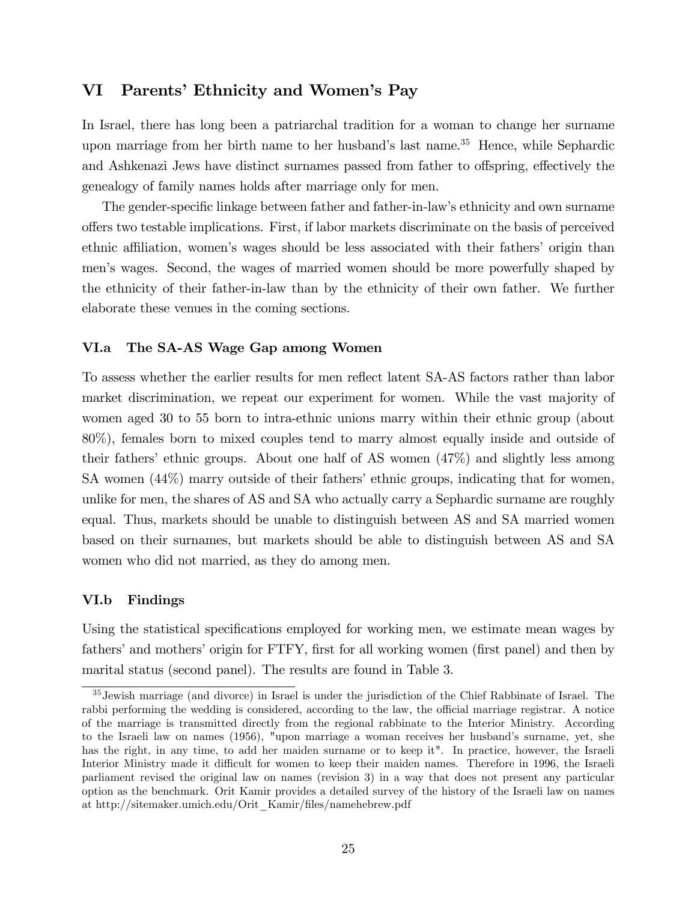## VI Parents' Ethnicity and Women's Pay

In Israel, there has long been a patriarchal tradition for a woman to change her surname upon marriage from her birth name to her husband's last name.[35] Hence, while Sephardic and Ashkenazi Jews have distinct surnames passed from father to offspring, effectively the genealogy of family names holds after marriage only for men.

The gender-specific linkage between father and father-in-law's ethnicity and own surname offers two testable implications. First, if labor markets discriminate on the basis of perceived ethnic affiliation, women's wages should be less associated with their fathers' origin than men's wages. Second, the wages of married women should be more powerfully shaped by the ethnicity of their father-in-law than by the ethnicity of their own father. We further elaborate these venues in the coming sections.

### VI.a The SA-AS Wage Gap among Women

To assess whether the earlier results for men reflect latent SA-AS factors rather than labor market discrimination, we repeat our experiment for women. While the vast majority of women aged 30 to 55 born to intra-ethnic unions marry within their ethnic group (about 80%), females born to mixed couples tend to marry almost equally inside and outside of their fathers' ethnic groups. About one half of AS women (47%) and slightly less among SA women (44%) marry outside of their fathers' ethnic groups, indicating that for women, unlike for men, the shares of AS and SA who actually carry a Sephardic surname are roughly equal. Thus, markets should be unable to distinguish between AS and SA married women based on their surnames, but markets should be able to distinguish between AS and SA women who did not married, as they do among men.

### VI.b Findings

Using the statistical specifications employed for working men, we estimate mean wages by fathers' and mothers' origin for FTFY, first for all working women (first panel) and then by marital status (second panel). The results are found in Table 3.

[35] Jewish marriage (and divorce) in Israel is under the jurisdiction of the Chief Rabbinate of Israel. The rabbi performing the wedding is considered, according to the law, the official marriage registrar. A notice of the marriage is transmitted directly from the regional rabbinate to the Interior Ministry. According to the Israeli law on names (1956), "upon marriage a woman receives her husband's surname, yet, she has the right, in any time, to add her maiden surname or to keep it". In practice, however, the Israeli Interior Ministry made it difficult for women to keep their maiden names. Therefore in 1996, the Israeli parliament revised the original law on names (revision 3) in a way that does not present any particular option as the benchmark. Orit Kamir provides a detailed survey of the history of the Israeli law on names at http://sitemaker.umich.edu/Orit_Kamir/files/namehebrew.pdf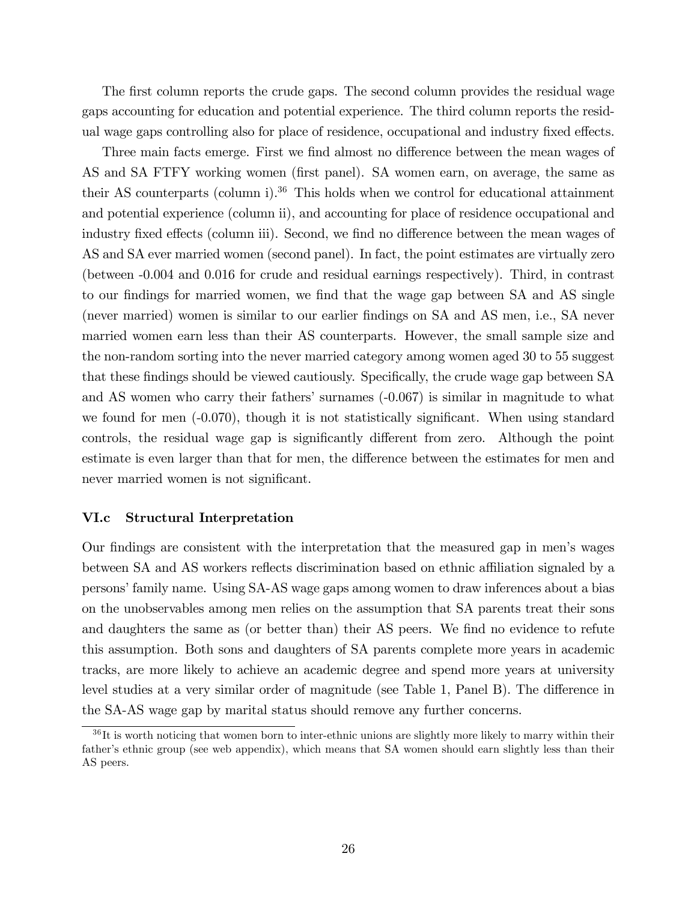The first column reports the crude gaps. The second column provides the residual wage gaps accounting for education and potential experience. The third column reports the residual wage gaps controlling also for place of residence, occupational and industry fixed effects.

Three main facts emerge. First we find almost no difference between the mean wages of AS and SA FTFY working women (first panel). SA women earn, on average, the same as their AS counterparts (column i).[36] This holds when we control for educational attainment and potential experience (column ii), and accounting for place of residence occupational and industry fixed effects (column iii). Second, we find no difference between the mean wages of AS and SA ever married women (second panel). In fact, the point estimates are virtually zero (between -0.004 and 0.016 for crude and residual earnings respectively). Third, in contrast to our findings for married women, we find that the wage gap between SA and AS single (never married) women is similar to our earlier findings on SA and AS men, i.e., SA never married women earn less than their AS counterparts. However, the small sample size and the non-random sorting into the never married category among women aged 30 to 55 suggest that these findings should be viewed cautiously. Specifically, the crude wage gap between SA and AS women who carry their fathers' surnames (-0.067) is similar in magnitude to what we found for men (-0.070), though it is not statistically significant. When using standard controls, the residual wage gap is significantly different from zero. Although the point estimate is even larger than that for men, the difference between the estimates for men and never married women is not significant.

### VI.c Structural Interpretation

Our findings are consistent with the interpretation that the measured gap in men's wages between SA and AS workers reflects discrimination based on ethnic affiliation signaled by a persons' family name. Using SA-AS wage gaps among women to draw inferences about a bias on the unobservables among men relies on the assumption that SA parents treat their sons and daughters the same as (or better than) their AS peers. We find no evidence to refute this assumption. Both sons and daughters of SA parents complete more years in academic tracks, are more likely to achieve an academic degree and spend more years at university level studies at a very similar order of magnitude (see Table 1, Panel B). The difference in the SA-AS wage gap by marital status should remove any further concerns.

[36] It is worth noticing that women born to inter-ethnic unions are slightly more likely to marry within their father's ethnic group (see web appendix), which means that SA women should earn slightly less than their AS peers.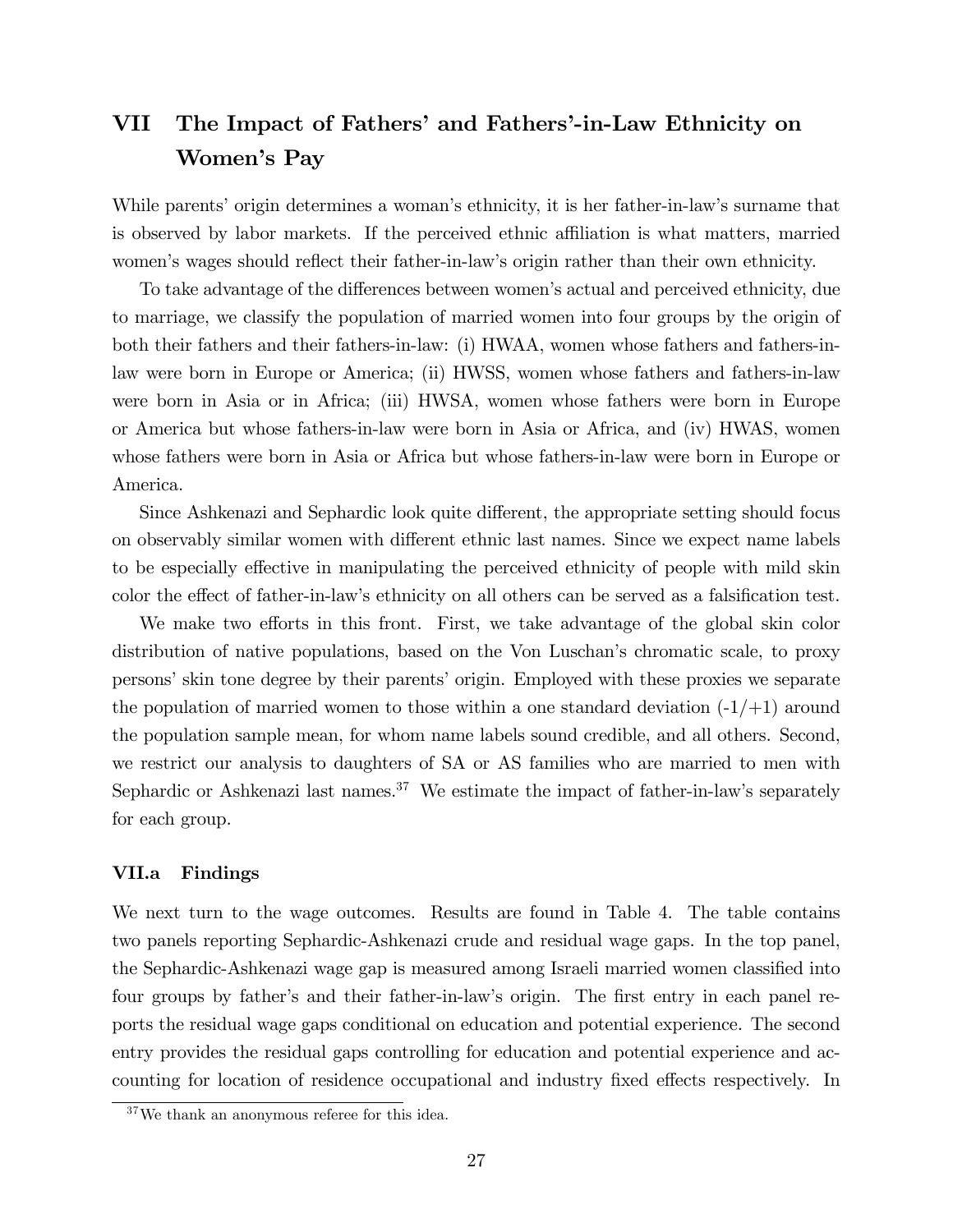## VII The Impact of Fathers' and Fathers'-in-Law Ethnicity on Women's Pay

While parents' origin determines a woman's ethnicity, it is her father-in-law's surname that is observed by labor markets. If the perceived ethnic affiliation is what matters, married women's wages should reflect their father-in-law's origin rather than their own ethnicity.

To take advantage of the differences between women's actual and perceived ethnicity, due to marriage, we classify the population of married women into four groups by the origin of both their fathers and their fathers-in-law: (i) HWAA, women whose fathers and fathers-in-law were born in Europe or America; (ii) HWSS, women whose fathers and fathers-in-law were born in Asia or in Africa; (iii) HWSA, women whose fathers were born in Europe or America but whose fathers-in-law were born in Asia or Africa, and (iv) HWAS, women whose fathers were born in Asia or Africa but whose fathers-in-law were born in Europe or America.

Since Ashkenazi and Sephardic look quite different, the appropriate setting should focus on observably similar women with different ethnic last names. Since we expect name labels to be especially effective in manipulating the perceived ethnicity of people with mild skin color the effect of father-in-law's ethnicity on all others can be served as a falsification test.

We make two efforts in this front. First, we take advantage of the global skin color distribution of native populations, based on the Von Luschan's chromatic scale, to proxy persons' skin tone degree by their parents' origin. Employed with these proxies we separate the population of married women to those within a one standard deviation (-1/+1) around the population sample mean, for whom name labels sound credible, and all others. Second, we restrict our analysis to daughters of SA or AS families who are married to men with Sephardic or Ashkenazi last names.[37] We estimate the impact of father-in-law's separately for each group.

### VII.a Findings

We next turn to the wage outcomes. Results are found in Table 4. The table contains two panels reporting Sephardic-Ashkenazi crude and residual wage gaps. In the top panel, the Sephardic-Ashkenazi wage gap is measured among Israeli married women classified into four groups by father's and their father-in-law's origin. The first entry in each panel reports the residual wage gaps conditional on education and potential experience. The second entry provides the residual gaps controlling for education and potential experience and accounting for location of residence occupational and industry fixed effects respectively. In

[37] We thank an anonymous referee for this idea.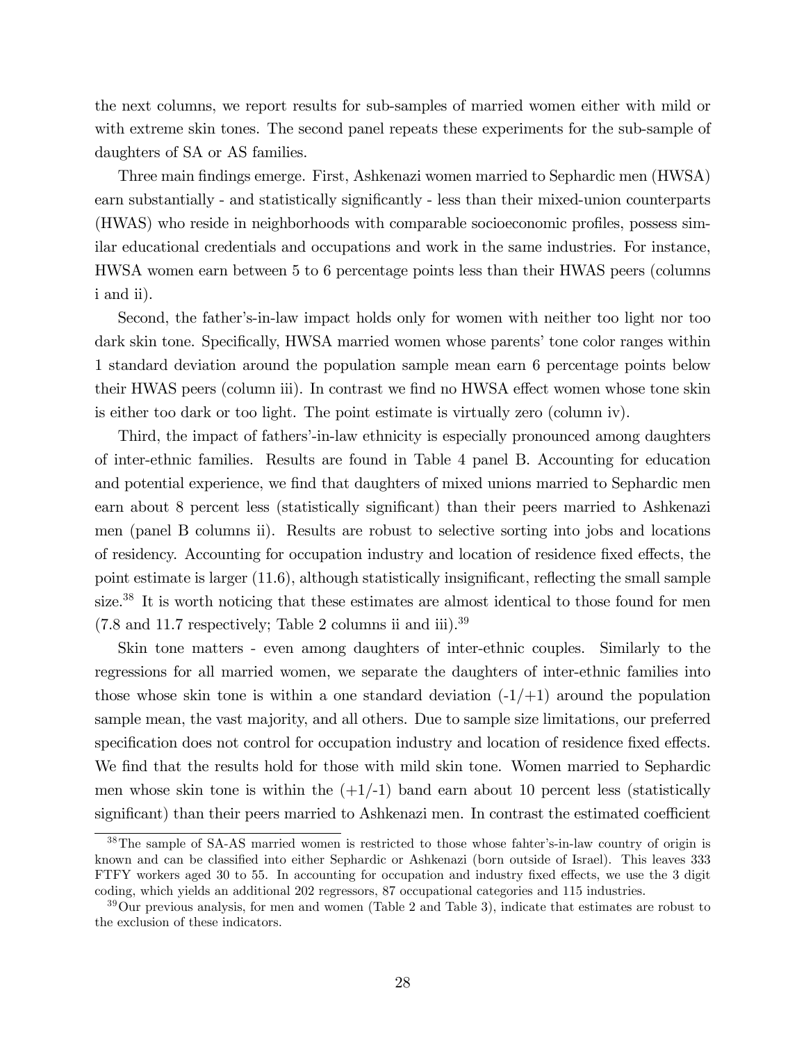the next columns, we report results for sub-samples of married women either with mild or with extreme skin tones. The second panel repeats these experiments for the sub-sample of daughters of SA or AS families.

Three main findings emerge. First, Ashkenazi women married to Sephardic men (HWSA) earn substantially - and statistically significantly - less than their mixed-union counterparts (HWAS) who reside in neighborhoods with comparable socioeconomic profiles, possess similar educational credentials and occupations and work in the same industries. For instance, HWSA women earn between 5 to 6 percentage points less than their HWAS peers (columns i and ii).

Second, the father's-in-law impact holds only for women with neither too light nor too dark skin tone. Specifically, HWSA married women whose parents' tone color ranges within 1 standard deviation around the population sample mean earn 6 percentage points below their HWAS peers (column iii). In contrast we find no HWSA effect women whose tone skin is either too dark or too light. The point estimate is virtually zero (column iv).

Third, the impact of fathers'-in-law ethnicity is especially pronounced among daughters of inter-ethnic families. Results are found in Table 4 panel B. Accounting for education and potential experience, we find that daughters of mixed unions married to Sephardic men earn about 8 percent less (statistically significant) than their peers married to Ashkenazi men (panel B columns ii). Results are robust to selective sorting into jobs and locations of residency. Accounting for occupation industry and location of residence fixed effects, the point estimate is larger (11.6), although statistically insignificant, reflecting the small sample size.[38] It is worth noticing that these estimates are almost identical to those found for men (7.8 and 11.7 respectively; Table 2 columns ii and iii).[39]

Skin tone matters - even among daughters of inter-ethnic couples. Similarly to the regressions for all married women, we separate the daughters of inter-ethnic families into those whose skin tone is within a one standard deviation (-1/+1) around the population sample mean, the vast majority, and all others. Due to sample size limitations, our preferred specification does not control for occupation industry and location of residence fixed effects. We find that the results hold for those with mild skin tone. Women married to Sephardic men whose skin tone is within the (+1/-1) band earn about 10 percent less (statistically significant) than their peers married to Ashkenazi men. In contrast the estimated coefficient

[38] The sample of SA-AS married women is restricted to those whose fahter's-in-law country of origin is known and can be classified into either Sephardic or Ashkenazi (born outside of Israel). This leaves 333 FTFY workers aged 30 to 55. In accounting for occupation and industry fixed effects, we use the 3 digit coding, which yields an additional 202 regressors, 87 occupational categories and 115 industries.

[39] Our previous analysis, for men and women (Table 2 and Table 3), indicate that estimates are robust to the exclusion of these indicators.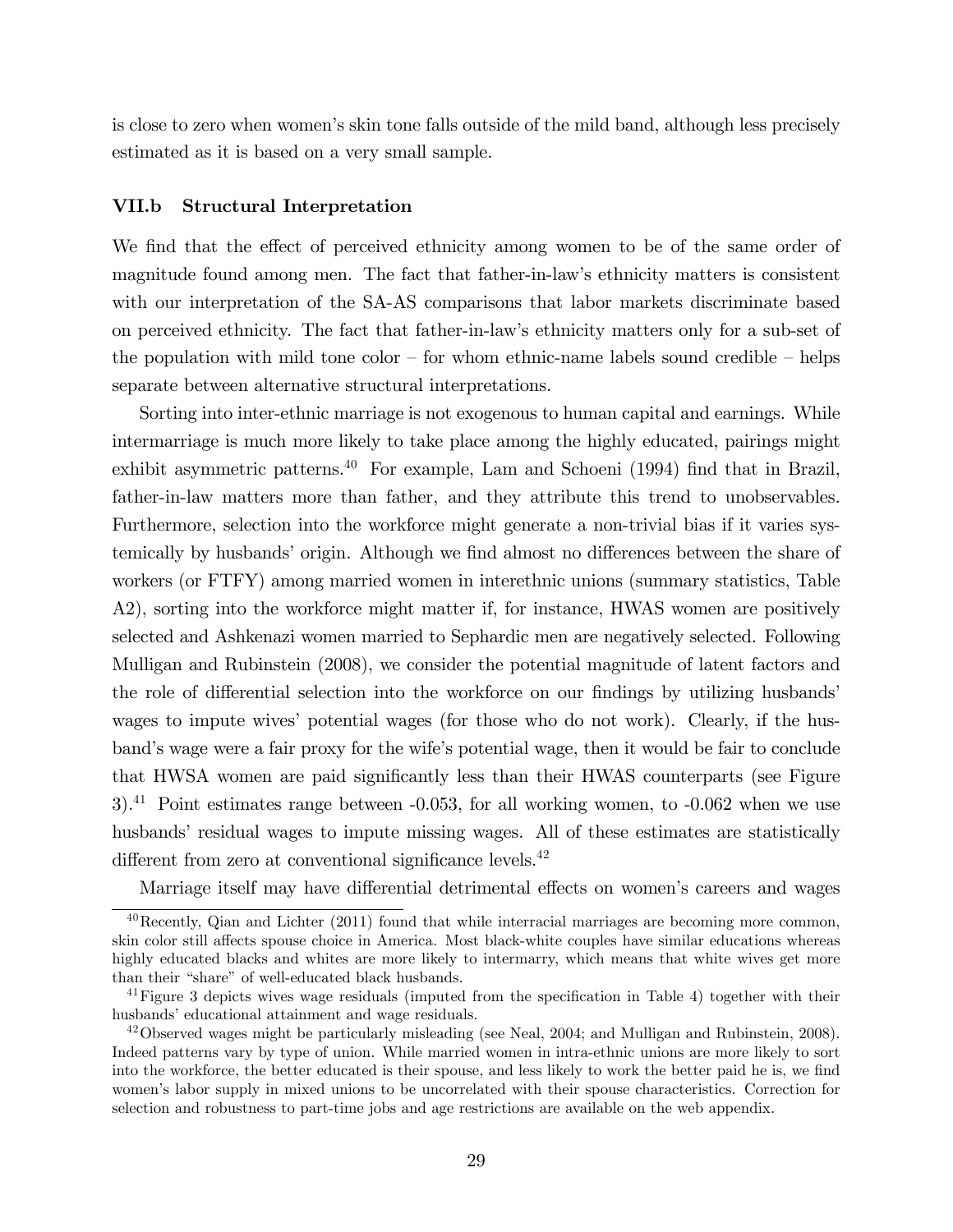is close to zero when women's skin tone falls outside of the mild band, although less precisely estimated as it is based on a very small sample.

### VII.b Structural Interpretation

We find that the effect of perceived ethnicity among women to be of the same order of magnitude found among men. The fact that father-in-law's ethnicity matters is consistent with our interpretation of the SA-AS comparisons that labor markets discriminate based on perceived ethnicity. The fact that father-in-law's ethnicity matters only for a sub-set of the population with mild tone color – for whom ethnic-name labels sound credible – helps separate between alternative structural interpretations.

Sorting into inter-ethnic marriage is not exogenous to human capital and earnings. While intermarriage is much more likely to take place among the highly educated, pairings might exhibit asymmetric patterns.[40] For example, Lam and Schoeni (1994) find that in Brazil, father-in-law matters more than father, and they attribute this trend to unobservables. Furthermore, selection into the workforce might generate a non-trivial bias if it varies systemically by husbands' origin. Although we find almost no differences between the share of workers (or FTFY) among married women in interethnic unions (summary statistics, Table A2), sorting into the workforce might matter if, for instance, HWAS women are positively selected and Ashkenazi women married to Sephardic men are negatively selected. Following Mulligan and Rubinstein (2008), we consider the potential magnitude of latent factors and the role of differential selection into the workforce on our findings by utilizing husbands' wages to impute wives' potential wages (for those who do not work). Clearly, if the husband's wage were a fair proxy for the wife's potential wage, then it would be fair to conclude that HWSA women are paid significantly less than their HWAS counterparts (see Figure 3).[41] Point estimates range between -0.053, for all working women, to -0.062 when we use husbands' residual wages to impute missing wages. All of these estimates are statistically different from zero at conventional significance levels.[42]

Marriage itself may have differential detrimental effects on women's careers and wages

[40] Recently, Qian and Lichter (2011) found that while interracial marriages are becoming more common, skin color still affects spouse choice in America. Most black-white couples have similar educations whereas highly educated blacks and whites are more likely to intermarry, which means that white wives get more than their "share" of well-educated black husbands.

[41] Figure 3 depicts wives wage residuals (imputed from the specification in Table 4) together with their husbands' educational attainment and wage residuals.

[42] Observed wages might be particularly misleading (see Neal, 2004; and Mulligan and Rubinstein, 2008). Indeed patterns vary by type of union. While married women in intra-ethnic unions are more likely to sort into the workforce, the better educated is their spouse, and less likely to work the better paid he is, we find women's labor supply in mixed unions to be uncorrelated with their spouse characteristics. Correction for selection and robustness to part-time jobs and age restrictions are available on the web appendix.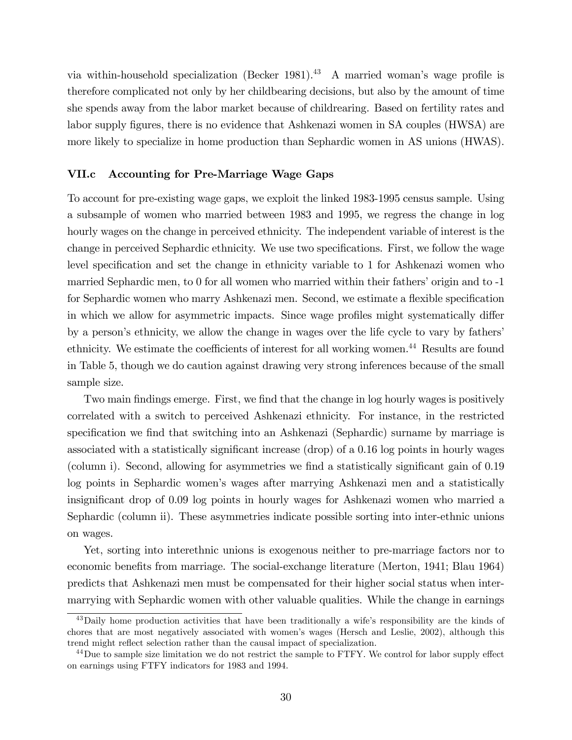via within-household specialization (Becker 1981).[43] A married woman's wage profile is therefore complicated not only by her childbearing decisions, but also by the amount of time she spends away from the labor market because of childrearing. Based on fertility rates and labor supply figures, there is no evidence that Ashkenazi women in SA couples (HWSA) are more likely to specialize in home production than Sephardic women in AS unions (HWAS).

### VII.c Accounting for Pre-Marriage Wage Gaps

To account for pre-existing wage gaps, we exploit the linked 1983-1995 census sample. Using a subsample of women who married between 1983 and 1995, we regress the change in log hourly wages on the change in perceived ethnicity. The independent variable of interest is the change in perceived Sephardic ethnicity. We use two specifications. First, we follow the wage level specification and set the change in ethnicity variable to 1 for Ashkenazi women who married Sephardic men, to 0 for all women who married within their fathers' origin and to -1 for Sephardic women who marry Ashkenazi men. Second, we estimate a flexible specification in which we allow for asymmetric impacts. Since wage profiles might systematically differ by a person's ethnicity, we allow the change in wages over the life cycle to vary by fathers' ethnicity. We estimate the coefficients of interest for all working women.[44] Results are found in Table 5, though we do caution against drawing very strong inferences because of the small sample size.

Two main findings emerge. First, we find that the change in log hourly wages is positively correlated with a switch to perceived Ashkenazi ethnicity. For instance, in the restricted specification we find that switching into an Ashkenazi (Sephardic) surname by marriage is associated with a statistically significant increase (drop) of a 0.16 log points in hourly wages (column i). Second, allowing for asymmetries we find a statistically significant gain of 0.19 log points in Sephardic women's wages after marrying Ashkenazi men and a statistically insignificant drop of 0.09 log points in hourly wages for Ashkenazi women who married a Sephardic (column ii). These asymmetries indicate possible sorting into inter-ethnic unions on wages.

Yet, sorting into interethnic unions is exogenous neither to pre-marriage factors nor to economic benefits from marriage. The social-exchange literature (Merton, 1941; Blau 1964) predicts that Ashkenazi men must be compensated for their higher social status when intermarrying with Sephardic women with other valuable qualities. While the change in earnings

---

[43] Daily home production activities that have been traditionally a wife's responsibility are the kinds of chores that are most negatively associated with women's wages (Hersch and Leslie, 2002), although this trend might reflect selection rather than the causal impact of specialization.

[44] Due to sample size limitation we do not restrict the sample to FTFY. We control for labor supply effect on earnings using FTFY indicators for 1983 and 1994.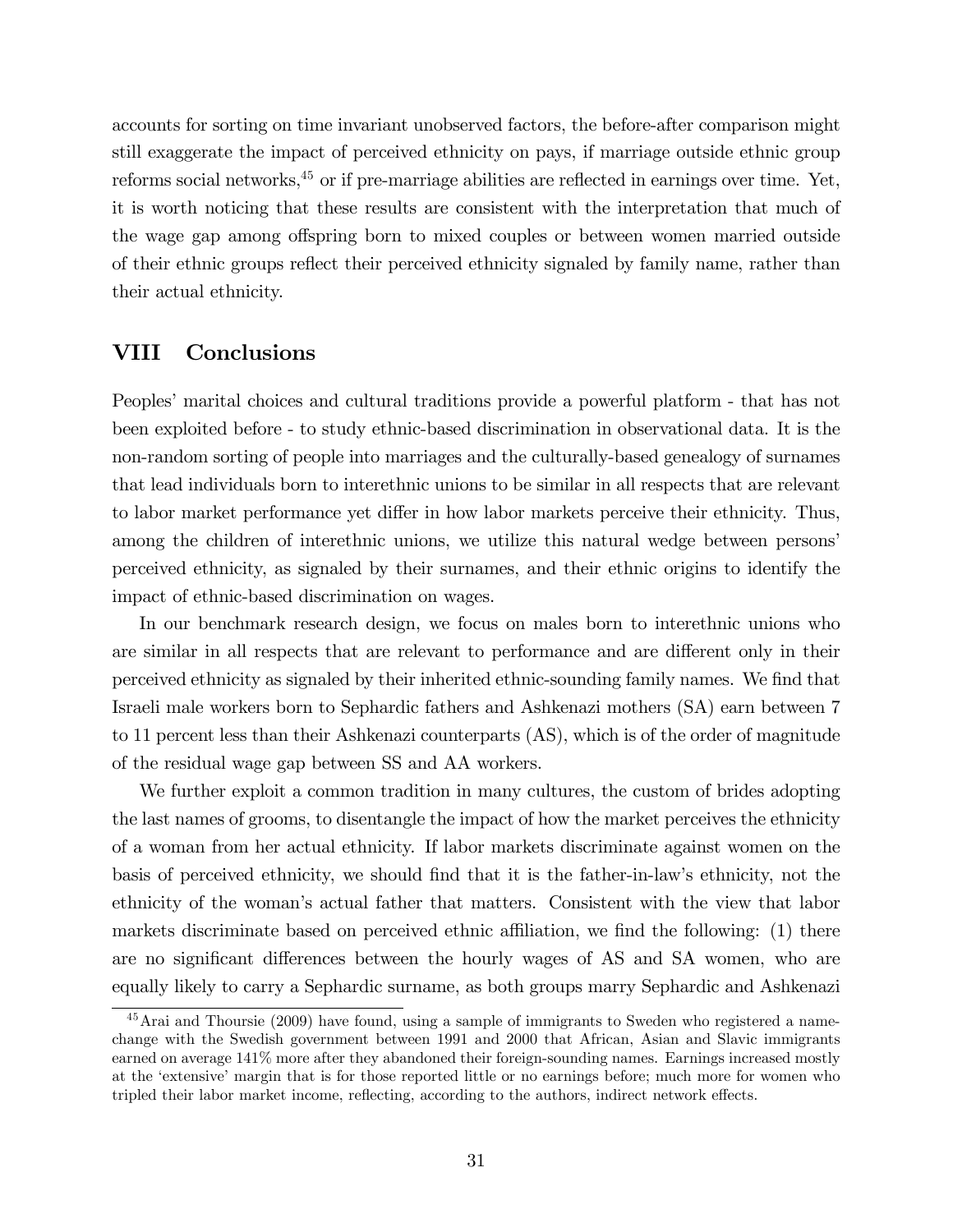accounts for sorting on time invariant unobserved factors, the before-after comparison might still exaggerate the impact of perceived ethnicity on pays, if marriage outside ethnic group reforms social networks,[45] or if pre-marriage abilities are reflected in earnings over time. Yet, it is worth noticing that these results are consistent with the interpretation that much of the wage gap among offspring born to mixed couples or between women married outside of their ethnic groups reflect their perceived ethnicity signaled by family name, rather than their actual ethnicity.

## VIII Conclusions

Peoples' marital choices and cultural traditions provide a powerful platform - that has not been exploited before - to study ethnic-based discrimination in observational data. It is the non-random sorting of people into marriages and the culturally-based genealogy of surnames that lead individuals born to interethnic unions to be similar in all respects that are relevant to labor market performance yet differ in how labor markets perceive their ethnicity. Thus, among the children of interethnic unions, we utilize this natural wedge between persons' perceived ethnicity, as signaled by their surnames, and their ethnic origins to identify the impact of ethnic-based discrimination on wages.

In our benchmark research design, we focus on males born to interethnic unions who are similar in all respects that are relevant to performance and are different only in their perceived ethnicity as signaled by their inherited ethnic-sounding family names. We find that Israeli male workers born to Sephardic fathers and Ashkenazi mothers (SA) earn between 7 to 11 percent less than their Ashkenazi counterparts (AS), which is of the order of magnitude of the residual wage gap between SS and AA workers.

We further exploit a common tradition in many cultures, the custom of brides adopting the last names of grooms, to disentangle the impact of how the market perceives the ethnicity of a woman from her actual ethnicity. If labor markets discriminate against women on the basis of perceived ethnicity, we should find that it is the father-in-law's ethnicity, not the ethnicity of the woman's actual father that matters. Consistent with the view that labor markets discriminate based on perceived ethnic affiliation, we find the following: (1) there are no significant differences between the hourly wages of AS and SA women, who are equally likely to carry a Sephardic surname, as both groups marry Sephardic and Ashkenazi

[45] Arai and Thoursie (2009) have found, using a sample of immigrants to Sweden who registered a name-change with the Swedish government between 1991 and 2000 that African, Asian and Slavic immigrants earned on average 141% more after they abandoned their foreign-sounding names. Earnings increased mostly at the 'extensive' margin that is for those reported little or no earnings before; much more for women who tripled their labor market income, reflecting, according to the authors, indirect network effects.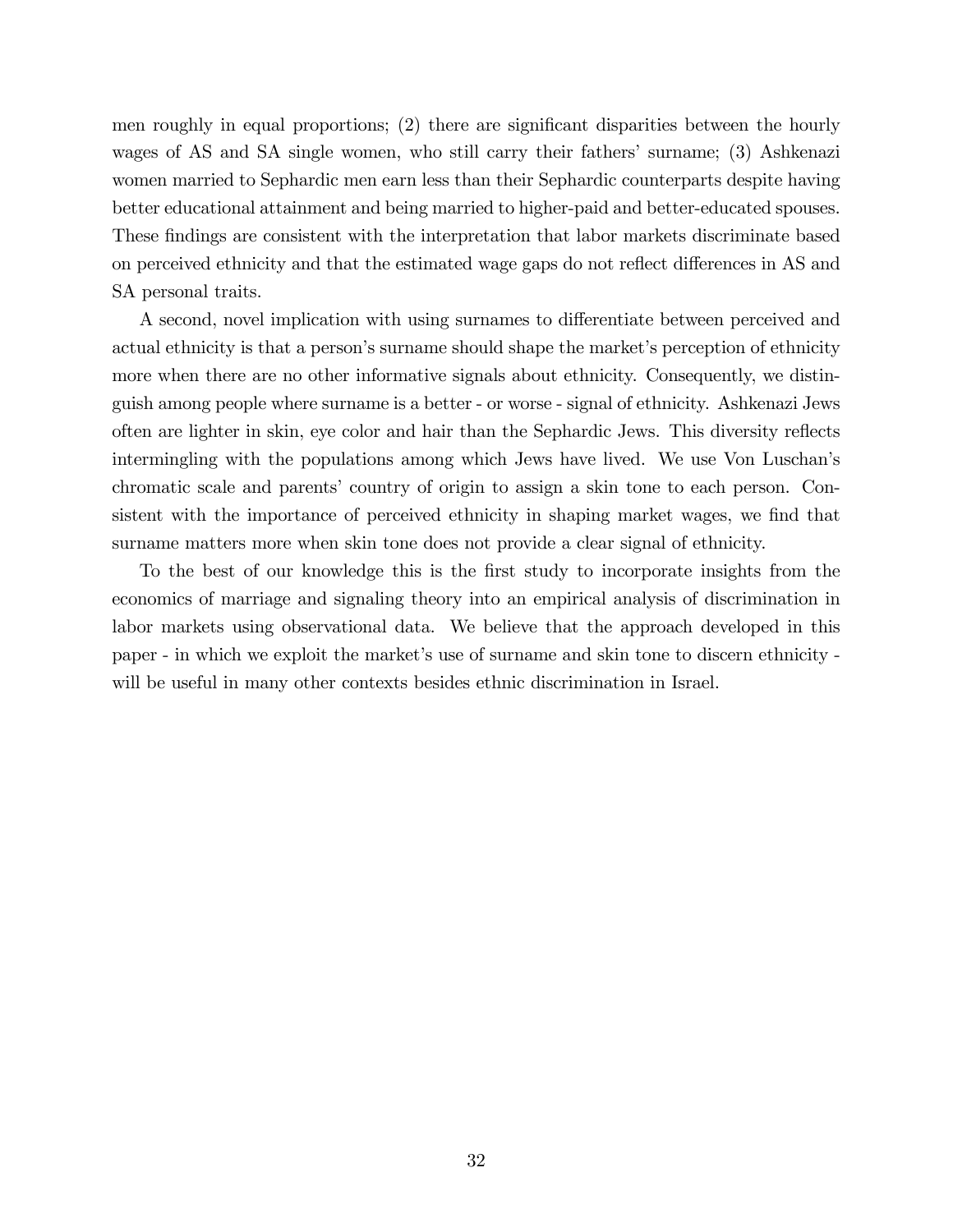men roughly in equal proportions; (2) there are significant disparities between the hourly wages of AS and SA single women, who still carry their fathers' surname; (3) Ashkenazi women married to Sephardic men earn less than their Sephardic counterparts despite having better educational attainment and being married to higher-paid and better-educated spouses. These findings are consistent with the interpretation that labor markets discriminate based on perceived ethnicity and that the estimated wage gaps do not reflect differences in AS and SA personal traits.

A second, novel implication with using surnames to differentiate between perceived and actual ethnicity is that a person's surname should shape the market's perception of ethnicity more when there are no other informative signals about ethnicity. Consequently, we distinguish among people where surname is a better - or worse - signal of ethnicity. Ashkenazi Jews often are lighter in skin, eye color and hair than the Sephardic Jews. This diversity reflects intermingling with the populations among which Jews have lived. We use Von Luschan's chromatic scale and parents' country of origin to assign a skin tone to each person. Consistent with the importance of perceived ethnicity in shaping market wages, we find that surname matters more when skin tone does not provide a clear signal of ethnicity.

To the best of our knowledge this is the first study to incorporate insights from the economics of marriage and signaling theory into an empirical analysis of discrimination in labor markets using observational data. We believe that the approach developed in this paper - in which we exploit the market's use of surname and skin tone to discern ethnicity - will be useful in many other contexts besides ethnic discrimination in Israel.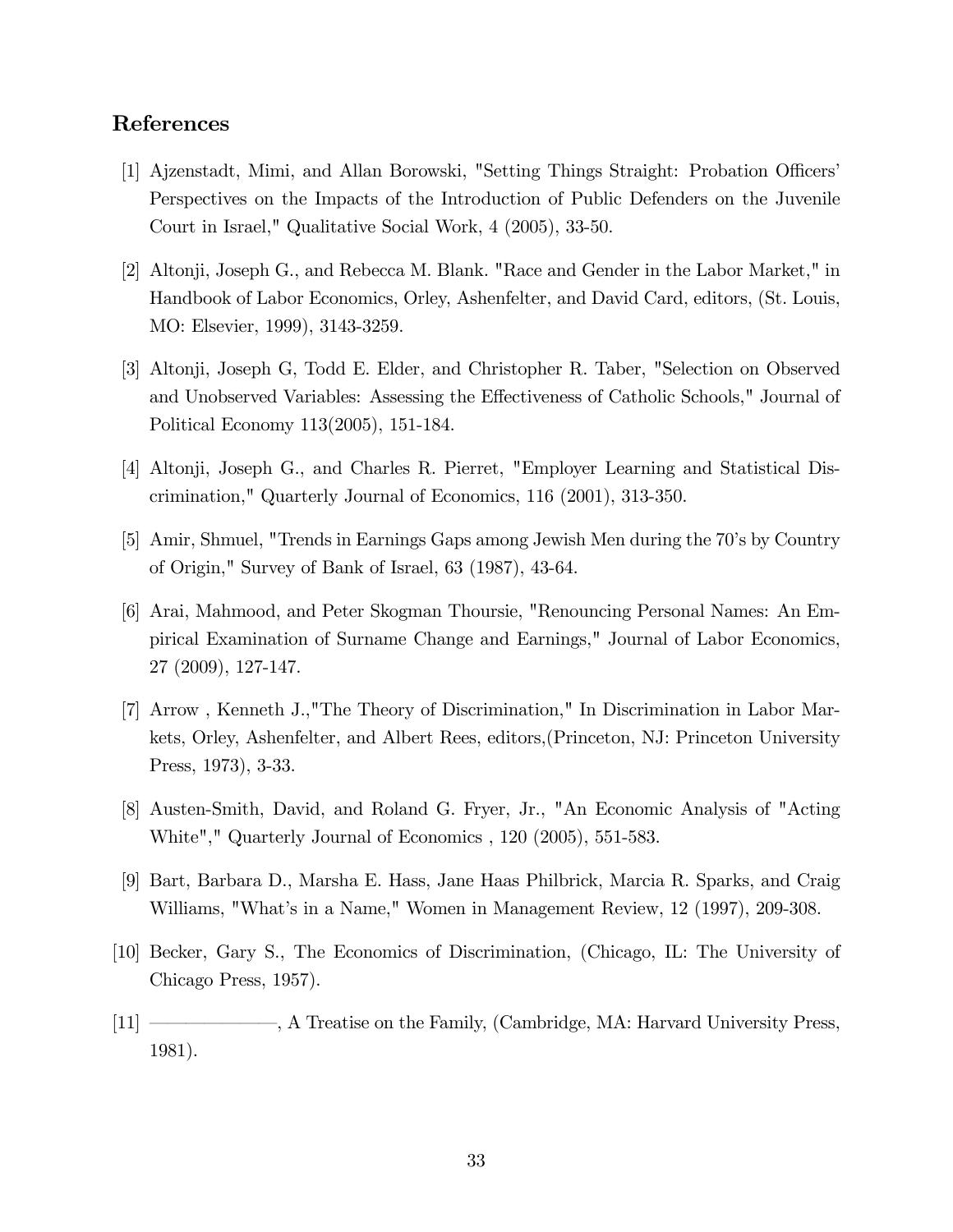## References

[1] Ajzenstadt, Mimi, and Allan Borowski, "Setting Things Straight: Probation Officers' Perspectives on the Impacts of the Introduction of Public Defenders on the Juvenile Court in Israel," Qualitative Social Work, 4 (2005), 33-50.

[2] Altonji, Joseph G., and Rebecca M. Blank. "Race and Gender in the Labor Market," in Handbook of Labor Economics, Orley, Ashenfelter, and David Card, editors, (St. Louis, MO: Elsevier, 1999), 3143-3259.

[3] Altonji, Joseph G, Todd E. Elder, and Christopher R. Taber, "Selection on Observed and Unobserved Variables: Assessing the Effectiveness of Catholic Schools," Journal of Political Economy 113(2005), 151-184.

[4] Altonji, Joseph G., and Charles R. Pierret, "Employer Learning and Statistical Discrimination," Quarterly Journal of Economics, 116 (2001), 313-350.

[5] Amir, Shmuel, "Trends in Earnings Gaps among Jewish Men during the 70's by Country of Origin," Survey of Bank of Israel, 63 (1987), 43-64.

[6] Arai, Mahmood, and Peter Skogman Thoursie, "Renouncing Personal Names: An Empirical Examination of Surname Change and Earnings," Journal of Labor Economics, 27 (2009), 127-147.

[7] Arrow , Kenneth J.,"The Theory of Discrimination," In Discrimination in Labor Markets, Orley, Ashenfelter, and Albert Rees, editors,(Princeton, NJ: Princeton University Press, 1973), 3-33.

[8] Austen-Smith, David, and Roland G. Fryer, Jr., "An Economic Analysis of "Acting White"," Quarterly Journal of Economics , 120 (2005), 551-583.

[9] Bart, Barbara D., Marsha E. Hass, Jane Haas Philbrick, Marcia R. Sparks, and Craig Williams, "What's in a Name," Women in Management Review, 12 (1997), 209-308.

[10] Becker, Gary S., The Economics of Discrimination, (Chicago, IL: The University of Chicago Press, 1957).

[11] ——————, A Treatise on the Family, (Cambridge, MA: Harvard University Press, 1981).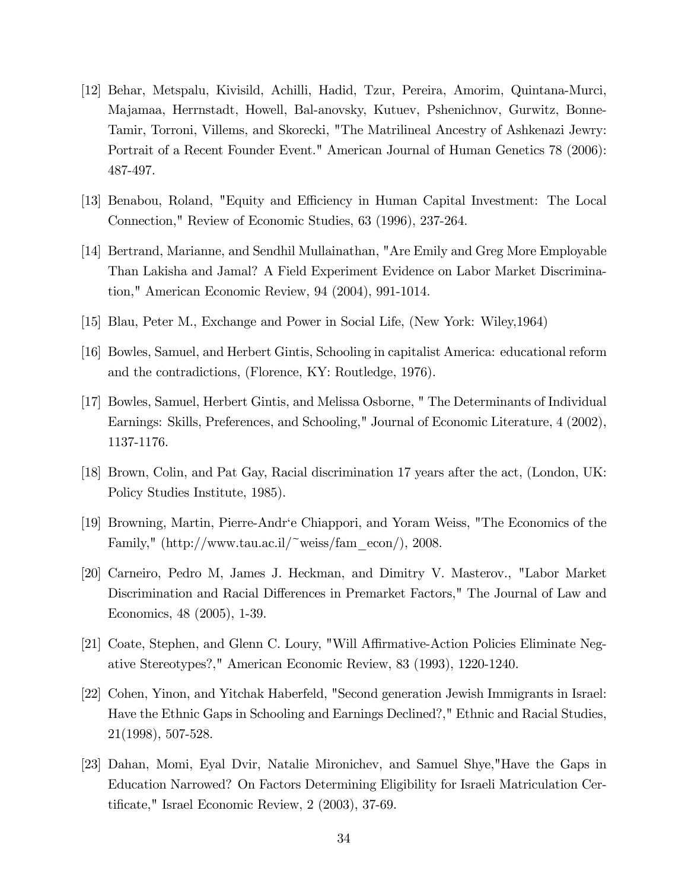[12] Behar, Metspalu, Kivisild, Achilli, Hadid, Tzur, Pereira, Amorim, Quintana-Murci, Majamaa, Herrnstadt, Howell, Bal-anovsky, Kutuev, Pshenichnov, Gurwitz, Bonne-Tamir, Torroni, Villems, and Skorecki, "The Matrilineal Ancestry of Ashkenazi Jewry: Portrait of a Recent Founder Event." American Journal of Human Genetics 78 (2006): 487-497.

[13] Benabou, Roland, "Equity and Efficiency in Human Capital Investment: The Local Connection," Review of Economic Studies, 63 (1996), 237-264.

[14] Bertrand, Marianne, and Sendhil Mullainathan, "Are Emily and Greg More Employable Than Lakisha and Jamal? A Field Experiment Evidence on Labor Market Discrimination," American Economic Review, 94 (2004), 991-1014.

[15] Blau, Peter M., Exchange and Power in Social Life, (New York: Wiley,1964)

[16] Bowles, Samuel, and Herbert Gintis, Schooling in capitalist America: educational reform and the contradictions, (Florence, KY: Routledge, 1976).

[17] Bowles, Samuel, Herbert Gintis, and Melissa Osborne, " The Determinants of Individual Earnings: Skills, Preferences, and Schooling," Journal of Economic Literature, 4 (2002), 1137-1176.

[18] Brown, Colin, and Pat Gay, Racial discrimination 17 years after the act, (London, UK: Policy Studies Institute, 1985).

[19] Browning, Martin, Pierre-Andr'e Chiappori, and Yoram Weiss, "The Economics of the Family," (http://www.tau.ac.il/~weiss/fam_econ/), 2008.

[20] Carneiro, Pedro M, James J. Heckman, and Dimitry V. Masterov., "Labor Market Discrimination and Racial Differences in Premarket Factors," The Journal of Law and Economics, 48 (2005), 1-39.

[21] Coate, Stephen, and Glenn C. Loury, "Will Affirmative-Action Policies Eliminate Negative Stereotypes?," American Economic Review, 83 (1993), 1220-1240.

[22] Cohen, Yinon, and Yitchak Haberfeld, "Second generation Jewish Immigrants in Israel: Have the Ethnic Gaps in Schooling and Earnings Declined?," Ethnic and Racial Studies, 21(1998), 507-528.

[23] Dahan, Momi, Eyal Dvir, Natalie Mironichev, and Samuel Shye,"Have the Gaps in Education Narrowed? On Factors Determining Eligibility for Israeli Matriculation Certificate," Israel Economic Review, 2 (2003), 37-69.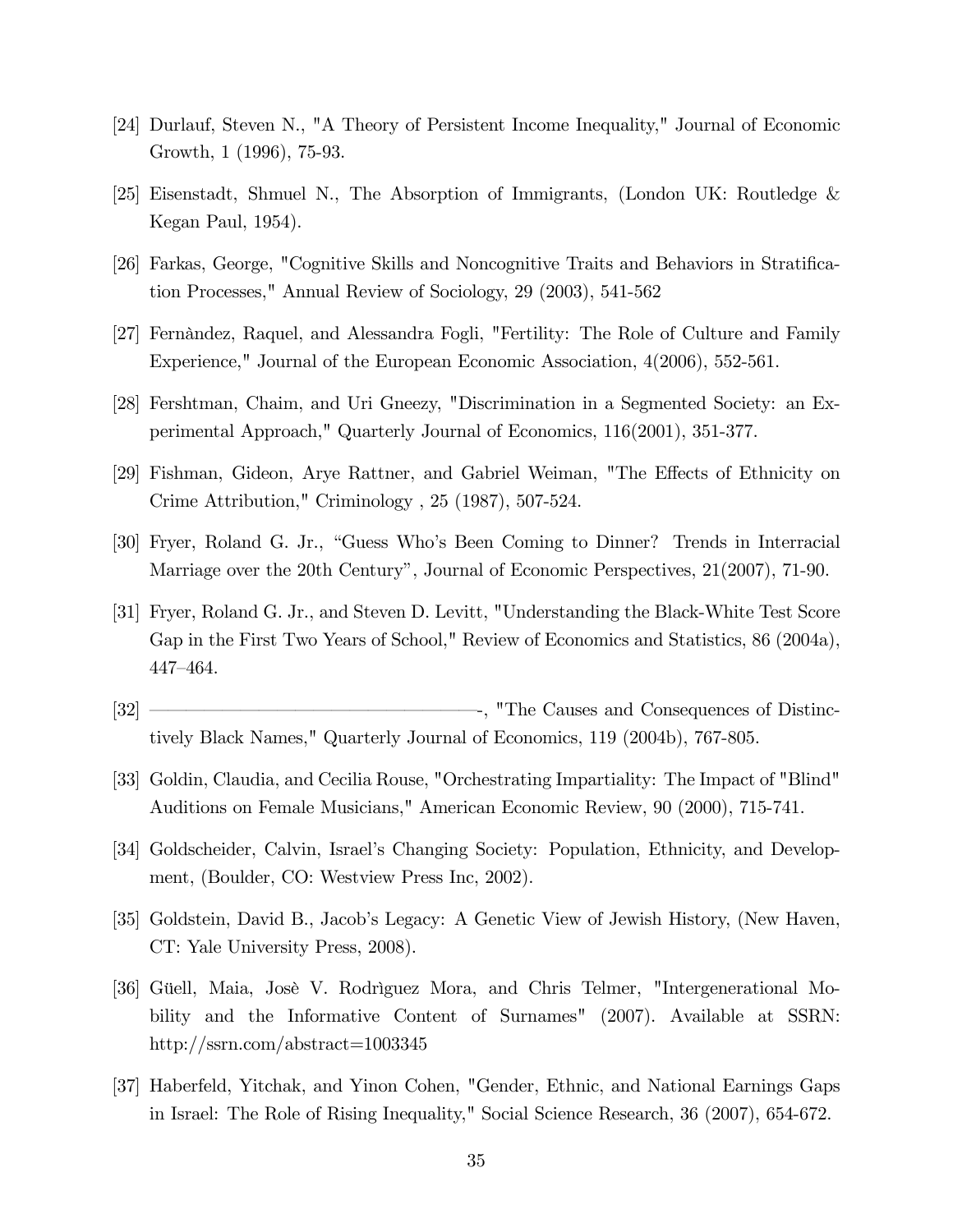[24] Durlauf, Steven N., "A Theory of Persistent Income Inequality," Journal of Economic Growth, 1 (1996), 75-93.

[25] Eisenstadt, Shmuel N., The Absorption of Immigrants, (London UK: Routledge & Kegan Paul, 1954).

[26] Farkas, George, "Cognitive Skills and Noncognitive Traits and Behaviors in Stratification Processes," Annual Review of Sociology, 29 (2003), 541-562

[27] Fernàndez, Raquel, and Alessandra Fogli, "Fertility: The Role of Culture and Family Experience," Journal of the European Economic Association, 4(2006), 552-561.

[28] Fershtman, Chaim, and Uri Gneezy, "Discrimination in a Segmented Society: an Experimental Approach," Quarterly Journal of Economics, 116(2001), 351-377.

[29] Fishman, Gideon, Arye Rattner, and Gabriel Weiman, "The Effects of Ethnicity on Crime Attribution," Criminology , 25 (1987), 507-524.

[30] Fryer, Roland G. Jr., "Guess Who's Been Coming to Dinner? Trends in Interracial Marriage over the 20th Century", Journal of Economic Perspectives, 21(2007), 71-90.

[31] Fryer, Roland G. Jr., and Steven D. Levitt, "Understanding the Black-White Test Score Gap in the First Two Years of School," Review of Economics and Statistics, 86 (2004a), 447–464.

[32] ——————————————————-, "The Causes and Consequences of Distinctively Black Names," Quarterly Journal of Economics, 119 (2004b), 767-805.

[33] Goldin, Claudia, and Cecilia Rouse, "Orchestrating Impartiality: The Impact of "Blind" Auditions on Female Musicians," American Economic Review, 90 (2000), 715-741.

[34] Goldscheider, Calvin, Israel's Changing Society: Population, Ethnicity, and Development, (Boulder, CO: Westview Press Inc, 2002).

[35] Goldstein, David B., Jacob's Legacy: A Genetic View of Jewish History, (New Haven, CT: Yale University Press, 2008).

[36] Güell, Maia, Josè V. Rodrìguez Mora, and Chris Telmer, "Intergenerational Mobility and the Informative Content of Surnames" (2007). Available at SSRN: http://ssrn.com/abstract=1003345

[37] Haberfeld, Yitchak, and Yinon Cohen, "Gender, Ethnic, and National Earnings Gaps in Israel: The Role of Rising Inequality," Social Science Research, 36 (2007), 654-672.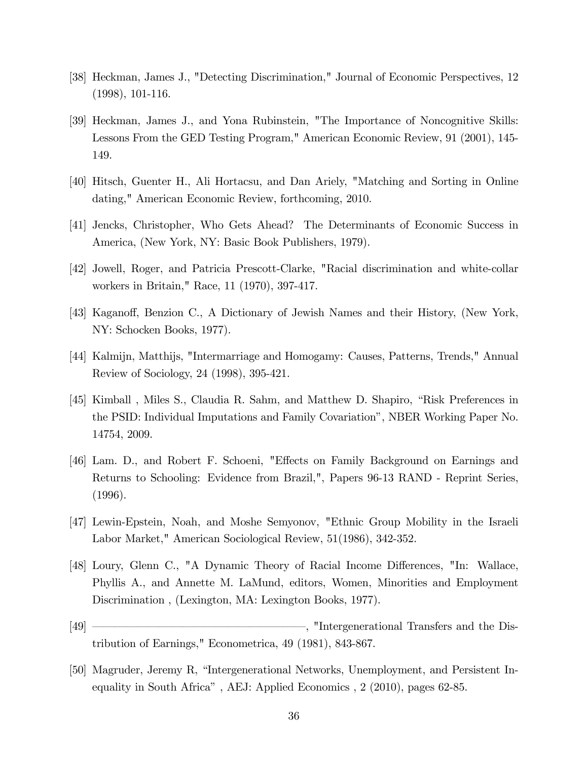[38] Heckman, James J., "Detecting Discrimination," Journal of Economic Perspectives, 12 (1998), 101-116.

[39] Heckman, James J., and Yona Rubinstein, "The Importance of Noncognitive Skills: Lessons From the GED Testing Program," American Economic Review, 91 (2001), 145-149.

[40] Hitsch, Guenter H., Ali Hortacsu, and Dan Ariely, "Matching and Sorting in Online dating," American Economic Review, forthcoming, 2010.

[41] Jencks, Christopher, Who Gets Ahead? The Determinants of Economic Success in America, (New York, NY: Basic Book Publishers, 1979).

[42] Jowell, Roger, and Patricia Prescott-Clarke, "Racial discrimination and white-collar workers in Britain," Race, 11 (1970), 397-417.

[43] Kaganoff, Benzion C., A Dictionary of Jewish Names and their History, (New York, NY: Schocken Books, 1977).

[44] Kalmijn, Matthijs, "Intermarriage and Homogamy: Causes, Patterns, Trends," Annual Review of Sociology, 24 (1998), 395-421.

[45] Kimball , Miles S., Claudia R. Sahm, and Matthew D. Shapiro, "Risk Preferences in the PSID: Individual Imputations and Family Covariation", NBER Working Paper No. 14754, 2009.

[46] Lam. D., and Robert F. Schoeni, "Effects on Family Background on Earnings and Returns to Schooling: Evidence from Brazil,", Papers 96-13 RAND - Reprint Series, (1996).

[47] Lewin-Epstein, Noah, and Moshe Semyonov, "Ethnic Group Mobility in the Israeli Labor Market," American Sociological Review, 51(1986), 342-352.

[48] Loury, Glenn C., "A Dynamic Theory of Racial Income Differences, "In: Wallace, Phyllis A., and Annette M. LaMund, editors, Women, Minorities and Employment Discrimination , (Lexington, MA: Lexington Books, 1977).

[49] ——————————————, "Intergenerational Transfers and the Distribution of Earnings," Econometrica, 49 (1981), 843-867.

[50] Magruder, Jeremy R, "Intergenerational Networks, Unemployment, and Persistent Inequality in South Africa" , AEJ: Applied Economics , 2 (2010), pages 62-85.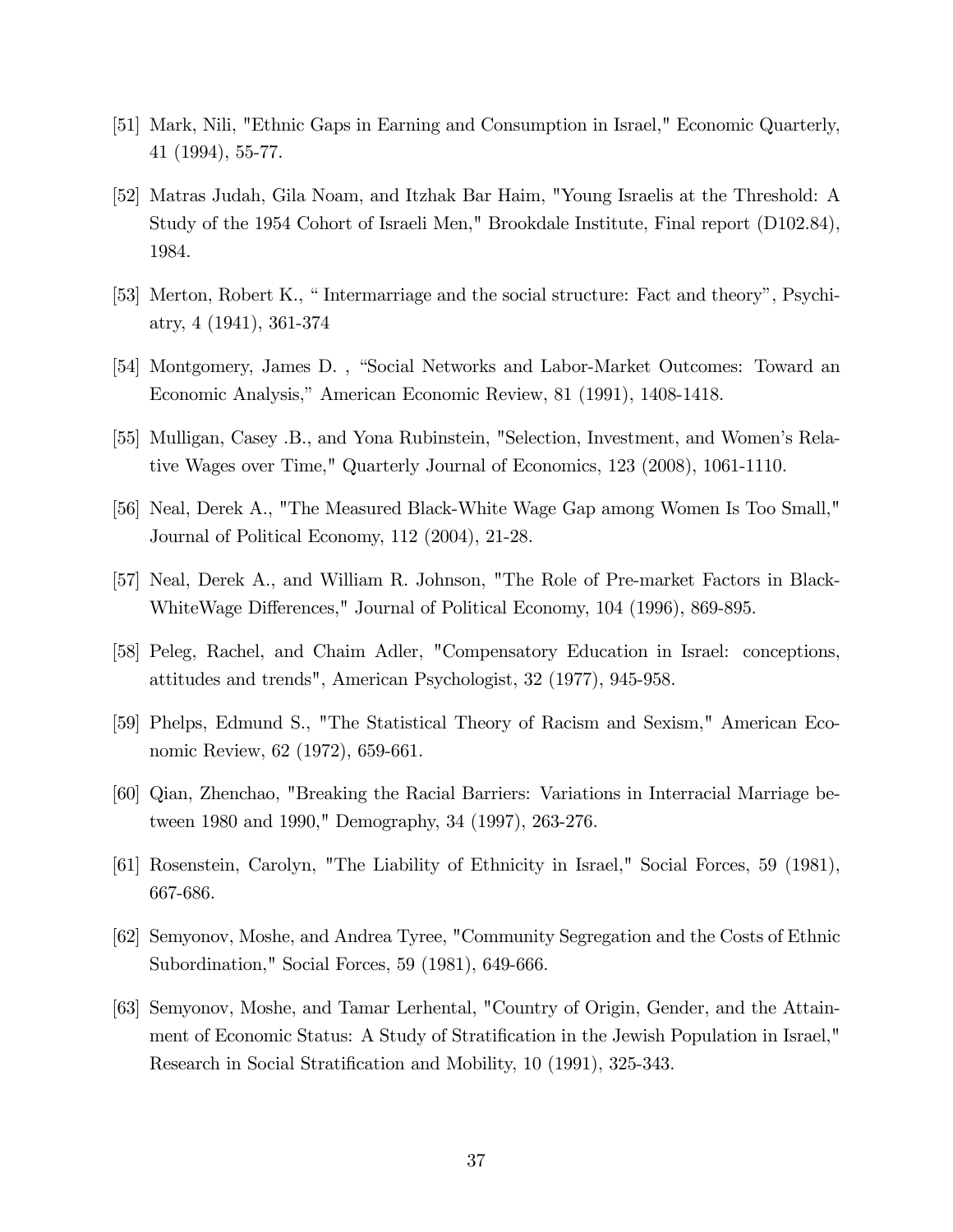[51] Mark, Nili, "Ethnic Gaps in Earning and Consumption in Israel," Economic Quarterly, 41 (1994), 55-77.

[52] Matras Judah, Gila Noam, and Itzhak Bar Haim, "Young Israelis at the Threshold: A Study of the 1954 Cohort of Israeli Men," Brookdale Institute, Final report (D102.84), 1984.

[53] Merton, Robert K., " Intermarriage and the social structure: Fact and theory", Psychiatry, 4 (1941), 361-374

[54] Montgomery, James D. , "Social Networks and Labor-Market Outcomes: Toward an Economic Analysis," American Economic Review, 81 (1991), 1408-1418.

[55] Mulligan, Casey .B., and Yona Rubinstein, "Selection, Investment, and Women's Relative Wages over Time," Quarterly Journal of Economics, 123 (2008), 1061-1110.

[56] Neal, Derek A., "The Measured Black-White Wage Gap among Women Is Too Small," Journal of Political Economy, 112 (2004), 21-28.

[57] Neal, Derek A., and William R. Johnson, "The Role of Pre-market Factors in Black-WhiteWage Differences," Journal of Political Economy, 104 (1996), 869-895.

[58] Peleg, Rachel, and Chaim Adler, "Compensatory Education in Israel: conceptions, attitudes and trends", American Psychologist, 32 (1977), 945-958.

[59] Phelps, Edmund S., "The Statistical Theory of Racism and Sexism," American Economic Review, 62 (1972), 659-661.

[60] Qian, Zhenchao, "Breaking the Racial Barriers: Variations in Interracial Marriage between 1980 and 1990," Demography, 34 (1997), 263-276.

[61] Rosenstein, Carolyn, "The Liability of Ethnicity in Israel," Social Forces, 59 (1981), 667-686.

[62] Semyonov, Moshe, and Andrea Tyree, "Community Segregation and the Costs of Ethnic Subordination," Social Forces, 59 (1981), 649-666.

[63] Semyonov, Moshe, and Tamar Lerhental, "Country of Origin, Gender, and the Attainment of Economic Status: A Study of Stratification in the Jewish Population in Israel," Research in Social Stratification and Mobility, 10 (1991), 325-343.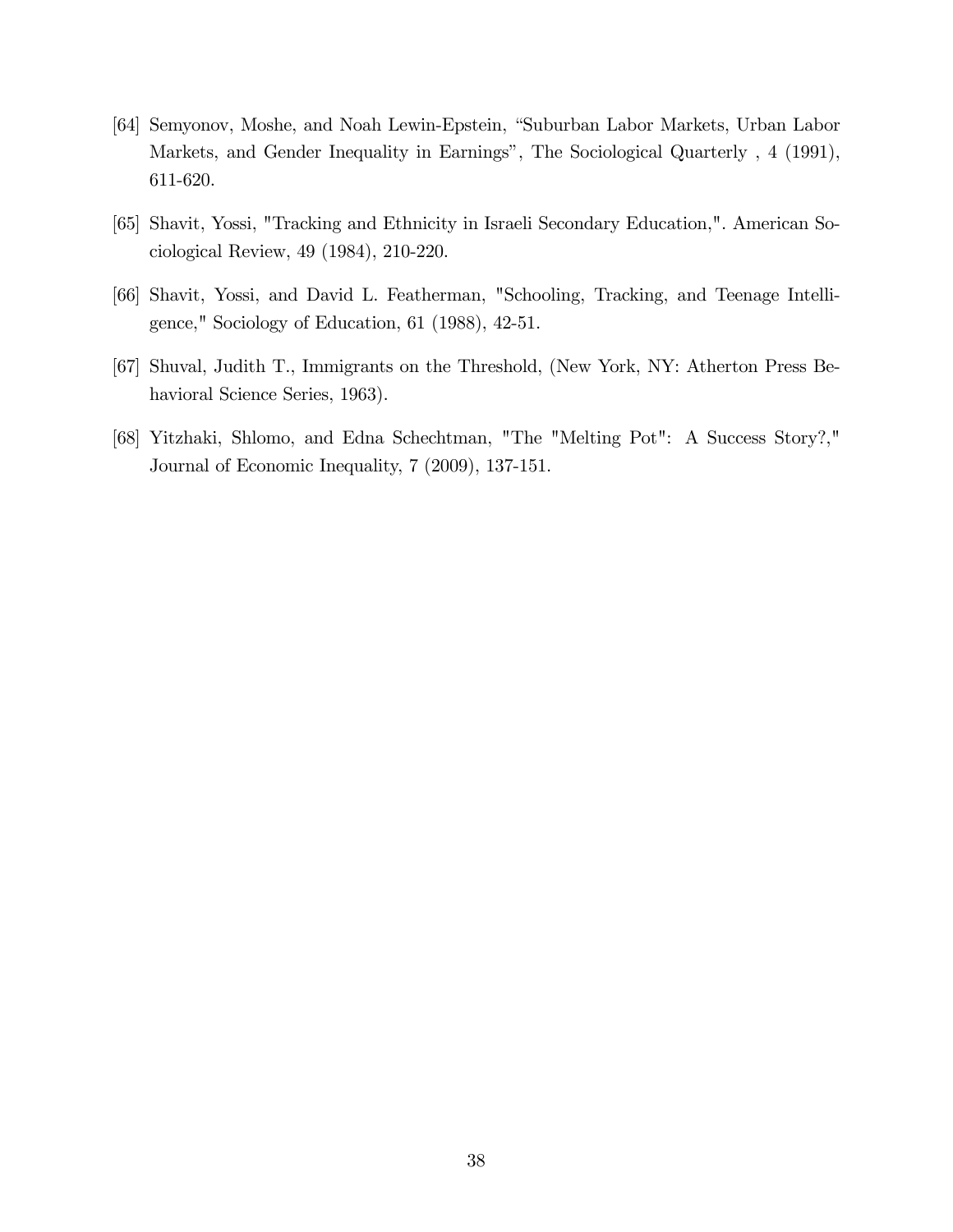[64] Semyonov, Moshe, and Noah Lewin-Epstein, "Suburban Labor Markets, Urban Labor Markets, and Gender Inequality in Earnings", The Sociological Quarterly , 4 (1991), 611-620.

[65] Shavit, Yossi, "Tracking and Ethnicity in Israeli Secondary Education,". American Sociological Review, 49 (1984), 210-220.

[66] Shavit, Yossi, and David L. Featherman, "Schooling, Tracking, and Teenage Intelligence," Sociology of Education, 61 (1988), 42-51.

[67] Shuval, Judith T., Immigrants on the Threshold, (New York, NY: Atherton Press Behavioral Science Series, 1963).

[68] Yitzhaki, Shlomo, and Edna Schechtman, "The "Melting Pot": A Success Story?," Journal of Economic Inequality, 7 (2009), 137-151.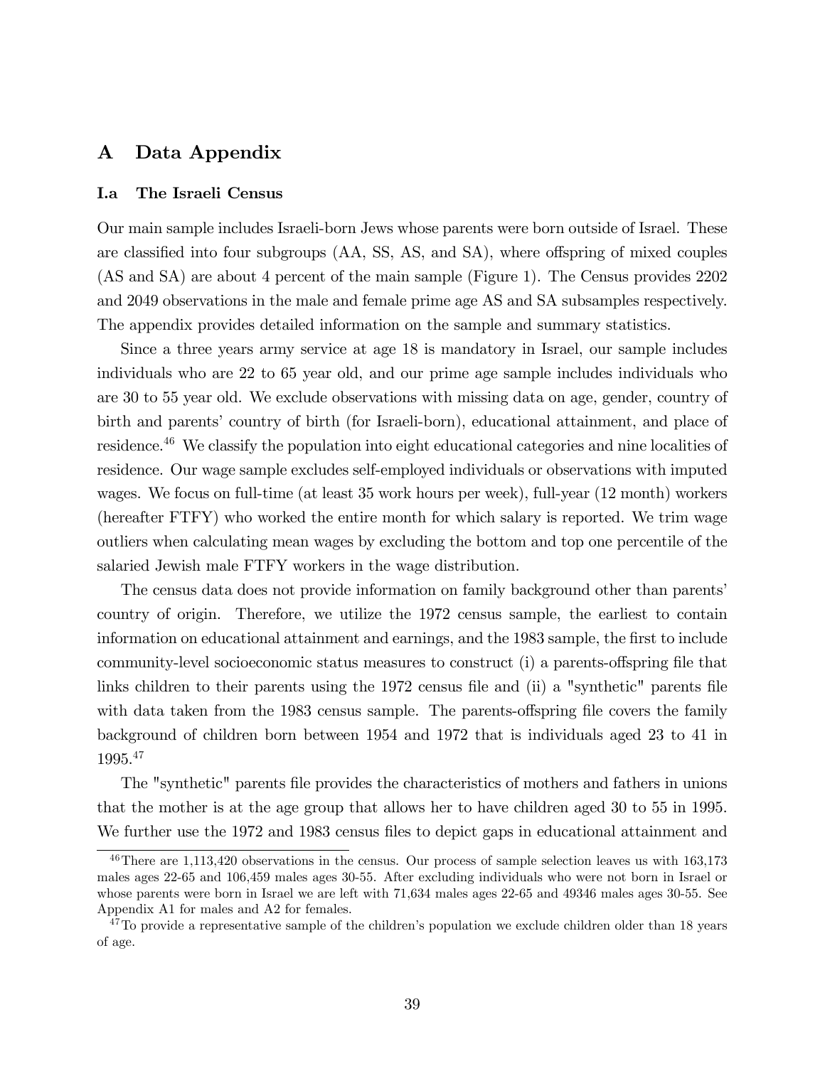# A Data Appendix

### I.a The Israeli Census

Our main sample includes Israeli-born Jews whose parents were born outside of Israel. These are classified into four subgroups (AA, SS, AS, and SA), where offspring of mixed couples (AS and SA) are about 4 percent of the main sample (Figure 1). The Census provides 2202 and 2049 observations in the male and female prime age AS and SA subsamples respectively. The appendix provides detailed information on the sample and summary statistics.

Since a three years army service at age 18 is mandatory in Israel, our sample includes individuals who are 22 to 65 year old, and our prime age sample includes individuals who are 30 to 55 year old. We exclude observations with missing data on age, gender, country of birth and parents' country of birth (for Israeli-born), educational attainment, and place of residence.[46] We classify the population into eight educational categories and nine localities of residence. Our wage sample excludes self-employed individuals or observations with imputed wages. We focus on full-time (at least 35 work hours per week), full-year (12 month) workers (hereafter FTFY) who worked the entire month for which salary is reported. We trim wage outliers when calculating mean wages by excluding the bottom and top one percentile of the salaried Jewish male FTFY workers in the wage distribution.

The census data does not provide information on family background other than parents' country of origin. Therefore, we utilize the 1972 census sample, the earliest to contain information on educational attainment and earnings, and the 1983 sample, the first to include community-level socioeconomic status measures to construct (i) a parents-offspring file that links children to their parents using the 1972 census file and (ii) a "synthetic" parents file with data taken from the 1983 census sample. The parents-offspring file covers the family background of children born between 1954 and 1972 that is individuals aged 23 to 41 in 1995.[47]

The "synthetic" parents file provides the characteristics of mothers and fathers in unions that the mother is at the age group that allows her to have children aged 30 to 55 in 1995. We further use the 1972 and 1983 census files to depict gaps in educational attainment and

---

[46] There are 1,113,420 observations in the census. Our process of sample selection leaves us with 163,173 males ages 22-65 and 106,459 males ages 30-55. After excluding individuals who were not born in Israel or whose parents were born in Israel we are left with 71,634 males ages 22-65 and 49346 males ages 30-55. See Appendix A1 for males and A2 for females.

[47] To provide a representative sample of the children's population we exclude children older than 18 years of age.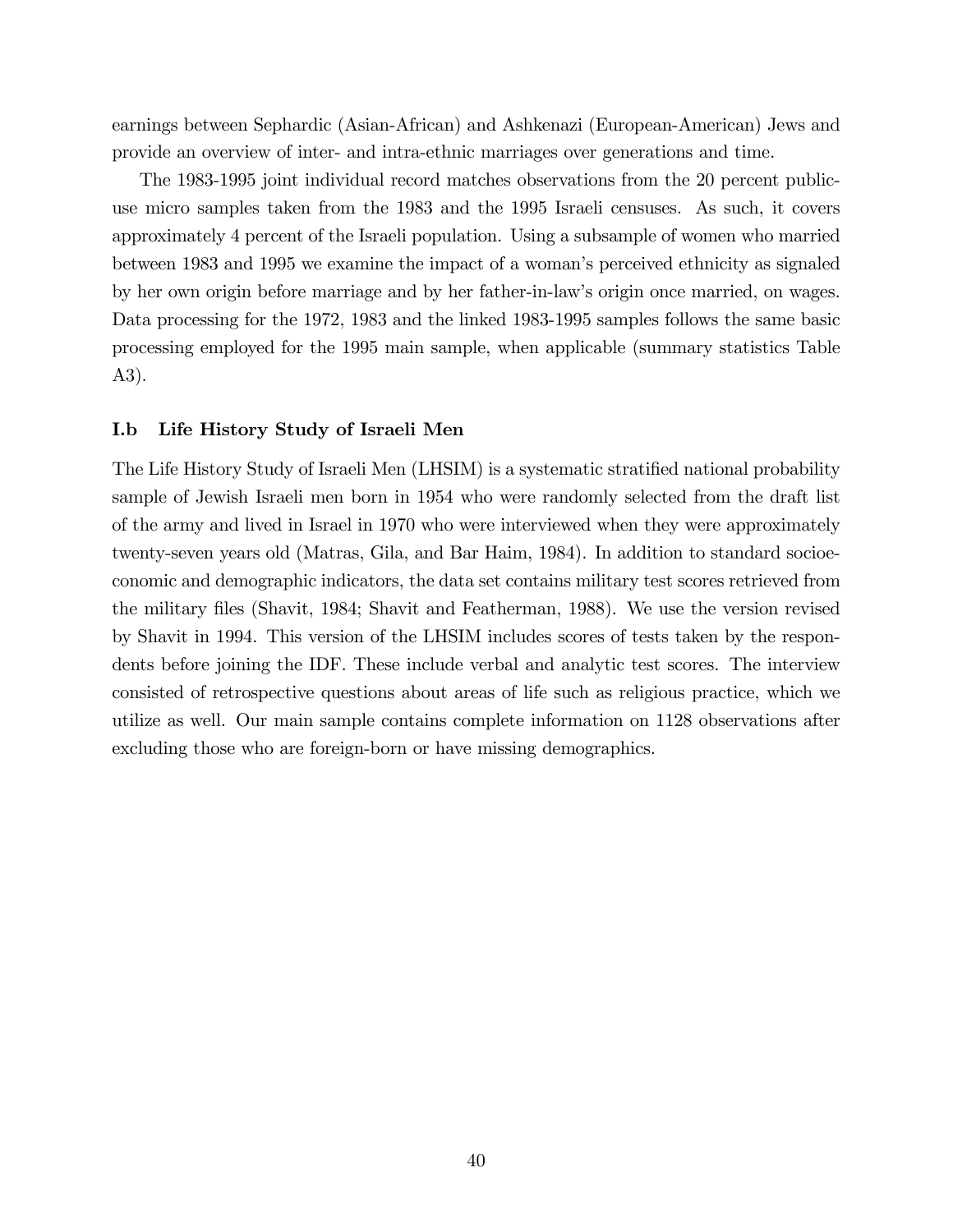earnings between Sephardic (Asian-African) and Ashkenazi (European-American) Jews and provide an overview of inter- and intra-ethnic marriages over generations and time.

The 1983-1995 joint individual record matches observations from the 20 percent public-use micro samples taken from the 1983 and the 1995 Israeli censuses. As such, it covers approximately 4 percent of the Israeli population. Using a subsample of women who married between 1983 and 1995 we examine the impact of a woman's perceived ethnicity as signaled by her own origin before marriage and by her father-in-law's origin once married, on wages. Data processing for the 1972, 1983 and the linked 1983-1995 samples follows the same basic processing employed for the 1995 main sample, when applicable (summary statistics Table A3).

### I.b Life History Study of Israeli Men

The Life History Study of Israeli Men (LHSIM) is a systematic stratified national probability sample of Jewish Israeli men born in 1954 who were randomly selected from the draft list of the army and lived in Israel in 1970 who were interviewed when they were approximately twenty-seven years old (Matras, Gila, and Bar Haim, 1984). In addition to standard socioeconomic and demographic indicators, the data set contains military test scores retrieved from the military files (Shavit, 1984; Shavit and Featherman, 1988). We use the version revised by Shavit in 1994. This version of the LHSIM includes scores of tests taken by the respondents before joining the IDF. These include verbal and analytic test scores. The interview consisted of retrospective questions about areas of life such as religious practice, which we utilize as well. Our main sample contains complete information on 1128 observations after excluding those who are foreign-born or have missing demographics.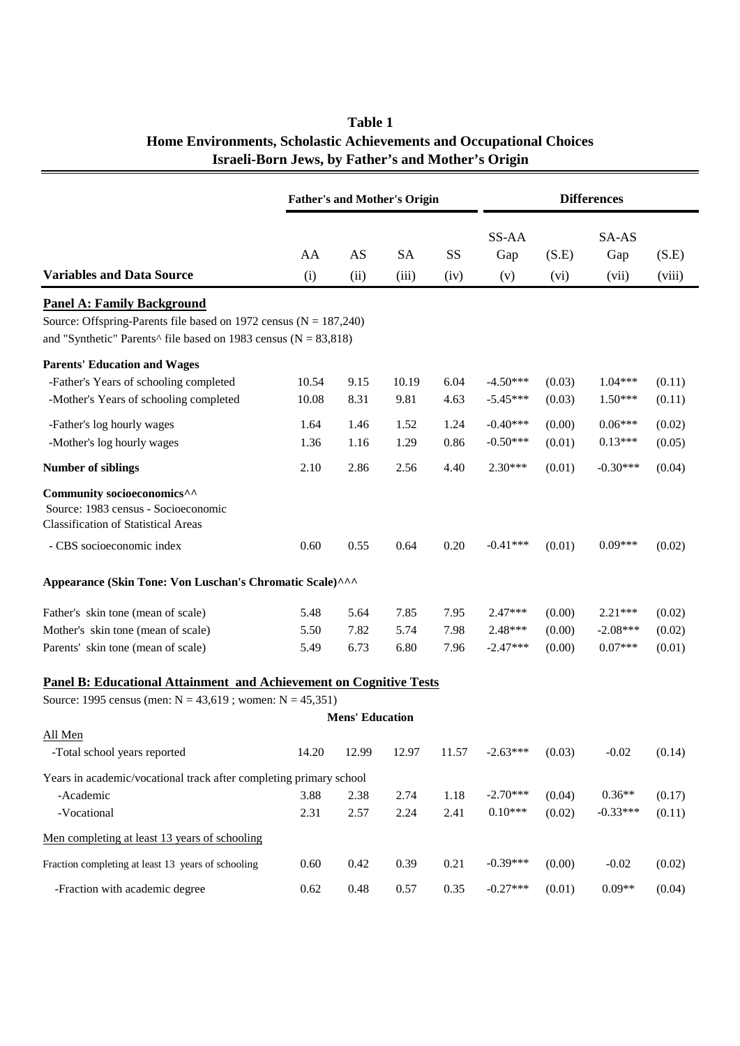# Table 1
## Home Environments, Scholastic Achievements and Occupational Choices
## Israeli-Born Jews, by Father's and Mother's Origin

| | Father's and Mother's Origin | | | | Differences | | | |
|---|---|---|---|---|---|---|---|---|
| | AA | AS | SA | SS | SS-AA Gap | (S.E) | SA-AS Gap | (S.E) |
| **Variables and Data Source** | (i) | (ii) | (iii) | (iv) | (v) | (vi) | (vii) | (viii) |
| **Panel A: Family Background** | | | | | | | | |
| Source: Offspring-Parents file based on 1972 census (N = 187,240) | | | | | | | | |
| and "Synthetic" Parents^ file based on 1983 census (N = 83,818) | | | | | | | | |
| **Parents' Education and Wages** | | | | | | | | |
| -Father's Years of schooling completed | 10.54 | 9.15 | 10.19 | 6.04 | -4.50*** | (0.03) | 1.04*** | (0.11) |
| -Mother's Years of schooling completed | 10.08 | 8.31 | 9.81 | 4.63 | -5.45*** | (0.03) | 1.50*** | (0.11) |
| -Father's log hourly wages | 1.64 | 1.46 | 1.52 | 1.24 | -0.40*** | (0.00) | 0.06*** | (0.02) |
| -Mother's log hourly wages | 1.36 | 1.16 | 1.29 | 0.86 | -0.50*** | (0.01) | 0.13*** | (0.05) |
| **Number of siblings** | 2.10 | 2.86 | 2.56 | 4.40 | 2.30*** | (0.01) | -0.30*** | (0.04) |
| **Community socioeconomics^^** Source: 1983 census - Socioeconomic Classification of Statistical Areas | | | | | | | | |
| - CBS socioeconomic index | 0.60 | 0.55 | 0.64 | 0.20 | -0.41*** | (0.01) | 0.09*** | (0.02) |
| **Appearance (Skin Tone: Von Luschan's Chromatic Scale)^^^** | | | | | | | | |
| Father's skin tone (mean of scale) | 5.48 | 5.64 | 7.85 | 7.95 | 2.47*** | (0.00) | 2.21*** | (0.02) |
| Mother's skin tone (mean of scale) | 5.50 | 7.82 | 5.74 | 7.98 | 2.48*** | (0.00) | -2.08*** | (0.02) |
| Parents' skin tone (mean of scale) | 5.49 | 6.73 | 6.80 | 7.96 | -2.47*** | (0.00) | 0.07*** | (0.01) |
| **Panel B: Educational Attainment and Achievement on Cognitive Tests** | | | | | | | | |
| Source: 1995 census (men: N = 43,619 ; women: N = 45,351) | | | | | | | | |
| **Mens' Education** | | | | | | | | |
| All Men | | | | | | | | |
| -Total school years reported | 14.20 | 12.99 | 12.97 | 11.57 | -2.63*** | (0.03) | -0.02 | (0.14) |
| Years in academic/vocational track after completing primary school | | | | | | | | |
| -Academic | 3.88 | 2.38 | 2.74 | 1.18 | -2.70*** | (0.04) | 0.36** | (0.17) |
| -Vocational | 2.31 | 2.57 | 2.24 | 2.41 | 0.10*** | (0.02) | -0.33*** | (0.11) |
| Men completing at least 13 years of schooling | | | | | | | | |
| Fraction completing at least 13 years of schooling | 0.60 | 0.42 | 0.39 | 0.21 | -0.39*** | (0.00) | -0.02 | (0.02) |
| -Fraction with academic degree | 0.62 | 0.48 | 0.57 | 0.35 | -0.27*** | (0.01) | 0.09** | (0.04) |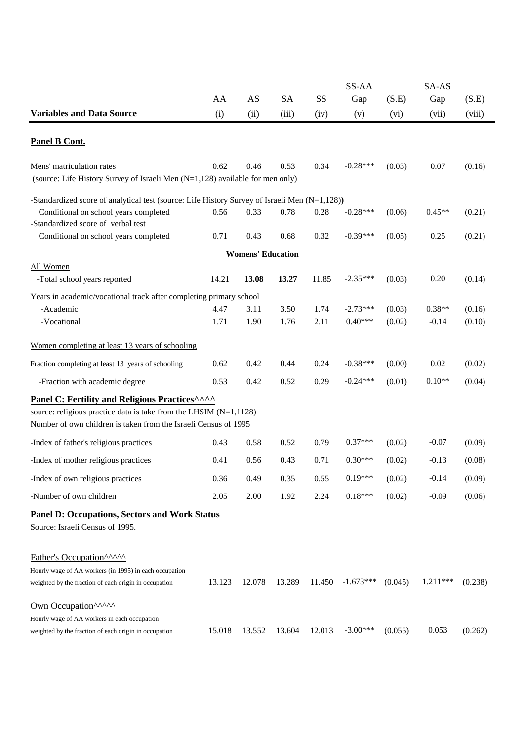| Variables and Data Source | AA (i) | AS (ii) | SA (iii) | SS (iv) | SS-AA Gap (v) | (S.E) (vi) | SA-AS Gap (vii) | (S.E) (viii) |
|---|---|---|---|---|---|---|---|---|
| **Panel B Cont.** | | | | | | | | |
| Mens' matriculation rates (source: Life History Survey of Israeli Men (N=1,128) available for men only) | 0.62 | 0.46 | 0.53 | 0.34 | -0.28*** | (0.03) | 0.07 | (0.16) |
| -Standardized score of analytical test (source: Life History Survey of Israeli Men (N=1,128)) | | | | | | | | |
| Conditional on school years completed | 0.56 | 0.33 | 0.78 | 0.28 | -0.28*** | (0.06) | 0.45** | (0.21) |
| -Standardized score of verbal test | | | | | | | | |
| Conditional on school years completed | 0.71 | 0.43 | 0.68 | 0.32 | -0.39*** | (0.05) | 0.25 | (0.21) |
| **Womens' Education** | | | | | | | | |
| All Women | | | | | | | | |
| -Total school years reported | 14.21 | **13.08** | **13.27** | 11.85 | -2.35*** | (0.03) | 0.20 | (0.14) |
| Years in academic/vocational track after completing primary school | | | | | | | | |
| -Academic | 4.47 | 3.11 | 3.50 | 1.74 | -2.73*** | (0.03) | 0.38** | (0.16) |
| -Vocational | 1.71 | 1.90 | 1.76 | 2.11 | 0.40*** | (0.02) | -0.14 | (0.10) |
| Women completing at least 13 years of schooling | | | | | | | | |
| Fraction completing at least 13 years of schooling | 0.62 | 0.42 | 0.44 | 0.24 | -0.38*** | (0.00) | 0.02 | (0.02) |
| -Fraction with academic degree | 0.53 | 0.42 | 0.52 | 0.29 | -0.24*** | (0.01) | 0.10** | (0.04) |
| **Panel C: Fertility and Religious Practices^^^^** | | | | | | | | |
| source: religious practice data is take from the LHSIM (N=1,1128) | | | | | | | | |
| Number of own children is taken from the Israeli Census of 1995 | | | | | | | | |
| -Index of father's religious practices | 0.43 | 0.58 | 0.52 | 0.79 | 0.37*** | (0.02) | -0.07 | (0.09) |
| -Index of mother religious practices | 0.41 | 0.56 | 0.43 | 0.71 | 0.30*** | (0.02) | -0.13 | (0.08) |
| -Index of own religious practices | 0.36 | 0.49 | 0.35 | 0.55 | 0.19*** | (0.02) | -0.14 | (0.09) |
| -Number of own children | 2.05 | 2.00 | 1.92 | 2.24 | 0.18*** | (0.02) | -0.09 | (0.06) |
| **Panel D: Occupations, Sectors and Work Status** | | | | | | | | |
| Source: Israeli Census of 1995. | | | | | | | | |
| Father's Occupation^^^^^ | | | | | | | | |
| Hourly wage of AA workers (in 1995) in each occupation weighted by the fraction of each origin in occupation | 13.123 | 12.078 | 13.289 | 11.450 | -1.673*** | (0.045) | 1.211*** | (0.238) |
| Own Occupation^^^^^ | | | | | | | | |
| Hourly wage of AA workers in each occupation weighted by the fraction of each origin in occupation | 15.018 | 13.552 | 13.604 | 12.013 | -3.00*** | (0.055) | 0.053 | (0.262) |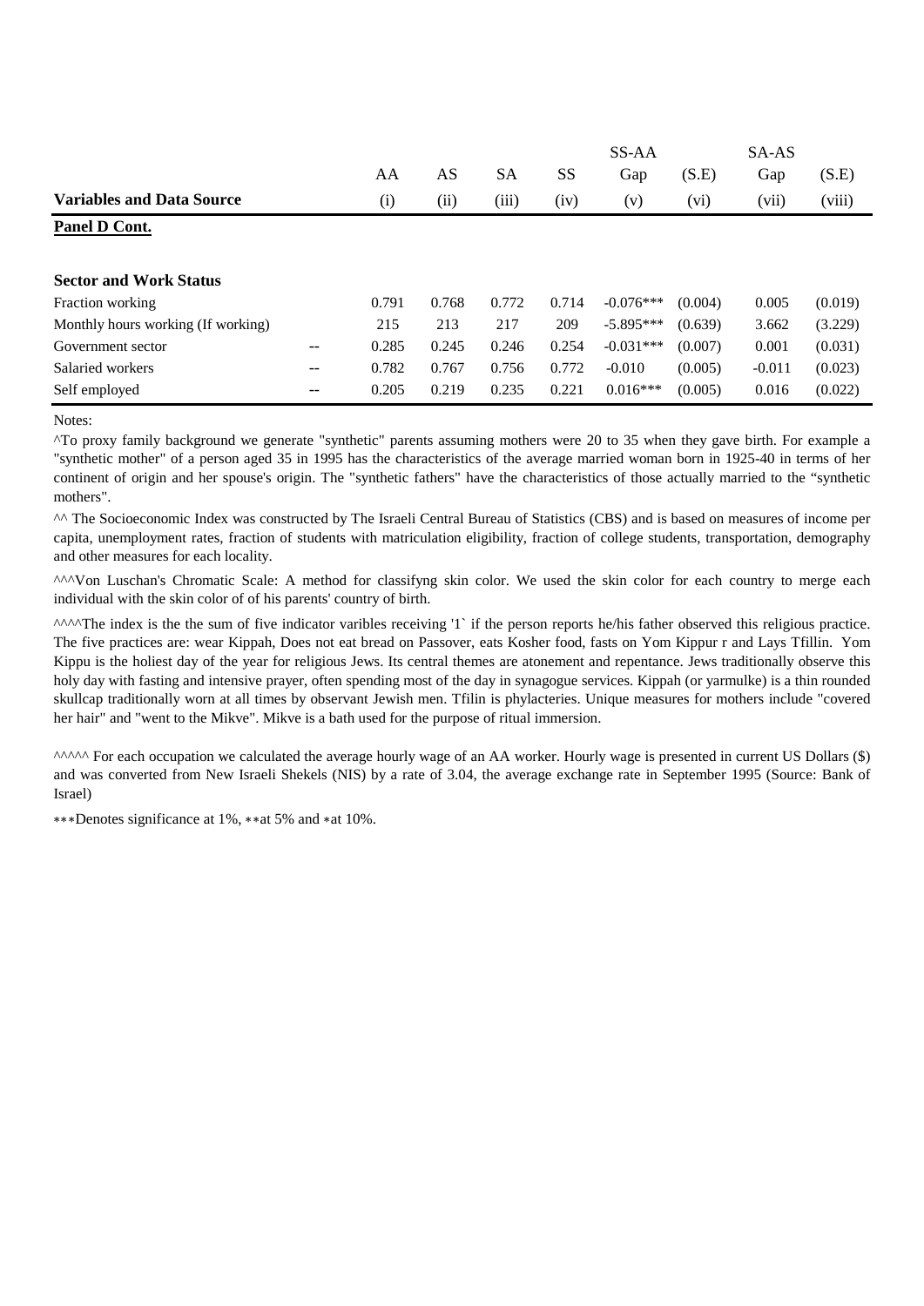| Variables and Data Source | | AA (i) | AS (ii) | SA (iii) | SS (iv) | SS-AA Gap (v) | (S.E) (vi) | SA-AS Gap (vii) | (S.E) (viii) |
|---|---|---|---|---|---|---|---|---|---|
| **Panel D Cont.** | | | | | | | | | |
| **Sector and Work Status** | | | | | | | | | |
| Fraction working | | 0.791 | 0.768 | 0.772 | 0.714 | -0.076*** | (0.004) | 0.005 | (0.019) |
| Monthly hours working (If working) | | 215 | 213 | 217 | 209 | -5.895*** | (0.639) | 3.662 | (3.229) |
| Government sector | -- | 0.285 | 0.245 | 0.246 | 0.254 | -0.031*** | (0.007) | 0.001 | (0.031) |
| Salaried workers | -- | 0.782 | 0.767 | 0.756 | 0.772 | -0.010 | (0.005) | -0.011 | (0.023) |
| Self employed | -- | 0.205 | 0.219 | 0.235 | 0.221 | 0.016*** | (0.005) | 0.016 | (0.022) |

Notes:

^To proxy family background we generate "synthetic" parents assuming mothers were 20 to 35 when they gave birth. For example a "synthetic mother" of a person aged 35 in 1995 has the characteristics of the average married woman born in 1925-40 in terms of her continent of origin and her spouse's origin. The "synthetic fathers" have the characteristics of those actually married to the "synthetic mothers".

^^ The Socioeconomic Index was constructed by The Israeli Central Bureau of Statistics (CBS) and is based on measures of income per capita, unemployment rates, fraction of students with matriculation eligibility, fraction of college students, transportation, demography and other measures for each locality.

^^^Von Luschan's Chromatic Scale: A method for classifyng skin color. We used the skin color for each country to merge each individual with the skin color of of his parents' country of birth.

^^^^The index is the the sum of five indicator varibles receiving '1` if the person reports he/his father observed this religious practice. The five practices are: wear Kippah, Does not eat bread on Passover, eats Kosher food, fasts on Yom Kippur r and Lays Tfillin. Yom Kippu is the holiest day of the year for religious Jews. Its central themes are atonement and repentance. Jews traditionally observe this holy day with fasting and intensive prayer, often spending most of the day in synagogue services. Kippah (or yarmulke) is a thin rounded skullcap traditionally worn at all times by observant Jewish men. Tfilin is phylacteries. Unique measures for mothers include "covered her hair" and "went to the Mikve". Mikve is a bath used for the purpose of ritual immersion.

^^^^^ For each occupation we calculated the average hourly wage of an AA worker. Hourly wage is presented in current US Dollars ($) and was converted from New Israeli Shekels (NIS) by a rate of 3.04, the average exchange rate in September 1995 (Source: Bank of Israel)

***Denotes significance at 1%, **at 5% and *at 10%.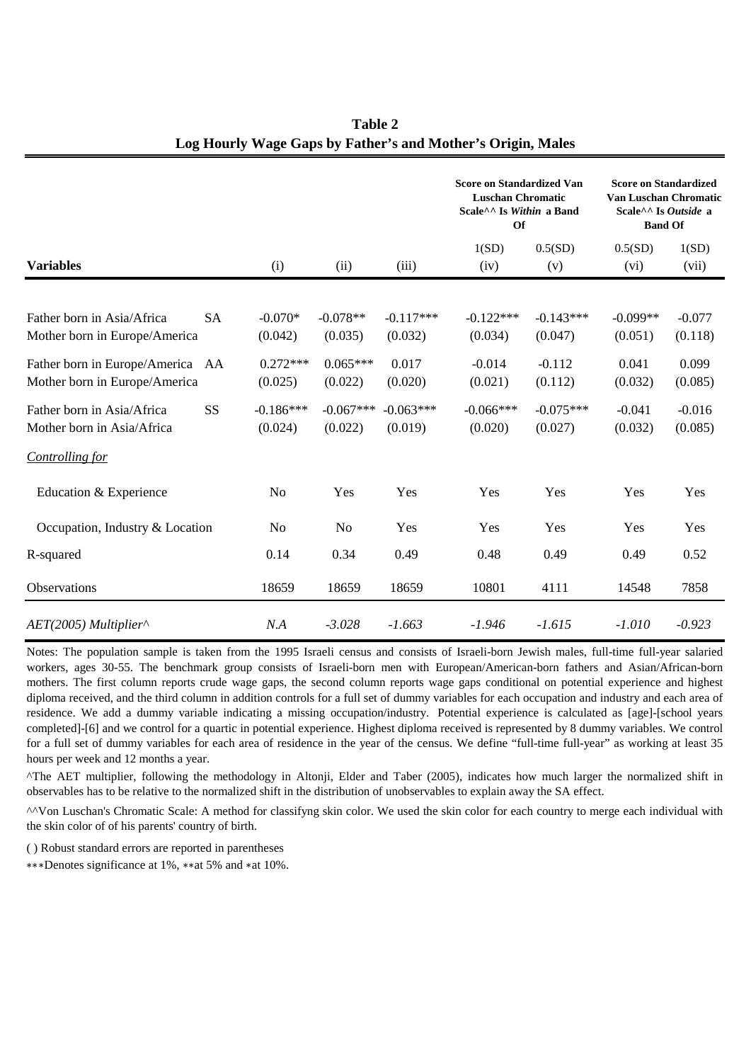**Table 2**
**Log Hourly Wage Gaps by Father's and Mother's Origin, Males**

| Variables | | | | | Score on Standardized Van Luschan Chromatic Scale^^ Is *Within* a Band Of | | Score on Standardized Van Luschan Chromatic Scale^^ Is *Outside* a Band Of | |
|---|---|---|---|---|---|---|---|---|
| | | | | | 1(SD) | 0.5(SD) | 0.5(SD) | 1(SD) |
| | | (i) | (ii) | (iii) | (iv) | (v) | (vi) | (vii) |
| Father born in Asia/Africa | SA | -0.070* | -0.078** | -0.117*** | -0.122*** | -0.143*** | -0.099** | -0.077 |
| Mother born in Europe/America | | (0.042) | (0.035) | (0.032) | (0.034) | (0.047) | (0.051) | (0.118) |
| Father born in Europe/America | AA | 0.272*** | 0.065*** | 0.017 | -0.014 | -0.112 | 0.041 | 0.099 |
| Mother born in Europe/America | | (0.025) | (0.022) | (0.020) | (0.021) | (0.112) | (0.032) | (0.085) |
| Father born in Asia/Africa | SS | -0.186*** | -0.067*** | -0.063*** | -0.066*** | -0.075*** | -0.041 | -0.016 |
| Mother born in Asia/Africa | | (0.024) | (0.022) | (0.019) | (0.020) | (0.027) | (0.032) | (0.085) |
| *Controlling for* | | | | | | | | |
| Education & Experience | | No | Yes | Yes | Yes | Yes | Yes | Yes |
| Occupation, Industry & Location | | No | No | Yes | Yes | Yes | Yes | Yes |
| R-squared | | 0.14 | 0.34 | 0.49 | 0.48 | 0.49 | 0.49 | 0.52 |
| Observations | | 18659 | 18659 | 18659 | 10801 | 4111 | 14548 | 7858 |
| *AET(2005) Multiplier^* | | *N.A* | *-3.028* | *-1.663* | *-1.946* | *-1.615* | *-1.010* | *-0.923* |

Notes: The population sample is taken from the 1995 Israeli census and consists of Israeli-born Jewish males, full-time full-year salaried workers, ages 30-55. The benchmark group consists of Israeli-born men with European/American-born fathers and Asian/African-born mothers. The first column reports crude wage gaps, the second column reports wage gaps conditional on potential experience and highest diploma received, and the third column in addition controls for a full set of dummy variables for each occupation and industry and each area of residence. We add a dummy variable indicating a missing occupation/industry. Potential experience is calculated as [age]-[school years completed]-[6] and we control for a quartic in potential experience. Highest diploma received is represented by 8 dummy variables. We control for a full set of dummy variables for each area of residence in the year of the census. We define "full-time full-year" as working at least 35 hours per week and 12 months a year.

^The AET multiplier, following the methodology in Altonji, Elder and Taber (2005), indicates how much larger the normalized shift in observables has to be relative to the normalized shift in the distribution of unobservables to explain away the SA effect.

^^Von Luschan's Chromatic Scale: A method for classifyng skin color. We used the skin color for each country to merge each individual with the skin color of of his parents' country of birth.

( ) Robust standard errors are reported in parentheses

∗∗∗Denotes significance at 1%, ∗∗at 5% and ∗at 10%.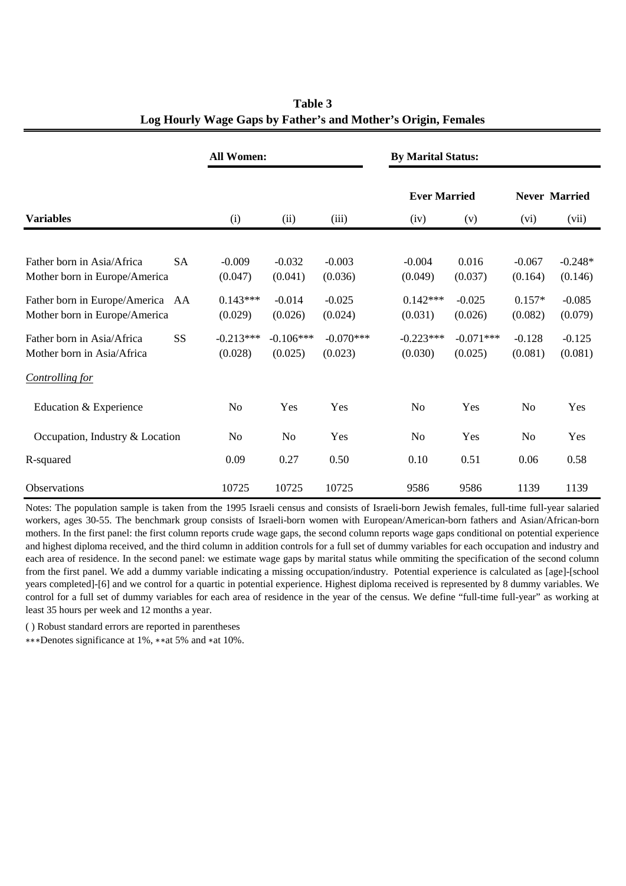**Table 3**
**Log Hourly Wage Gaps by Father's and Mother's Origin, Females**

| | | All Women: | | | By Marital Status: | | | |
|---|---|---|---|---|---|---|---|---|
| | | | | | Ever Married | | Never Married | |
| **Variables** | | (i) | (ii) | (iii) | (iv) | (v) | (vi) | (vii) |
| Father born in Asia/Africa | SA | -0.009 | -0.032 | -0.003 | -0.004 | 0.016 | -0.067 | -0.248* |
| Mother born in Europe/America | | (0.047) | (0.041) | (0.036) | (0.049) | (0.037) | (0.164) | (0.146) |
| Father born in Europe/America | AA | 0.143*** | -0.014 | -0.025 | 0.142*** | -0.025 | 0.157* | -0.085 |
| Mother born in Europe/America | | (0.029) | (0.026) | (0.024) | (0.031) | (0.026) | (0.082) | (0.079) |
| Father born in Asia/Africa | SS | -0.213*** | -0.106*** | -0.070*** | -0.223*** | -0.071*** | -0.128 | -0.125 |
| Mother born in Asia/Africa | | (0.028) | (0.025) | (0.023) | (0.030) | (0.025) | (0.081) | (0.081) |
| *Controlling for* | | | | | | | | |
| Education & Experience | | No | Yes | Yes | No | Yes | No | Yes |
| Occupation, Industry & Location | | No | No | Yes | No | Yes | No | Yes |
| R-squared | | 0.09 | 0.27 | 0.50 | 0.10 | 0.51 | 0.06 | 0.58 |
| Observations | | 10725 | 10725 | 10725 | 9586 | 9586 | 1139 | 1139 |

Notes: The population sample is taken from the 1995 Israeli census and consists of Israeli-born Jewish females, full-time full-year salaried workers, ages 30-55. The benchmark group consists of Israeli-born women with European/American-born fathers and Asian/African-born mothers. In the first panel: the first column reports crude wage gaps, the second column reports wage gaps conditional on potential experience and highest diploma received, and the third column in addition controls for a full set of dummy variables for each occupation and industry and each area of residence. In the second panel: we estimate wage gaps by marital status while ommiting the specification of the second column from the first panel. We add a dummy variable indicating a missing occupation/industry. Potential experience is calculated as [age]-[school years completed]-[6] and we control for a quartic in potential experience. Highest diploma received is represented by 8 dummy variables. We control for a full set of dummy variables for each area of residence in the year of the census. We define "full-time full-year" as working at least 35 hours per week and 12 months a year.

( ) Robust standard errors are reported in parentheses

***Denotes significance at 1%, **at 5% and *at 10%.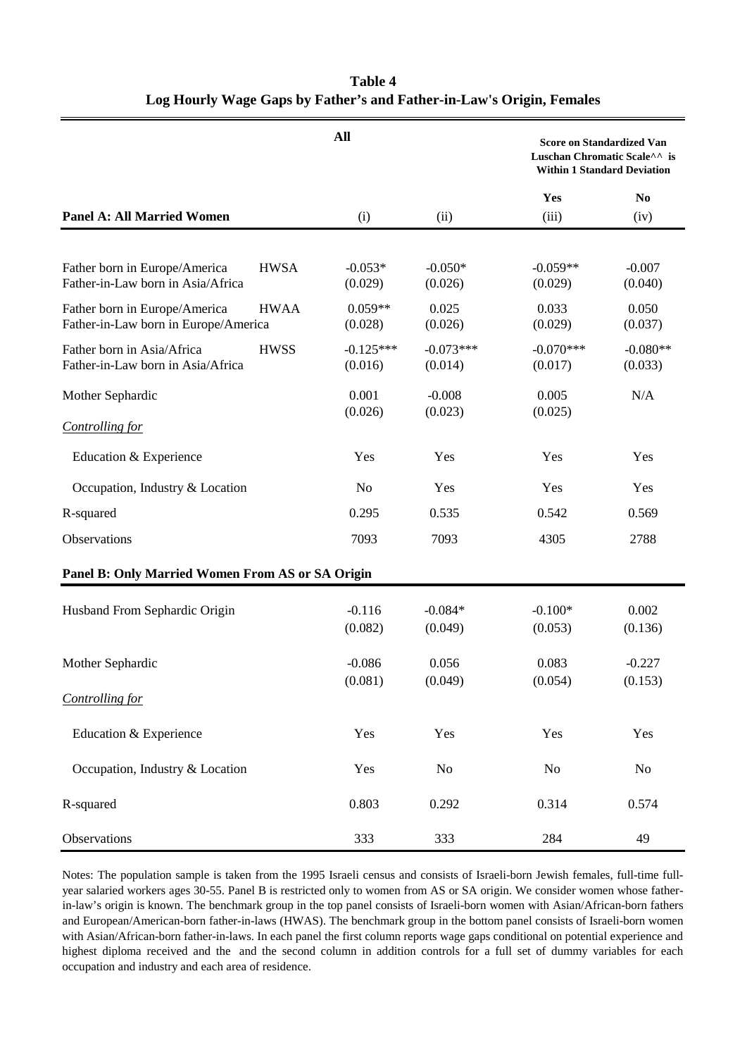**Table 4**
**Log Hourly Wage Gaps by Father's and Father-in-Law's Origin, Females**

| | | All | | Score on Standardized Van Luschan Chromatic Scale^^ is Within 1 Standard Deviation | |
|---|---|---|---|---|---|
| | | | | Yes | No |
| **Panel A: All Married Women** | | (i) | (ii) | (iii) | (iv) |
| Father born in Europe/America Father-in-Law born in Asia/Africa | HWSA | -0.053* (0.029) | -0.050* (0.026) | -0.059** (0.029) | -0.007 (0.040) |
| Father born in Europe/America Father-in-Law born in Europe/America | HWAA | 0.059** (0.028) | 0.025 (0.026) | 0.033 (0.029) | 0.050 (0.037) |
| Father born in Asia/Africa Father-in-Law born in Asia/Africa | HWSS | -0.125*** (0.016) | -0.073*** (0.014) | -0.070*** (0.017) | -0.080** (0.033) |
| Mother Sephardic | | 0.001 (0.026) | -0.008 (0.023) | 0.005 (0.025) | N/A |
| *Controlling for* | | | | | |
| Education & Experience | | Yes | Yes | Yes | Yes |
| Occupation, Industry & Location | | No | Yes | Yes | Yes |
| R-squared | | 0.295 | 0.535 | 0.542 | 0.569 |
| Observations | | 7093 | 7093 | 4305 | 2788 |
| **Panel B: Only Married Women From AS or SA Origin** | | | | | |
| Husband From Sephardic Origin | | -0.116 (0.082) | -0.084* (0.049) | -0.100* (0.053) | 0.002 (0.136) |
| Mother Sephardic | | -0.086 (0.081) | 0.056 (0.049) | 0.083 (0.054) | -0.227 (0.153) |
| *Controlling for* | | | | | |
| Education & Experience | | Yes | Yes | Yes | Yes |
| Occupation, Industry & Location | | Yes | No | No | No |
| R-squared | | 0.803 | 0.292 | 0.314 | 0.574 |
| Observations | | 333 | 333 | 284 | 49 |

Notes: The population sample is taken from the 1995 Israeli census and consists of Israeli-born Jewish females, full-time full-year salaried workers ages 30-55. Panel B is restricted only to women from AS or SA origin. We consider women whose father-in-law's origin is known. The benchmark group in the top panel consists of Israeli-born women with Asian/African-born fathers and European/American-born father-in-laws (HWAS). The benchmark group in the bottom panel consists of Israeli-born women with Asian/African-born father-in-laws. In each panel the first column reports wage gaps conditional on potential experience and highest diploma received and the and the second column in addition controls for a full set of dummy variables for each occupation and industry and each area of residence.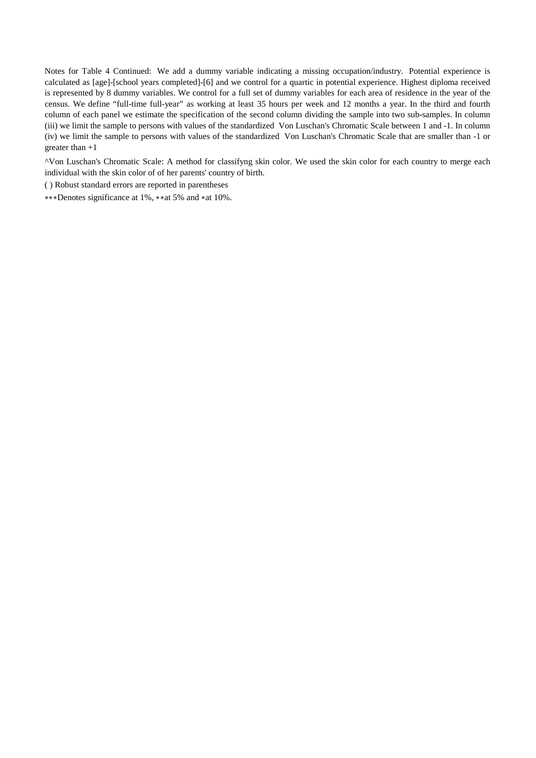Notes for Table 4 Continued: We add a dummy variable indicating a missing occupation/industry. Potential experience is calculated as [age]-[school years completed]-[6] and we control for a quartic in potential experience. Highest diploma received is represented by 8 dummy variables. We control for a full set of dummy variables for each area of residence in the year of the census. We define "full-time full-year" as working at least 35 hours per week and 12 months a year. In the third and fourth column of each panel we estimate the specification of the second column dividing the sample into two sub-samples. In column (iii) we limit the sample to persons with values of the standardized Von Luschan's Chromatic Scale between 1 and -1. In column (iv) we limit the sample to persons with values of the standardized Von Luschan's Chromatic Scale that are smaller than -1 or greater than +1

^Von Luschan's Chromatic Scale: A method for classifyng skin color. We used the skin color for each country to merge each individual with the skin color of of her parents' country of birth.

( ) Robust standard errors are reported in parentheses

*** Denotes significance at 1%, ** at 5% and * at 10%.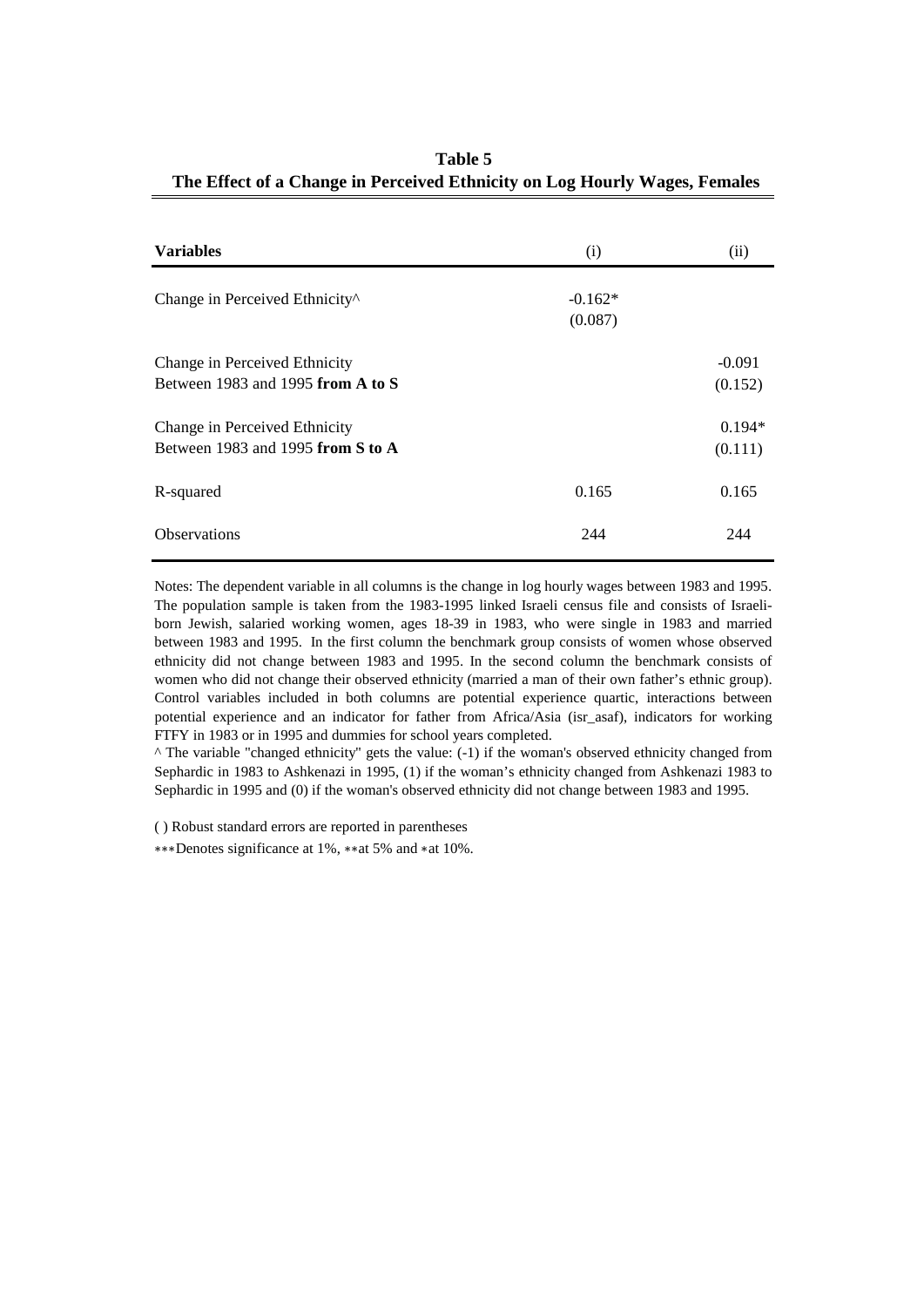**Table 5**
**The Effect of a Change in Perceived Ethnicity on Log Hourly Wages, Females**

| **Variables** | (i) | (ii) |
|---|---|---|
| Change in Perceived Ethnicity^ | -0.162* (0.087) | |
| Change in Perceived Ethnicity Between 1983 and 1995 **from A to S** | | -0.091 (0.152) |
| Change in Perceived Ethnicity Between 1983 and 1995 **from S to A** | | 0.194* (0.111) |
| R-squared | 0.165 | 0.165 |
| Observations | 244 | 244 |

Notes: The dependent variable in all columns is the change in log hourly wages between 1983 and 1995. The population sample is taken from the 1983-1995 linked Israeli census file and consists of Israeli-born Jewish, salaried working women, ages 18-39 in 1983, who were single in 1983 and married between 1983 and 1995. In the first column the benchmark group consists of women whose observed ethnicity did not change between 1983 and 1995. In the second column the benchmark consists of women who did not change their observed ethnicity (married a man of their own father's ethnic group). Control variables included in both columns are potential experience quartic, interactions between potential experience and an indicator for father from Africa/Asia (isr_asaf), indicators for working FTFY in 1983 or in 1995 and dummies for school years completed.

^ The variable "changed ethnicity" gets the value: (-1) if the woman's observed ethnicity changed from Sephardic in 1983 to Ashkenazi in 1995, (1) if the woman's ethnicity changed from Ashkenazi 1983 to Sephardic in 1995 and (0) if the woman's observed ethnicity did not change between 1983 and 1995.

( ) Robust standard errors are reported in parentheses

***Denotes significance at 1%, **at 5% and *at 10%.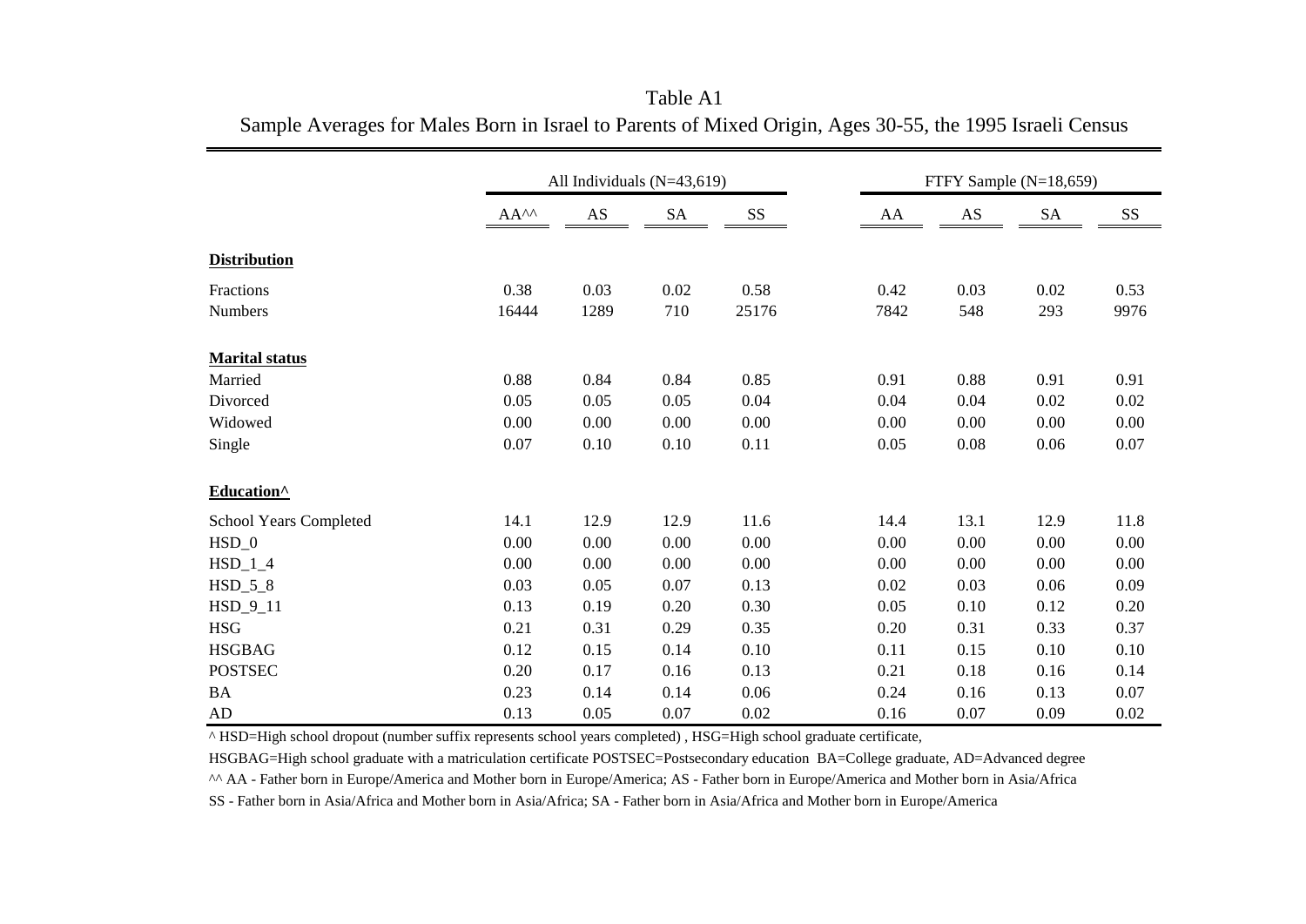Table A1

Sample Averages for Males Born in Israel to Parents of Mixed Origin, Ages 30-55, the 1995 Israeli Census

| | All Individuals (N=43,619) | | | | FTFY Sample (N=18,659) | | | |
|---|---|---|---|---|---|---|---|---|
| | AA^^ | AS | SA | SS | AA | AS | SA | SS |
| **Distribution** | | | | | | | | |
| Fractions | 0.38 | 0.03 | 0.02 | 0.58 | 0.42 | 0.03 | 0.02 | 0.53 |
| Numbers | 16444 | 1289 | 710 | 25176 | 7842 | 548 | 293 | 9976 |
| **Marital status** | | | | | | | | |
| Married | 0.88 | 0.84 | 0.84 | 0.85 | 0.91 | 0.88 | 0.91 | 0.91 |
| Divorced | 0.05 | 0.05 | 0.05 | 0.04 | 0.04 | 0.04 | 0.02 | 0.02 |
| Widowed | 0.00 | 0.00 | 0.00 | 0.00 | 0.00 | 0.00 | 0.00 | 0.00 |
| Single | 0.07 | 0.10 | 0.10 | 0.11 | 0.05 | 0.08 | 0.06 | 0.07 |
| **Education^** | | | | | | | | |
| School Years Completed | 14.1 | 12.9 | 12.9 | 11.6 | 14.4 | 13.1 | 12.9 | 11.8 |
| HSD_0 | 0.00 | 0.00 | 0.00 | 0.00 | 0.00 | 0.00 | 0.00 | 0.00 |
| HSD_1_4 | 0.00 | 0.00 | 0.00 | 0.00 | 0.00 | 0.00 | 0.00 | 0.00 |
| HSD_5_8 | 0.03 | 0.05 | 0.07 | 0.13 | 0.02 | 0.03 | 0.06 | 0.09 |
| HSD_9_11 | 0.13 | 0.19 | 0.20 | 0.30 | 0.05 | 0.10 | 0.12 | 0.20 |
| HSG | 0.21 | 0.31 | 0.29 | 0.35 | 0.20 | 0.31 | 0.33 | 0.37 |
| HSGBAG | 0.12 | 0.15 | 0.14 | 0.10 | 0.11 | 0.15 | 0.10 | 0.10 |
| POSTSEC | 0.20 | 0.17 | 0.16 | 0.13 | 0.21 | 0.18 | 0.16 | 0.14 |
| BA | 0.23 | 0.14 | 0.14 | 0.06 | 0.24 | 0.16 | 0.13 | 0.07 |
| AD | 0.13 | 0.05 | 0.07 | 0.02 | 0.16 | 0.07 | 0.09 | 0.02 |

^ HSD=High school dropout (number suffix represents school years completed) , HSG=High school graduate certificate,

HSGBAG=High school graduate with a matriculation certificate POSTSEC=Postsecondary education BA=College graduate, AD=Advanced degree

^^ AA - Father born in Europe/America and Mother born in Europe/America; AS - Father born in Europe/America and Mother born in Asia/Africa

SS - Father born in Asia/Africa and Mother born in Asia/Africa; SA - Father born in Asia/Africa and Mother born in Europe/America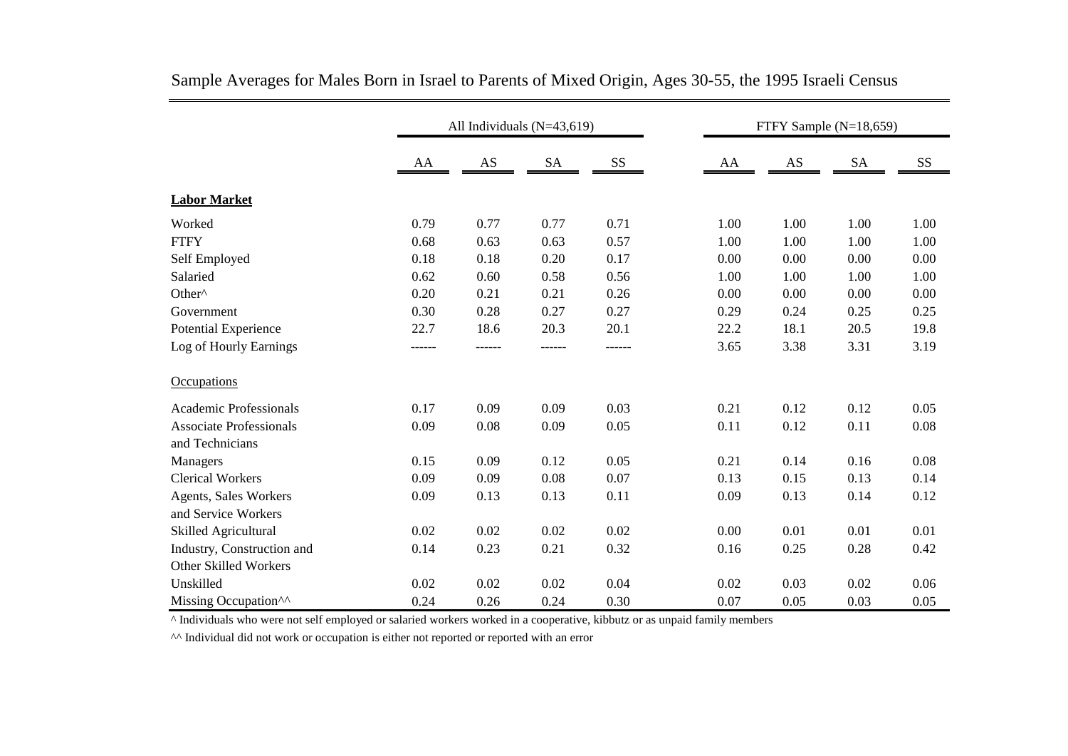## Sample Averages for Males Born in Israel to Parents of Mixed Origin, Ages 30-55, the 1995 Israeli Census

| | All Individuals (N=43,619) | | | | FTFY Sample (N=18,659) | | | |
|---|---|---|---|---|---|---|---|---|
| | AA | AS | SA | SS | AA | AS | SA | SS |
| **Labor Market** | | | | | | | | |
| Worked | 0.79 | 0.77 | 0.77 | 0.71 | 1.00 | 1.00 | 1.00 | 1.00 |
| FTFY | 0.68 | 0.63 | 0.63 | 0.57 | 1.00 | 1.00 | 1.00 | 1.00 |
| Self Employed | 0.18 | 0.18 | 0.20 | 0.17 | 0.00 | 0.00 | 0.00 | 0.00 |
| Salaried | 0.62 | 0.60 | 0.58 | 0.56 | 1.00 | 1.00 | 1.00 | 1.00 |
| Other^ | 0.20 | 0.21 | 0.21 | 0.26 | 0.00 | 0.00 | 0.00 | 0.00 |
| Government | 0.30 | 0.28 | 0.27 | 0.27 | 0.29 | 0.24 | 0.25 | 0.25 |
| Potential Experience | 22.7 | 18.6 | 20.3 | 20.1 | 22.2 | 18.1 | 20.5 | 19.8 |
| Log of Hourly Earnings | ------ | ------ | ------ | ------ | 3.65 | 3.38 | 3.31 | 3.19 |
| Occupations | | | | | | | | |
| Academic Professionals | 0.17 | 0.09 | 0.09 | 0.03 | 0.21 | 0.12 | 0.12 | 0.05 |
| Associate Professionals and Technicians | 0.09 | 0.08 | 0.09 | 0.05 | 0.11 | 0.12 | 0.11 | 0.08 |
| Managers | 0.15 | 0.09 | 0.12 | 0.05 | 0.21 | 0.14 | 0.16 | 0.08 |
| Clerical Workers | 0.09 | 0.09 | 0.08 | 0.07 | 0.13 | 0.15 | 0.13 | 0.14 |
| Agents, Sales Workers and Service Workers | 0.09 | 0.13 | 0.13 | 0.11 | 0.09 | 0.13 | 0.14 | 0.12 |
| Skilled Agricultural | 0.02 | 0.02 | 0.02 | 0.02 | 0.00 | 0.01 | 0.01 | 0.01 |
| Industry, Construction and Other Skilled Workers | 0.14 | 0.23 | 0.21 | 0.32 | 0.16 | 0.25 | 0.28 | 0.42 |
| Unskilled | 0.02 | 0.02 | 0.02 | 0.04 | 0.02 | 0.03 | 0.02 | 0.06 |
| Missing Occupation^^ | 0.24 | 0.26 | 0.24 | 0.30 | 0.07 | 0.05 | 0.03 | 0.05 |

^ Individuals who were not self employed or salaried workers worked in a cooperative, kibbutz or as unpaid family members

^^ Individual did not work or occupation is either not reported or reported with an error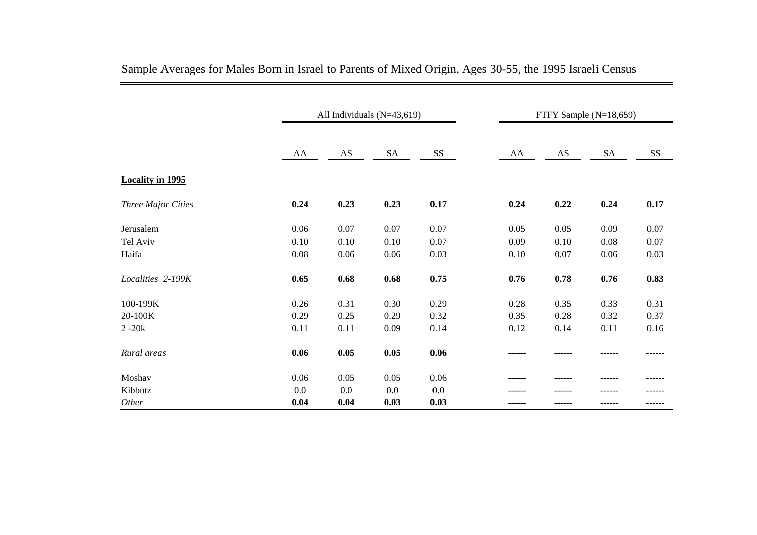## Sample Averages for Males Born in Israel to Parents of Mixed Origin, Ages 30-55, the 1995 Israeli Census

| | All Individuals (N=43,619) | | | | FTFY Sample (N=18,659) | | | |
|---|---|---|---|---|---|---|---|---|
| | AA | AS | SA | SS | AA | AS | SA | SS |
| **Locality in 1995** | | | | | | | | |
| *Three Major Cities* | **0.24** | **0.23** | **0.23** | **0.17** | **0.24** | **0.22** | **0.24** | **0.17** |
| Jerusalem | 0.06 | 0.07 | 0.07 | 0.07 | 0.05 | 0.05 | 0.09 | 0.07 |
| Tel Aviv | 0.10 | 0.10 | 0.10 | 0.07 | 0.09 | 0.10 | 0.08 | 0.07 |
| Haifa | 0.08 | 0.06 | 0.06 | 0.03 | 0.10 | 0.07 | 0.06 | 0.03 |
| *Localities 2-199K* | **0.65** | **0.68** | **0.68** | **0.75** | **0.76** | **0.78** | **0.76** | **0.83** |
| 100-199K | 0.26 | 0.31 | 0.30 | 0.29 | 0.28 | 0.35 | 0.33 | 0.31 |
| 20-100K | 0.29 | 0.25 | 0.29 | 0.32 | 0.35 | 0.28 | 0.32 | 0.37 |
| 2 -20k | 0.11 | 0.11 | 0.09 | 0.14 | 0.12 | 0.14 | 0.11 | 0.16 |
| *Rural areas* | **0.06** | **0.05** | **0.05** | **0.06** | ------ | ------ | ------ | ------ |
| Moshav | 0.06 | 0.05 | 0.05 | 0.06 | ------ | ------ | ------ | ------ |
| Kibbutz | 0.0 | 0.0 | 0.0 | 0.0 | ------ | ------ | ------ | ------ |
| *Other* | **0.04** | **0.04** | **0.03** | **0.03** | ------ | ------ | ------ | ------ |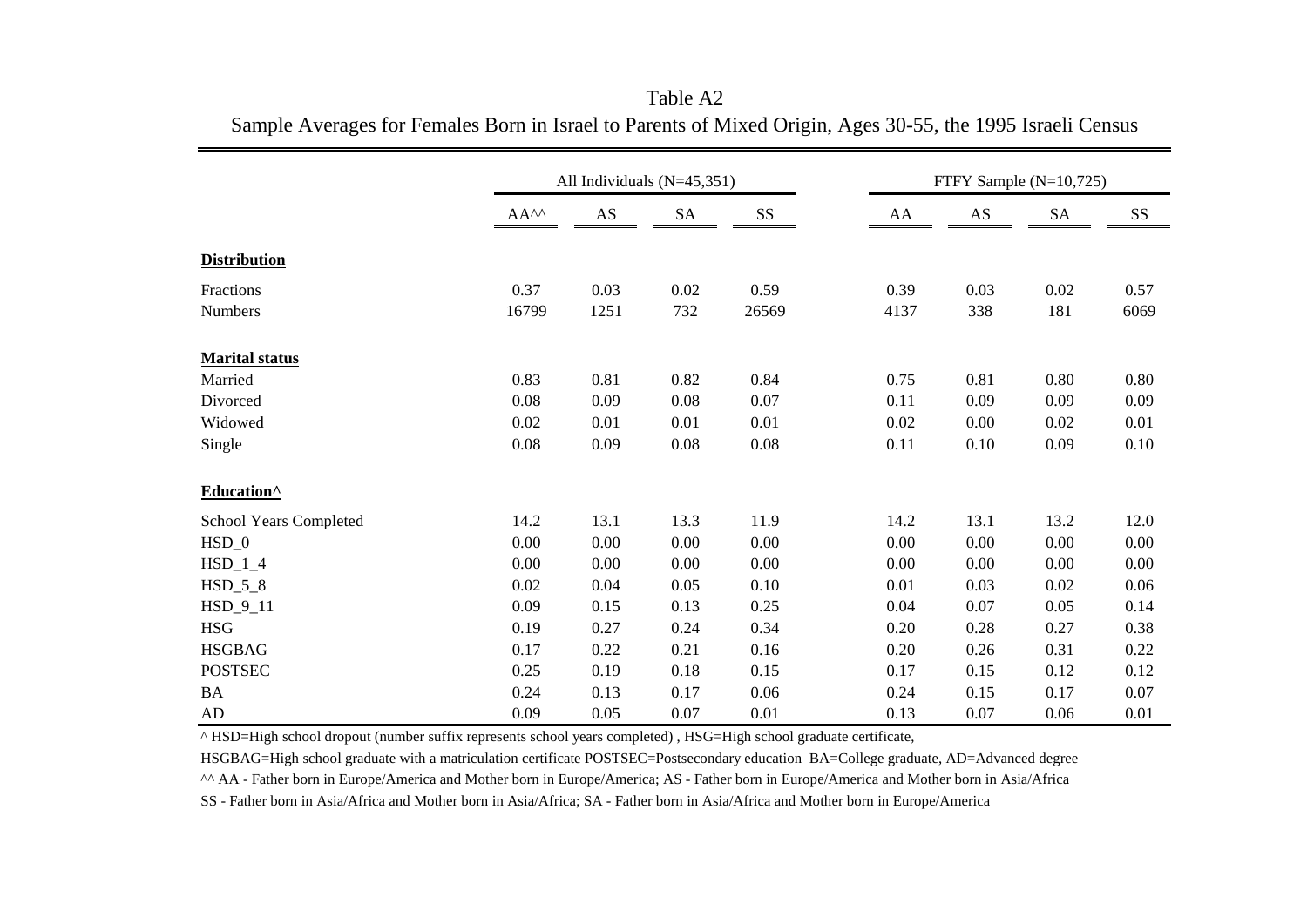Table A2

Sample Averages for Females Born in Israel to Parents of Mixed Origin, Ages 30-55, the 1995 Israeli Census

| | All Individuals (N=45,351) | | | | FTFY Sample (N=10,725) | | | |
|---|---|---|---|---|---|---|---|---|
| | AA^^ | AS | SA | SS | AA | AS | SA | SS |
| **Distribution** | | | | | | | | |
| Fractions | 0.37 | 0.03 | 0.02 | 0.59 | 0.39 | 0.03 | 0.02 | 0.57 |
| Numbers | 16799 | 1251 | 732 | 26569 | 4137 | 338 | 181 | 6069 |
| **Marital status** | | | | | | | | |
| Married | 0.83 | 0.81 | 0.82 | 0.84 | 0.75 | 0.81 | 0.80 | 0.80 |
| Divorced | 0.08 | 0.09 | 0.08 | 0.07 | 0.11 | 0.09 | 0.09 | 0.09 |
| Widowed | 0.02 | 0.01 | 0.01 | 0.01 | 0.02 | 0.00 | 0.02 | 0.01 |
| Single | 0.08 | 0.09 | 0.08 | 0.08 | 0.11 | 0.10 | 0.09 | 0.10 |
| **Education^** | | | | | | | | |
| School Years Completed | 14.2 | 13.1 | 13.3 | 11.9 | 14.2 | 13.1 | 13.2 | 12.0 |
| HSD_0 | 0.00 | 0.00 | 0.00 | 0.00 | 0.00 | 0.00 | 0.00 | 0.00 |
| HSD_1_4 | 0.00 | 0.00 | 0.00 | 0.00 | 0.00 | 0.00 | 0.00 | 0.00 |
| HSD_5_8 | 0.02 | 0.04 | 0.05 | 0.10 | 0.01 | 0.03 | 0.02 | 0.06 |
| HSD_9_11 | 0.09 | 0.15 | 0.13 | 0.25 | 0.04 | 0.07 | 0.05 | 0.14 |
| HSG | 0.19 | 0.27 | 0.24 | 0.34 | 0.20 | 0.28 | 0.27 | 0.38 |
| HSGBAG | 0.17 | 0.22 | 0.21 | 0.16 | 0.20 | 0.26 | 0.31 | 0.22 |
| POSTSEC | 0.25 | 0.19 | 0.18 | 0.15 | 0.17 | 0.15 | 0.12 | 0.12 |
| BA | 0.24 | 0.13 | 0.17 | 0.06 | 0.24 | 0.15 | 0.17 | 0.07 |
| AD | 0.09 | 0.05 | 0.07 | 0.01 | 0.13 | 0.07 | 0.06 | 0.01 |

^ HSD=High school dropout (number suffix represents school years completed) , HSG=High school graduate certificate,

HSGBAG=High school graduate with a matriculation certificate POSTSEC=Postsecondary education BA=College graduate, AD=Advanced degree

^^ AA - Father born in Europe/America and Mother born in Europe/America; AS - Father born in Europe/America and Mother born in Asia/Africa

SS - Father born in Asia/Africa and Mother born in Asia/Africa; SA - Father born in Asia/Africa and Mother born in Europe/America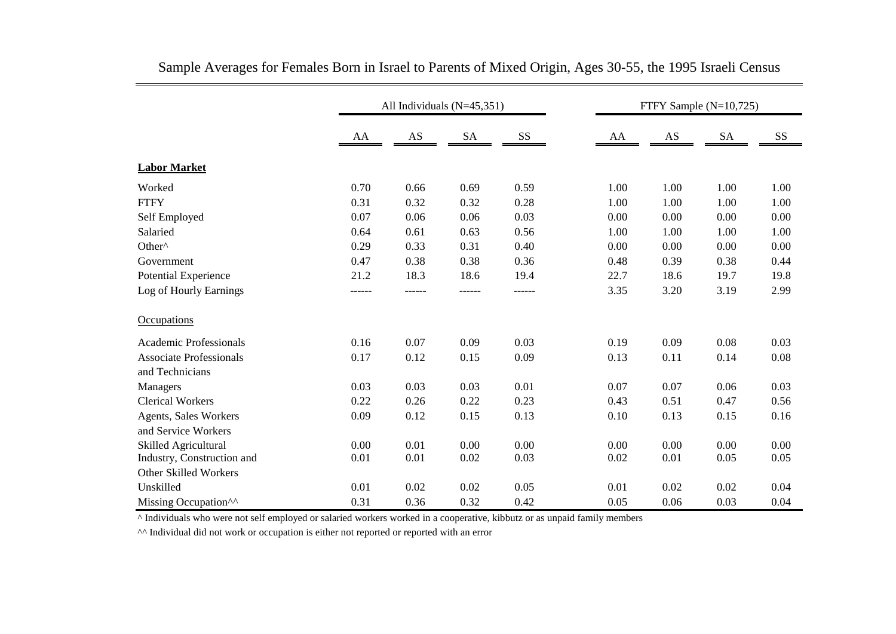Sample Averages for Females Born in Israel to Parents of Mixed Origin, Ages 30-55, the 1995 Israeli Census

| | All Individuals (N=45,351) | | | | FTFY Sample (N=10,725) | | | |
|---|---|---|---|---|---|---|---|---|
| | AA | AS | SA | SS | AA | AS | SA | SS |
| **Labor Market** | | | | | | | | |
| Worked | 0.70 | 0.66 | 0.69 | 0.59 | 1.00 | 1.00 | 1.00 | 1.00 |
| FTFY | 0.31 | 0.32 | 0.32 | 0.28 | 1.00 | 1.00 | 1.00 | 1.00 |
| Self Employed | 0.07 | 0.06 | 0.06 | 0.03 | 0.00 | 0.00 | 0.00 | 0.00 |
| Salaried | 0.64 | 0.61 | 0.63 | 0.56 | 1.00 | 1.00 | 1.00 | 1.00 |
| Other^ | 0.29 | 0.33 | 0.31 | 0.40 | 0.00 | 0.00 | 0.00 | 0.00 |
| Government | 0.47 | 0.38 | 0.38 | 0.36 | 0.48 | 0.39 | 0.38 | 0.44 |
| Potential Experience | 21.2 | 18.3 | 18.6 | 19.4 | 22.7 | 18.6 | 19.7 | 19.8 |
| Log of Hourly Earnings | ------ | ------ | ------ | ------ | 3.35 | 3.20 | 3.19 | 2.99 |
| Occupations | | | | | | | | |
| Academic Professionals | 0.16 | 0.07 | 0.09 | 0.03 | 0.19 | 0.09 | 0.08 | 0.03 |
| Associate Professionals and Technicians | 0.17 | 0.12 | 0.15 | 0.09 | 0.13 | 0.11 | 0.14 | 0.08 |
| Managers | 0.03 | 0.03 | 0.03 | 0.01 | 0.07 | 0.07 | 0.06 | 0.03 |
| Clerical Workers | 0.22 | 0.26 | 0.22 | 0.23 | 0.43 | 0.51 | 0.47 | 0.56 |
| Agents, Sales Workers and Service Workers | 0.09 | 0.12 | 0.15 | 0.13 | 0.10 | 0.13 | 0.15 | 0.16 |
| Skilled Agricultural | 0.00 | 0.01 | 0.00 | 0.00 | 0.00 | 0.00 | 0.00 | 0.00 |
| Industry, Construction and Other Skilled Workers | 0.01 | 0.01 | 0.02 | 0.03 | 0.02 | 0.01 | 0.05 | 0.05 |
| Unskilled | 0.01 | 0.02 | 0.02 | 0.05 | 0.01 | 0.02 | 0.02 | 0.04 |
| Missing Occupation^^ | 0.31 | 0.36 | 0.32 | 0.42 | 0.05 | 0.06 | 0.03 | 0.04 |

^ Individuals who were not self employed or salaried workers worked in a cooperative, kibbutz or as unpaid family members

^^ Individual did not work or occupation is either not reported or reported with an error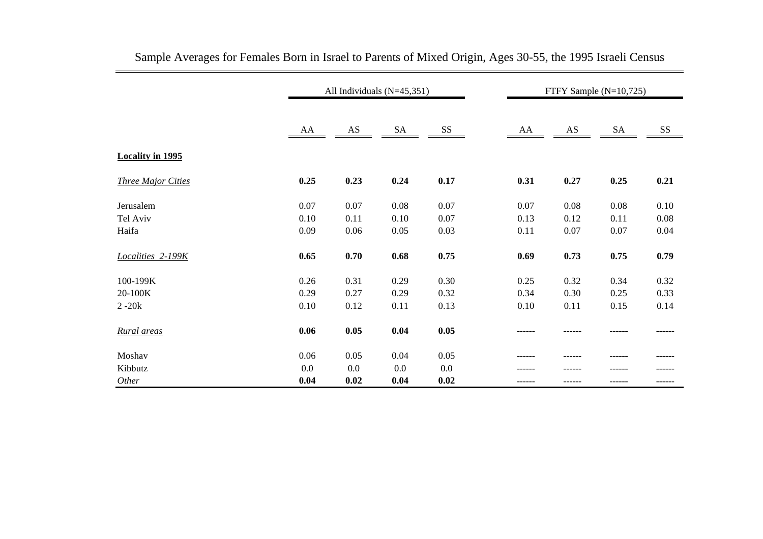Sample Averages for Females Born in Israel to Parents of Mixed Origin, Ages 30-55, the 1995 Israeli Census

| | All Individuals (N=45,351) | | | | FTFY Sample (N=10,725) | | | |
|---|---|---|---|---|---|---|---|---|
| | AA | AS | SA | SS | AA | AS | SA | SS |
| **Locality in 1995** | | | | | | | | |
| *Three Major Cities* | **0.25** | **0.23** | **0.24** | **0.17** | **0.31** | **0.27** | **0.25** | **0.21** |
| Jerusalem | 0.07 | 0.07 | 0.08 | 0.07 | 0.07 | 0.08 | 0.08 | 0.10 |
| Tel Aviv | 0.10 | 0.11 | 0.10 | 0.07 | 0.13 | 0.12 | 0.11 | 0.08 |
| Haifa | 0.09 | 0.06 | 0.05 | 0.03 | 0.11 | 0.07 | 0.07 | 0.04 |
| *Localities 2-199K* | **0.65** | **0.70** | **0.68** | **0.75** | **0.69** | **0.73** | **0.75** | **0.79** |
| 100-199K | 0.26 | 0.31 | 0.29 | 0.30 | 0.25 | 0.32 | 0.34 | 0.32 |
| 20-100K | 0.29 | 0.27 | 0.29 | 0.32 | 0.34 | 0.30 | 0.25 | 0.33 |
| 2 -20k | 0.10 | 0.12 | 0.11 | 0.13 | 0.10 | 0.11 | 0.15 | 0.14 |
| *Rural areas* | **0.06** | **0.05** | **0.04** | **0.05** | ------ | ------ | ------ | ------ |
| Moshav | 0.06 | 0.05 | 0.04 | 0.05 | ------ | ------ | ------ | ------ |
| Kibbutz | 0.0 | 0.0 | 0.0 | 0.0 | ------ | ------ | ------ | ------ |
| *Other* | **0.04** | **0.02** | **0.04** | **0.02** | ------ | ------ | ------ | ------ |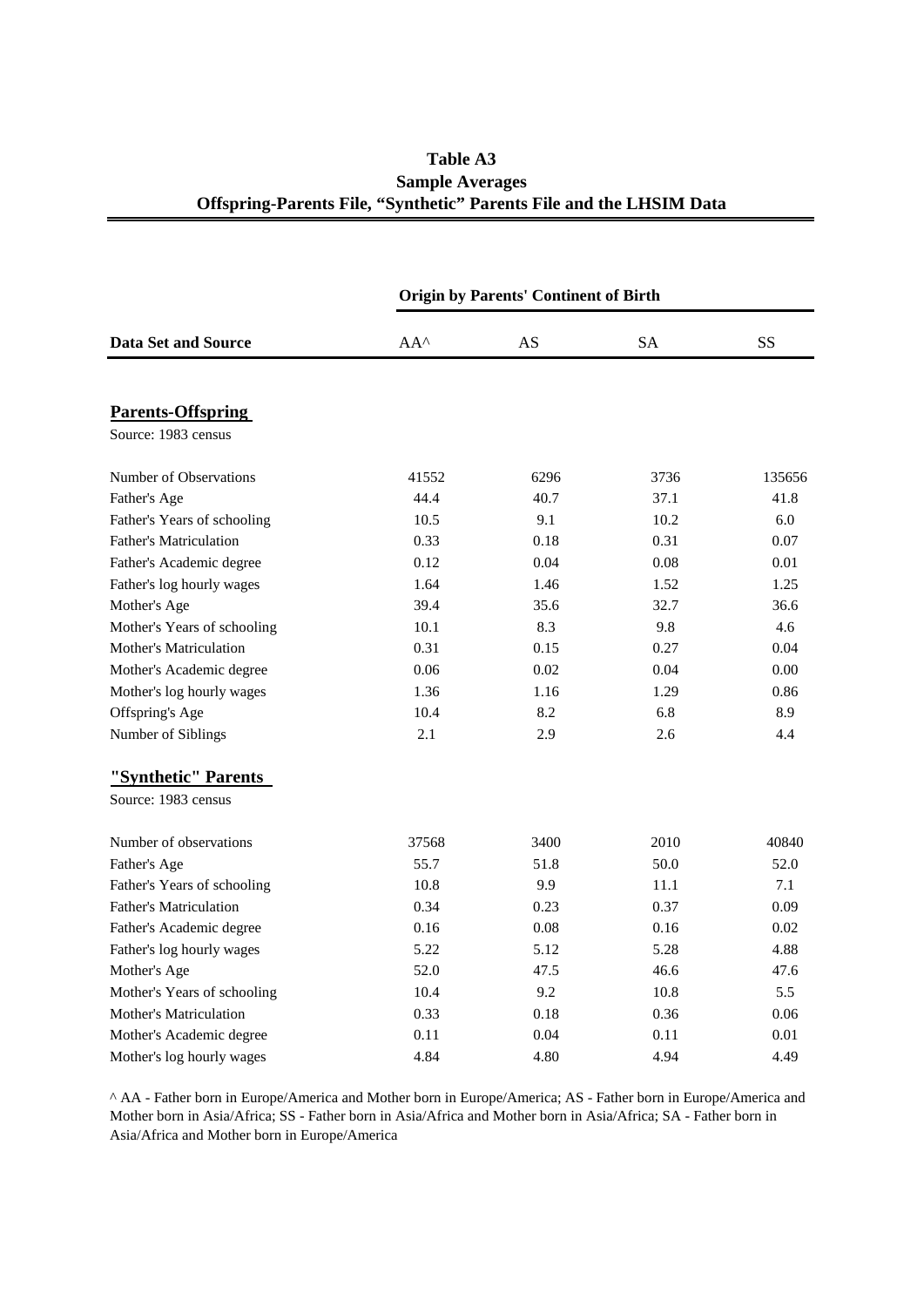**Table A3**
**Sample Averages**
**Offspring-Parents File, "Synthetic" Parents File and the LHSIM Data**

| | Origin by Parents' Continent of Birth | | | |
|---|---|---|---|---|
| **Data Set and Source** | AA^ | AS | SA | SS |
| **Parents-Offspring** | | | | |
| Source: 1983 census | | | | |
| Number of Observations | 41552 | 6296 | 3736 | 135656 |
| Father's Age | 44.4 | 40.7 | 37.1 | 41.8 |
| Father's Years of schooling | 10.5 | 9.1 | 10.2 | 6.0 |
| Father's Matriculation | 0.33 | 0.18 | 0.31 | 0.07 |
| Father's Academic degree | 0.12 | 0.04 | 0.08 | 0.01 |
| Father's log hourly wages | 1.64 | 1.46 | 1.52 | 1.25 |
| Mother's Age | 39.4 | 35.6 | 32.7 | 36.6 |
| Mother's Years of schooling | 10.1 | 8.3 | 9.8 | 4.6 |
| Mother's Matriculation | 0.31 | 0.15 | 0.27 | 0.04 |
| Mother's Academic degree | 0.06 | 0.02 | 0.04 | 0.00 |
| Mother's log hourly wages | 1.36 | 1.16 | 1.29 | 0.86 |
| Offspring's Age | 10.4 | 8.2 | 6.8 | 8.9 |
| Number of Siblings | 2.1 | 2.9 | 2.6 | 4.4 |
| **"Synthetic" Parents** | | | | |
| Source: 1983 census | | | | |
| Number of observations | 37568 | 3400 | 2010 | 40840 |
| Father's Age | 55.7 | 51.8 | 50.0 | 52.0 |
| Father's Years of schooling | 10.8 | 9.9 | 11.1 | 7.1 |
| Father's Matriculation | 0.34 | 0.23 | 0.37 | 0.09 |
| Father's Academic degree | 0.16 | 0.08 | 0.16 | 0.02 |
| Father's log hourly wages | 5.22 | 5.12 | 5.28 | 4.88 |
| Mother's Age | 52.0 | 47.5 | 46.6 | 47.6 |
| Mother's Years of schooling | 10.4 | 9.2 | 10.8 | 5.5 |
| Mother's Matriculation | 0.33 | 0.18 | 0.36 | 0.06 |
| Mother's Academic degree | 0.11 | 0.04 | 0.11 | 0.01 |
| Mother's log hourly wages | 4.84 | 4.80 | 4.94 | 4.49 |

^ AA - Father born in Europe/America and Mother born in Europe/America; AS - Father born in Europe/America and Mother born in Asia/Africa; SS - Father born in Asia/Africa and Mother born in Asia/Africa; SA - Father born in Asia/Africa and Mother born in Europe/America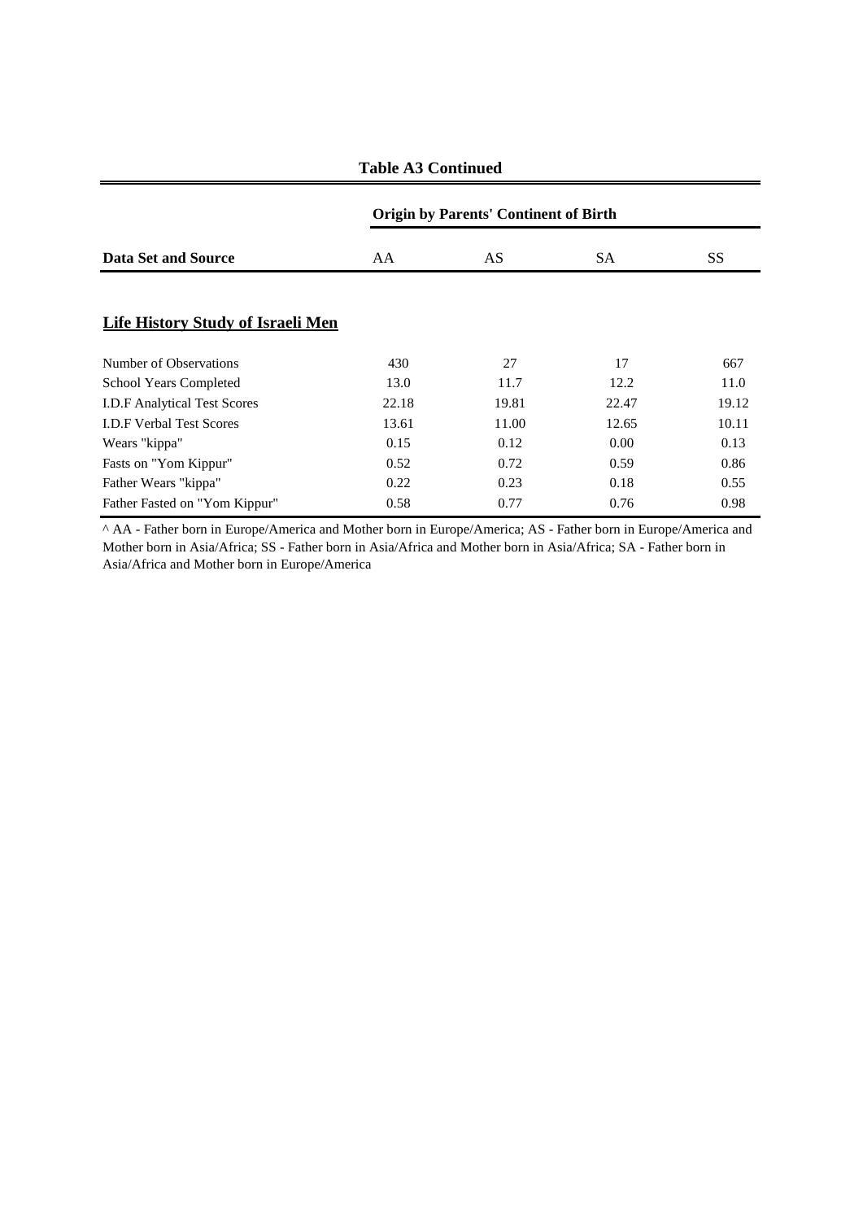**Table A3 Continued**

| Data Set and Source | Origin by Parents' Continent of Birth | | | |
|---|---|---|---|---|
| | AA | AS | SA | SS |
| **Life History Study of Israeli Men** | | | | |
| Number of Observations | 430 | 27 | 17 | 667 |
| School Years Completed | 13.0 | 11.7 | 12.2 | 11.0 |
| I.D.F Analytical Test Scores | 22.18 | 19.81 | 22.47 | 19.12 |
| I.D.F Verbal Test Scores | 13.61 | 11.00 | 12.65 | 10.11 |
| Wears "kippa" | 0.15 | 0.12 | 0.00 | 0.13 |
| Fasts on "Yom Kippur" | 0.52 | 0.72 | 0.59 | 0.86 |
| Father Wears "kippa" | 0.22 | 0.23 | 0.18 | 0.55 |
| Father Fasted on "Yom Kippur" | 0.58 | 0.77 | 0.76 | 0.98 |

^ AA - Father born in Europe/America and Mother born in Europe/America; AS - Father born in Europe/America and Mother born in Asia/Africa; SS - Father born in Asia/Africa and Mother born in Asia/Africa; SA - Father born in Asia/Africa and Mother born in Europe/America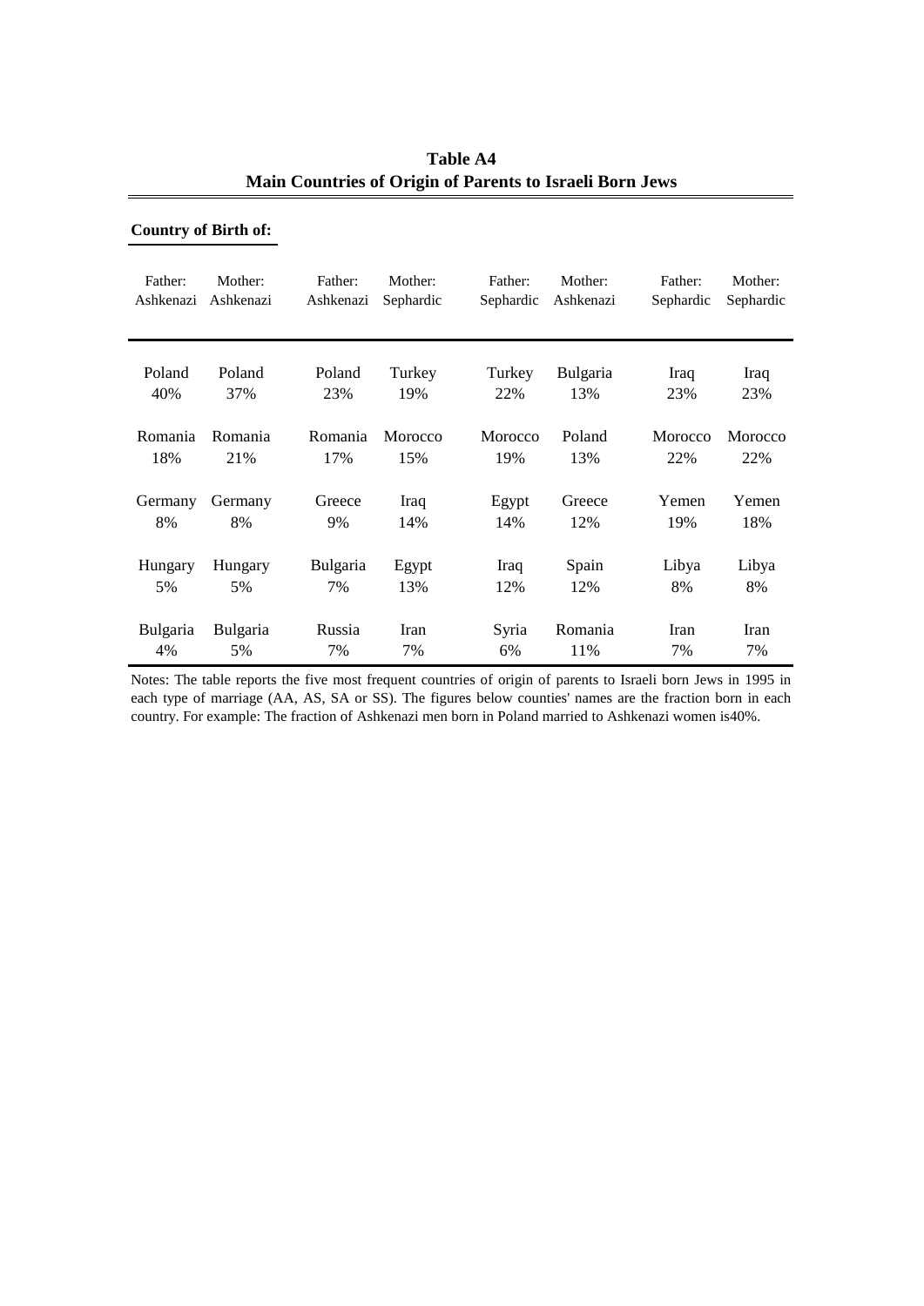**Table A4**
**Main Countries of Origin of Parents to Israeli Born Jews**

**Country of Birth of:**

| Father: Ashkenazi | Mother: Ashkenazi | Father: Ashkenazi | Mother: Sephardic | Father: Sephardic | Mother: Ashkenazi | Father: Sephardic | Mother: Sephardic |
|---|---|---|---|---|---|---|---|
| Poland 40% | Poland 37% | Poland 23% | Turkey 19% | Turkey 22% | Bulgaria 13% | Iraq 23% | Iraq 23% |
| Romania 18% | Romania 21% | Romania 17% | Morocco 15% | Morocco 19% | Poland 13% | Morocco 22% | Morocco 22% |
| Germany 8% | Germany 8% | Greece 9% | Iraq 14% | Egypt 14% | Greece 12% | Yemen 19% | Yemen 18% |
| Hungary 5% | Hungary 5% | Bulgaria 7% | Egypt 13% | Iraq 12% | Spain 12% | Libya 8% | Libya 8% |
| Bulgaria 4% | Bulgaria 5% | Russia 7% | Iran 7% | Syria 6% | Romania 11% | Iran 7% | Iran 7% |

Notes: The table reports the five most frequent countries of origin of parents to Israeli born Jews in 1995 in each type of marriage (AA, AS, SA or SS). The figures below counties' names are the fraction born in each country. For example: The fraction of Ashkenazi men born in Poland married to Ashkenazi women is40%.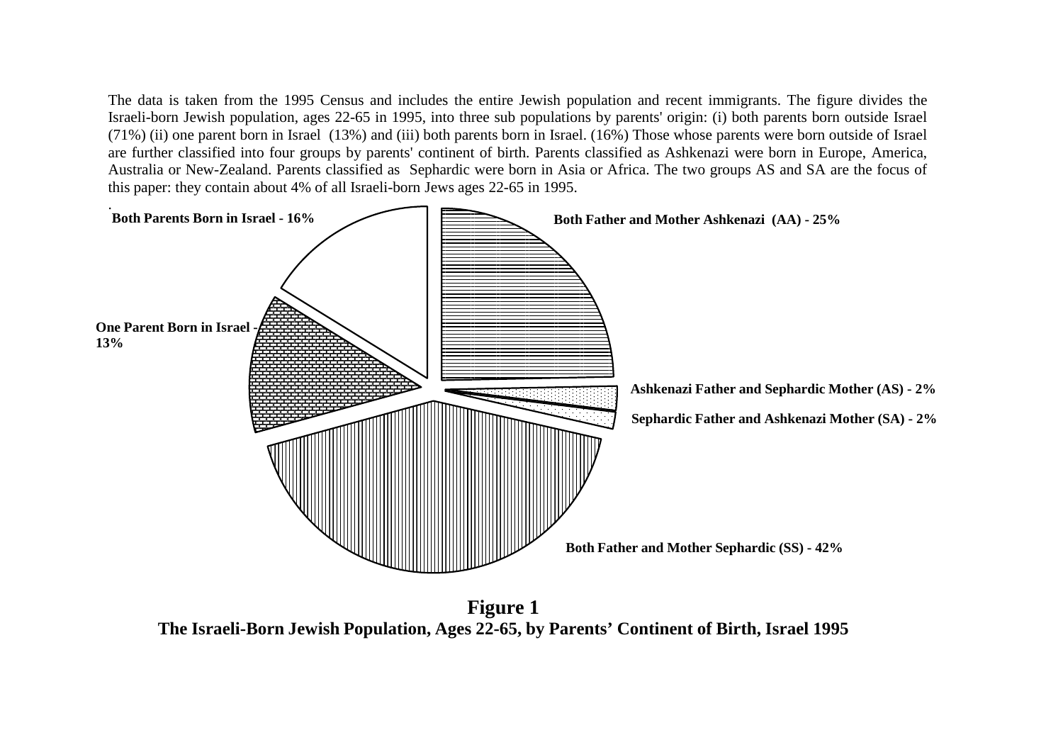The data is taken from the 1995 Census and includes the entire Jewish population and recent immigrants. The figure divides the Israeli-born Jewish population, ages 22-65 in 1995, into three sub populations by parents' origin: (i) both parents born outside Israel (71%) (ii) one parent born in Israel (13%) and (iii) both parents born in Israel. (16%) Those whose parents were born outside of Israel are further classified into four groups by parents' continent of birth. Parents classified as Ashkenazi were born in Europe, America, Australia or New-Zealand. Parents classified as Sephardic were born in Asia or Africa. The two groups AS and SA are the focus of this paper: they contain about 4% of all Israeli-born Jews ages 22-65 in 1995.

**Both Parents Born in Israel - 16%**

**Both Father and Mother Ashkenazi (AA) - 25%**

**One Parent Born in Israel - 13%**

**Ashkenazi Father and Sephardic Mother (AS) - 2%**

**Sephardic Father and Ashkenazi Mother (SA) - 2%**

**Both Father and Mother Sephardic (SS) - 42%**

**Figure 1**

**The Israeli-Born Jewish Population, Ages 22-65, by Parents' Continent of Birth, Israel 1995**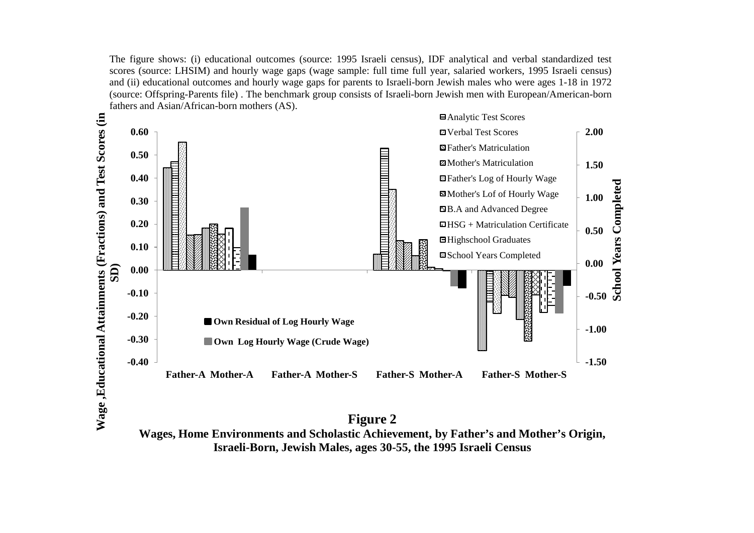The figure shows: (i) educational outcomes (source: 1995 Israeli census), IDF analytical and verbal standardized test scores (source: LHSIM) and hourly wage gaps (wage sample: full time full year, salaried workers, 1995 Israeli census) and (ii) educational outcomes and hourly wage gaps for parents to Israeli-born Jewish males who were ages 1-18 in 1972 (source: Offspring-Parents file) . The benchmark group consists of Israeli-born Jewish men with European/American-born fathers and Asian/African-born mothers (AS).

**Figure 2**

**Wages, Home Environments and Scholastic Achievement, by Father's and Mother's Origin, Israeli-Born, Jewish Males, ages 30-55, the 1995 Israeli Census**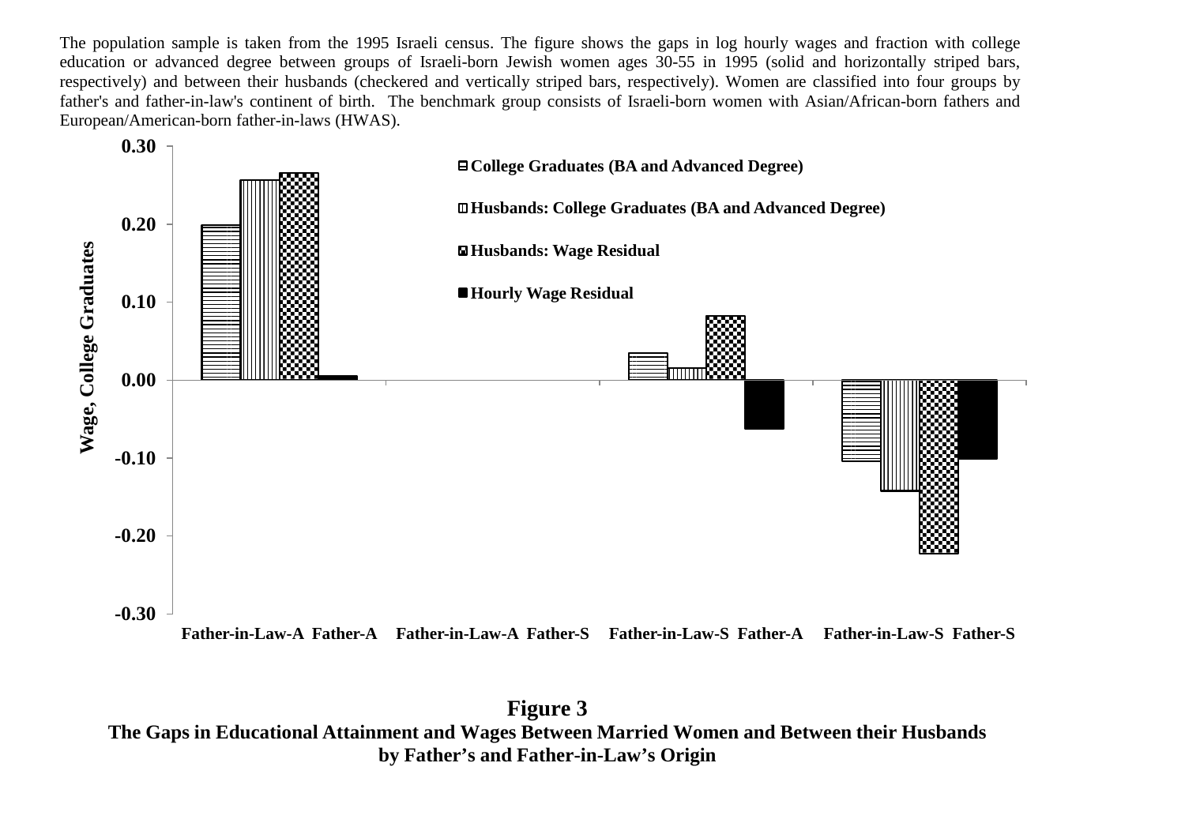The population sample is taken from the 1995 Israeli census. The figure shows the gaps in log hourly wages and fraction with college education or advanced degree between groups of Israeli-born Jewish women ages 30-55 in 1995 (solid and horizontally striped bars, respectively) and between their husbands (checkered and vertically striped bars, respectively). Women are classified into four groups by father's and father-in-law's continent of birth. The benchmark group consists of Israeli-born women with Asian/African-born fathers and European/American-born father-in-laws (HWAS).

0.30
0.20
0.10
0.00
-0.10
-0.20
-0.30

Wage, College Graduates

College Graduates (BA and Advanced Degree)
Husbands: College Graduates (BA and Advanced Degree)
Husbands: Wage Residual
Hourly Wage Residual

Father-in-Law-A Father-A
Father-in-Law-A Father-S
Father-in-Law-S Father-A
Father-in-Law-S Father-S

**Figure 3**
**The Gaps in Educational Attainment and Wages Between Married Women and Between their Husbands by Father's and Father-in-Law's Origin**